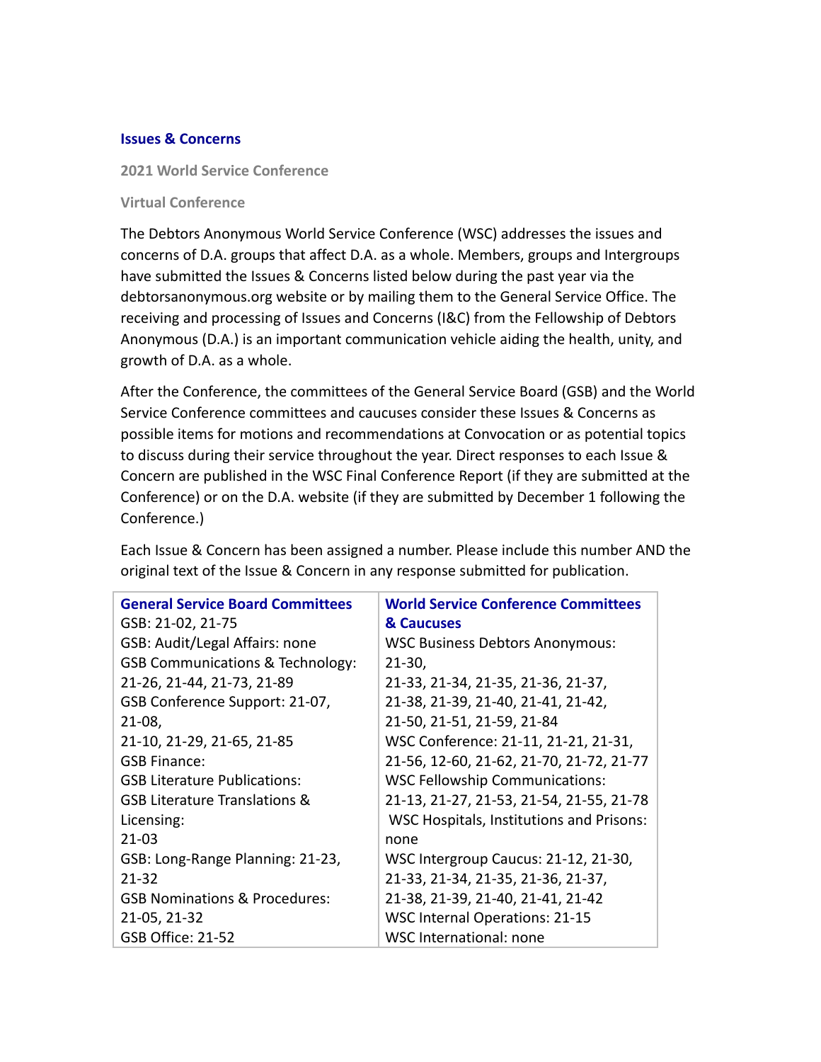## Issues & Concerns

**2021 World Service Conference**

**Virtual Conference**

The Debtors Anonymous World Service Conference (WSC) addresses the issues and concerns of D.A. groups that affect D.A. as a whole. Members, groups and Intergroups have submitted the Issues & Concerns listed below during the past year via the debtorsanonymous.org website or by mailing them to the General Service Office. The receiving and processing of Issues and Concerns (I&C) from the Fellowship of Debtors Anonymous (D.A.) is an important communication vehicle aiding the health, unity, and growth of D.A. as a whole.

After the Conference, the committees of the General Service Board (GSB) and the World Service Conference committees and caucuses consider these Issues & Concerns as possible items for motions and recommendations at Convocation or as potential topics to discuss during their service throughout the year. Direct responses to each Issue & Concern are published in the WSC Final Conference Report (if they are submitted at the Conference) or on the D.A. website (if they are submitted by December 1 following the Conference.)

Each Issue & Concern has been assigned a number. Please include this number AND the original text of the Issue & Concern in any response submitted for publication.

| General Service Board Committees | World Service Conference Committees & Caucuses |
|---|---|
| GSB: 21-02, 21-75<br>GSB: Audit/Legal Affairs: none<br>GSB Communications & Technology: 21-26, 21-44, 21-73, 21-89<br>GSB Conference Support: 21-07, 21-08, 21-10, 21-29, 21-65, 21-85<br>GSB Finance:<br>GSB Literature Publications:<br>GSB Literature Translations & Licensing: 21-03<br>GSB: Long-Range Planning: 21-23, 21-32<br>GSB Nominations & Procedures: 21-05, 21-32<br>GSB Office: 21-52 | WSC Business Debtors Anonymous: 21-30, 21-33, 21-34, 21-35, 21-36, 21-37, 21-38, 21-39, 21-40, 21-41, 21-42, 21-50, 21-51, 21-59, 21-84<br>WSC Conference: 21-11, 21-21, 21-31, 21-56, 12-60, 21-62, 21-70, 21-72, 21-77<br>WSC Fellowship Communications: 21-13, 21-27, 21-53, 21-54, 21-55, 21-78<br>WSC Hospitals, Institutions and Prisons: none<br>WSC Intergroup Caucus: 21-12, 21-30, 21-33, 21-34, 21-35, 21-36, 21-37, 21-38, 21-39, 21-40, 21-41, 21-42<br>WSC Internal Operations: 21-15<br>WSC International: none |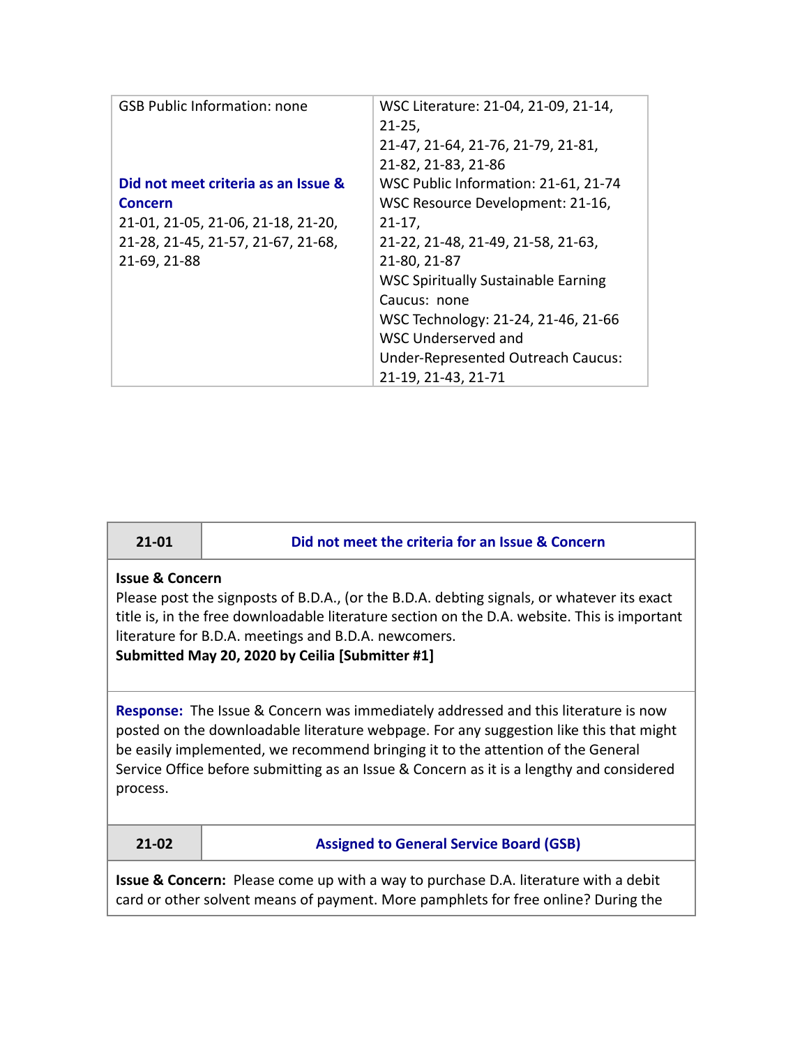| GSB Public Information: none<br><br>**Did not meet criteria as an Issue & Concern**<br>21-01, 21-05, 21-06, 21-18, 21-20, 21-28, 21-45, 21-57, 21-67, 21-68, 21-69, 21-88 | WSC Literature: 21-04, 21-09, 21-14, 21-25,<br>21-47, 21-64, 21-76, 21-79, 21-81, 21-82, 21-83, 21-86<br>WSC Public Information: 21-61, 21-74<br>WSC Resource Development: 21-16, 21-17,<br>21-22, 21-48, 21-49, 21-58, 21-63, 21-80, 21-87<br>WSC Spiritually Sustainable Earning Caucus: none<br>WSC Technology: 21-24, 21-46, 21-66<br>WSC Underserved and Under-Represented Outreach Caucus: 21-19, 21-43, 21-71 |
|---|---|

| 21-01 | Did not meet the criteria for an Issue & Concern |
|---|---|

**Issue & Concern**
Please post the signposts of B.D.A., (or the B.D.A. debting signals, or whatever its exact title is, in the free downloadable literature section on the D.A. website. This is important literature for B.D.A. meetings and B.D.A. newcomers.
**Submitted May 20, 2020 by Ceilia [Submitter #1]**

**Response:** The Issue & Concern was immediately addressed and this literature is now posted on the downloadable literature webpage. For any suggestion like this that might be easily implemented, we recommend bringing it to the attention of the General Service Office before submitting as an Issue & Concern as it is a lengthy and considered process.

| 21-02 | Assigned to General Service Board (GSB) |
|---|---|

**Issue & Concern:** Please come up with a way to purchase D.A. literature with a debit card or other solvent means of payment. More pamphlets for free online? During the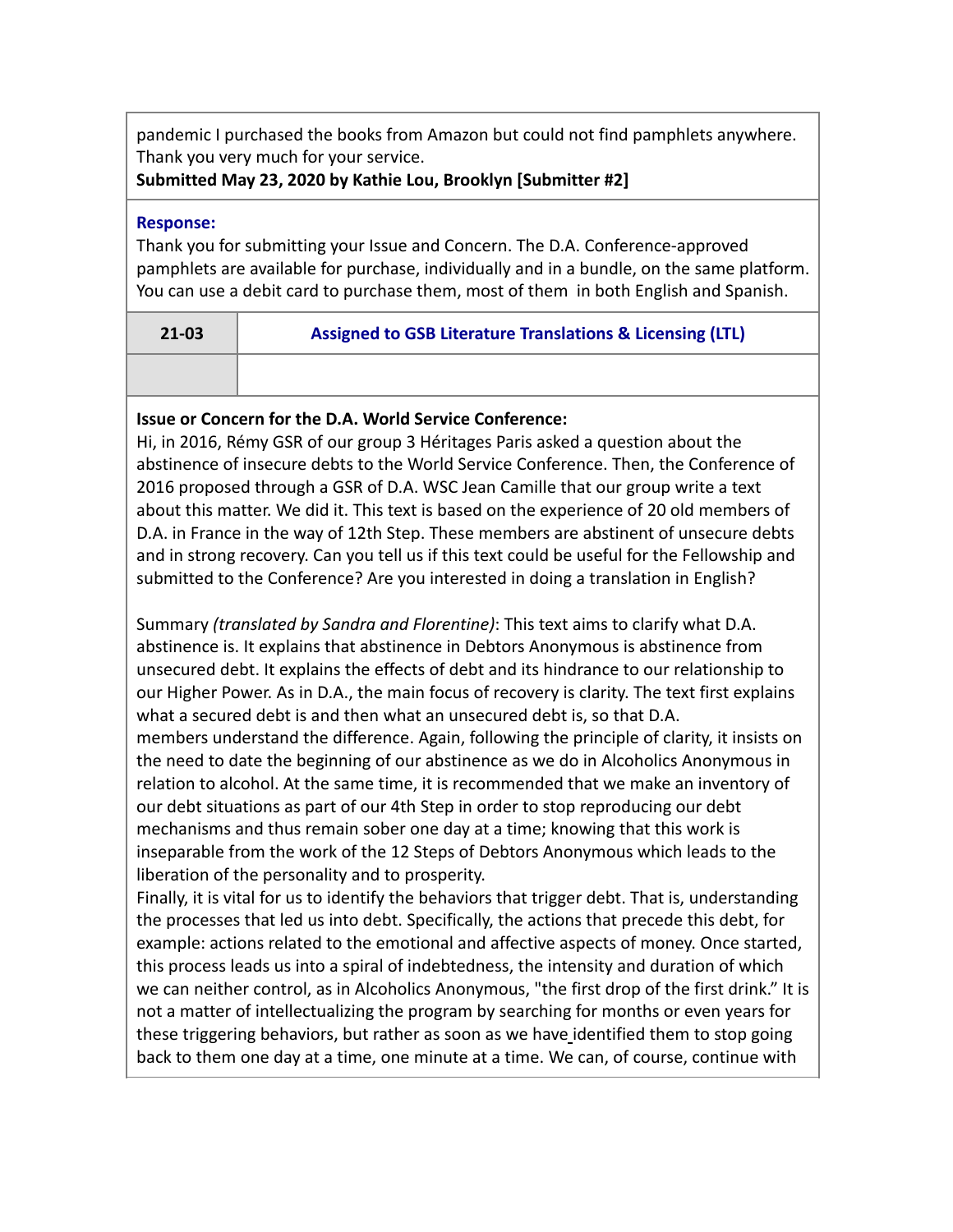pandemic I purchased the books from Amazon but could not find pamphlets anywhere. Thank you very much for your service.
**Submitted May 23, 2020 by Kathie Lou, Brooklyn [Submitter #2]**

**Response:**
Thank you for submitting your Issue and Concern. The D.A. Conference-approved pamphlets are available for purchase, individually and in a bundle, on the same platform. You can use a debit card to purchase them, most of them in both English and Spanish.

| 21-03 | Assigned to GSB Literature Translations & Licensing (LTL) |
|---|---|
| | |

**Issue or Concern for the D.A. World Service Conference:**
Hi, in 2016, Rémy GSR of our group 3 Héritages Paris asked a question about the abstinence of insecure debts to the World Service Conference. Then, the Conference of 2016 proposed through a GSR of D.A. WSC Jean Camille that our group write a text about this matter. We did it. This text is based on the experience of 20 old members of D.A. in France in the way of 12th Step. These members are abstinent of unsecure debts and in strong recovery. Can you tell us if this text could be useful for the Fellowship and submitted to the Conference? Are you interested in doing a translation in English?

Summary *(translated by Sandra and Florentine)*: This text aims to clarify what D.A. abstinence is. It explains that abstinence in Debtors Anonymous is abstinence from unsecured debt. It explains the effects of debt and its hindrance to our relationship to our Higher Power. As in D.A., the main focus of recovery is clarity. The text first explains what a secured debt is and then what an unsecured debt is, so that D.A. members understand the difference. Again, following the principle of clarity, it insists on the need to date the beginning of our abstinence as we do in Alcoholics Anonymous in relation to alcohol. At the same time, it is recommended that we make an inventory of our debt situations as part of our 4th Step in order to stop reproducing our debt mechanisms and thus remain sober one day at a time; knowing that this work is inseparable from the work of the 12 Steps of Debtors Anonymous which leads to the liberation of the personality and to prosperity.
Finally, it is vital for us to identify the behaviors that trigger debt. That is, understanding the processes that led us into debt. Specifically, the actions that precede this debt, for example: actions related to the emotional and affective aspects of money. Once started, this process leads us into a spiral of indebtedness, the intensity and duration of which we can neither control, as in Alcoholics Anonymous, "the first drop of the first drink." It is not a matter of intellectualizing the program by searching for months or even years for these triggering behaviors, but rather as soon as we have identified them to stop going back to them one day at a time, one minute at a time. We can, of course, continue with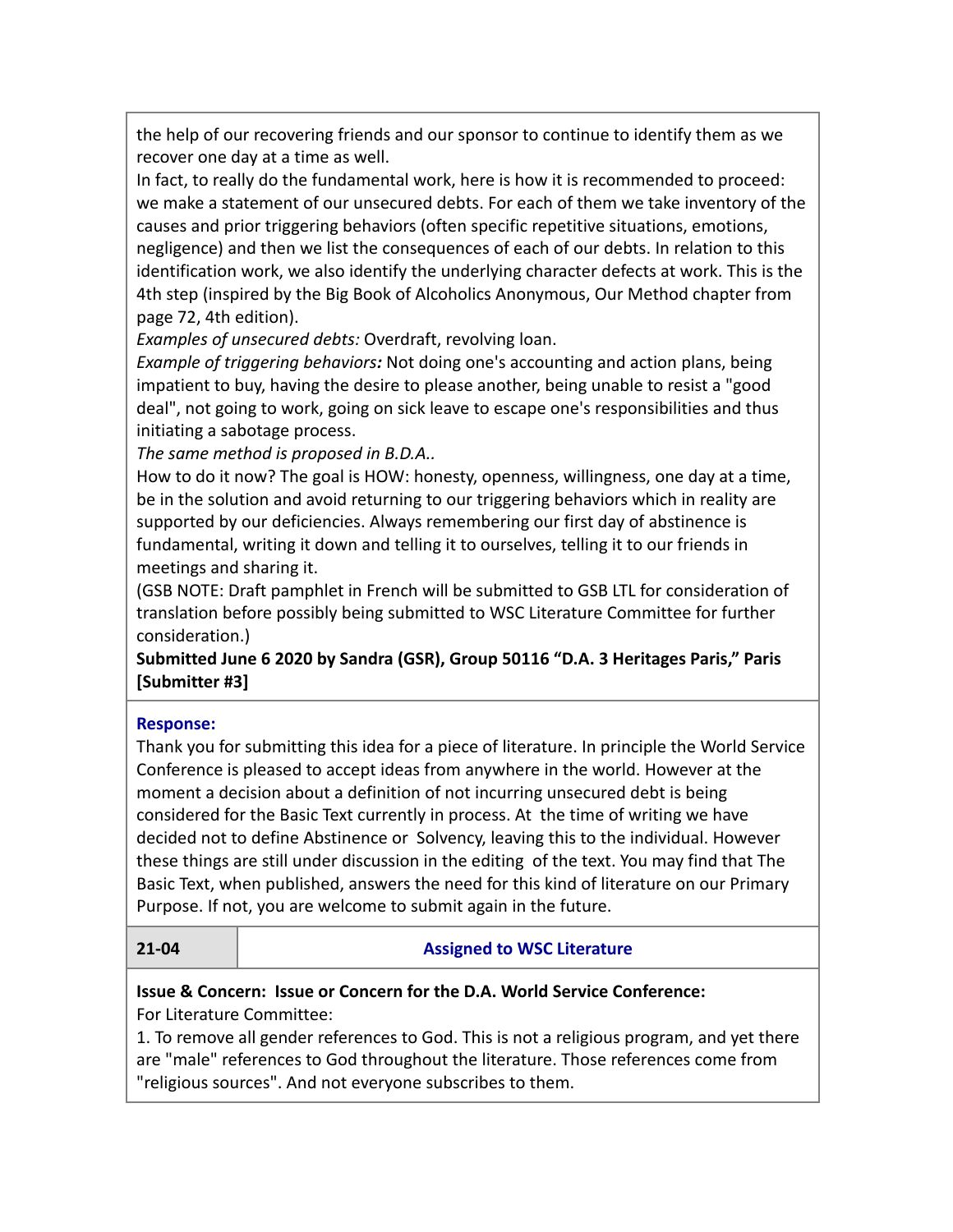the help of our recovering friends and our sponsor to continue to identify them as we recover one day at a time as well.
In fact, to really do the fundamental work, here is how it is recommended to proceed: we make a statement of our unsecured debts. For each of them we take inventory of the causes and prior triggering behaviors (often specific repetitive situations, emotions, negligence) and then we list the consequences of each of our debts. In relation to this identification work, we also identify the underlying character defects at work. This is the 4th step (inspired by the Big Book of Alcoholics Anonymous, Our Method chapter from page 72, 4th edition).
*Examples of unsecured debts:* Overdraft, revolving loan.
*Example of triggering behaviors:* Not doing one's accounting and action plans, being impatient to buy, having the desire to please another, being unable to resist a "good deal", not going to work, going on sick leave to escape one's responsibilities and thus initiating a sabotage process.
*The same method is proposed in B.D.A..*
How to do it now? The goal is HOW: honesty, openness, willingness, one day at a time, be in the solution and avoid returning to our triggering behaviors which in reality are supported by our deficiencies. Always remembering our first day of abstinence is fundamental, writing it down and telling it to ourselves, telling it to our friends in meetings and sharing it.
(GSB NOTE: Draft pamphlet in French will be submitted to GSB LTL for consideration of translation before possibly being submitted to WSC Literature Committee for further consideration.)
**Submitted June 6 2020 by Sandra (GSR), Group 50116 "D.A. 3 Heritages Paris," Paris [Submitter #3]**

**Response:**
Thank you for submitting this idea for a piece of literature. In principle the World Service Conference is pleased to accept ideas from anywhere in the world. However at the moment a decision about a definition of not incurring unsecured debt is being considered for the Basic Text currently in process. At the time of writing we have decided not to define Abstinence or Solvency, leaving this to the individual. However these things are still under discussion in the editing of the text. You may find that The Basic Text, when published, answers the need for this kind of literature on our Primary Purpose. If not, you are welcome to submit again in the future.

| 21-04 | Assigned to WSC Literature |
|---|---|

**Issue & Concern: Issue or Concern for the D.A. World Service Conference:**
For Literature Committee:
1. To remove all gender references to God. This is not a religious program, and yet there are "male" references to God throughout the literature. Those references come from "religious sources". And not everyone subscribes to them.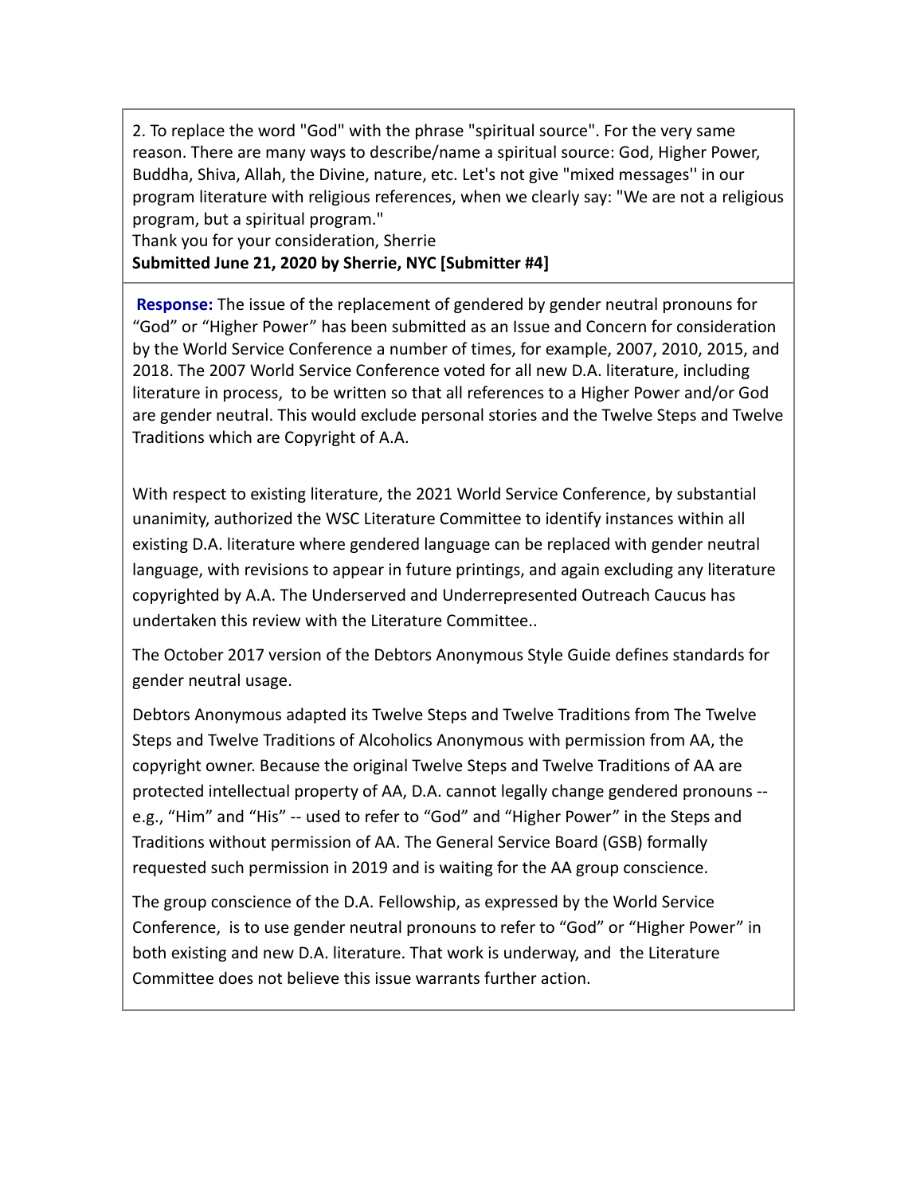2. To replace the word "God" with the phrase "spiritual source". For the very same reason. There are many ways to describe/name a spiritual source: God, Higher Power, Buddha, Shiva, Allah, the Divine, nature, etc. Let's not give "mixed messages'' in our program literature with religious references, when we clearly say: "We are not a religious program, but a spiritual program."

Thank you for your consideration, Sherrie

**Submitted June 21, 2020 by Sherrie, NYC [Submitter #4]**

**Response:** The issue of the replacement of gendered by gender neutral pronouns for "God" or "Higher Power" has been submitted as an Issue and Concern for consideration by the World Service Conference a number of times, for example, 2007, 2010, 2015, and 2018. The 2007 World Service Conference voted for all new D.A. literature, including literature in process, to be written so that all references to a Higher Power and/or God are gender neutral. This would exclude personal stories and the Twelve Steps and Twelve Traditions which are Copyright of A.A.

With respect to existing literature, the 2021 World Service Conference, by substantial unanimity, authorized the WSC Literature Committee to identify instances within all existing D.A. literature where gendered language can be replaced with gender neutral language, with revisions to appear in future printings, and again excluding any literature copyrighted by A.A. The Underserved and Underrepresented Outreach Caucus has undertaken this review with the Literature Committee..

The October 2017 version of the Debtors Anonymous Style Guide defines standards for gender neutral usage.

Debtors Anonymous adapted its Twelve Steps and Twelve Traditions from The Twelve Steps and Twelve Traditions of Alcoholics Anonymous with permission from AA, the copyright owner. Because the original Twelve Steps and Twelve Traditions of AA are protected intellectual property of AA, D.A. cannot legally change gendered pronouns -- e.g., "Him" and "His" -- used to refer to "God" and "Higher Power" in the Steps and Traditions without permission of AA. The General Service Board (GSB) formally requested such permission in 2019 and is waiting for the AA group conscience.

The group conscience of the D.A. Fellowship, as expressed by the World Service Conference, is to use gender neutral pronouns to refer to "God" or "Higher Power" in both existing and new D.A. literature. That work is underway, and the Literature Committee does not believe this issue warrants further action.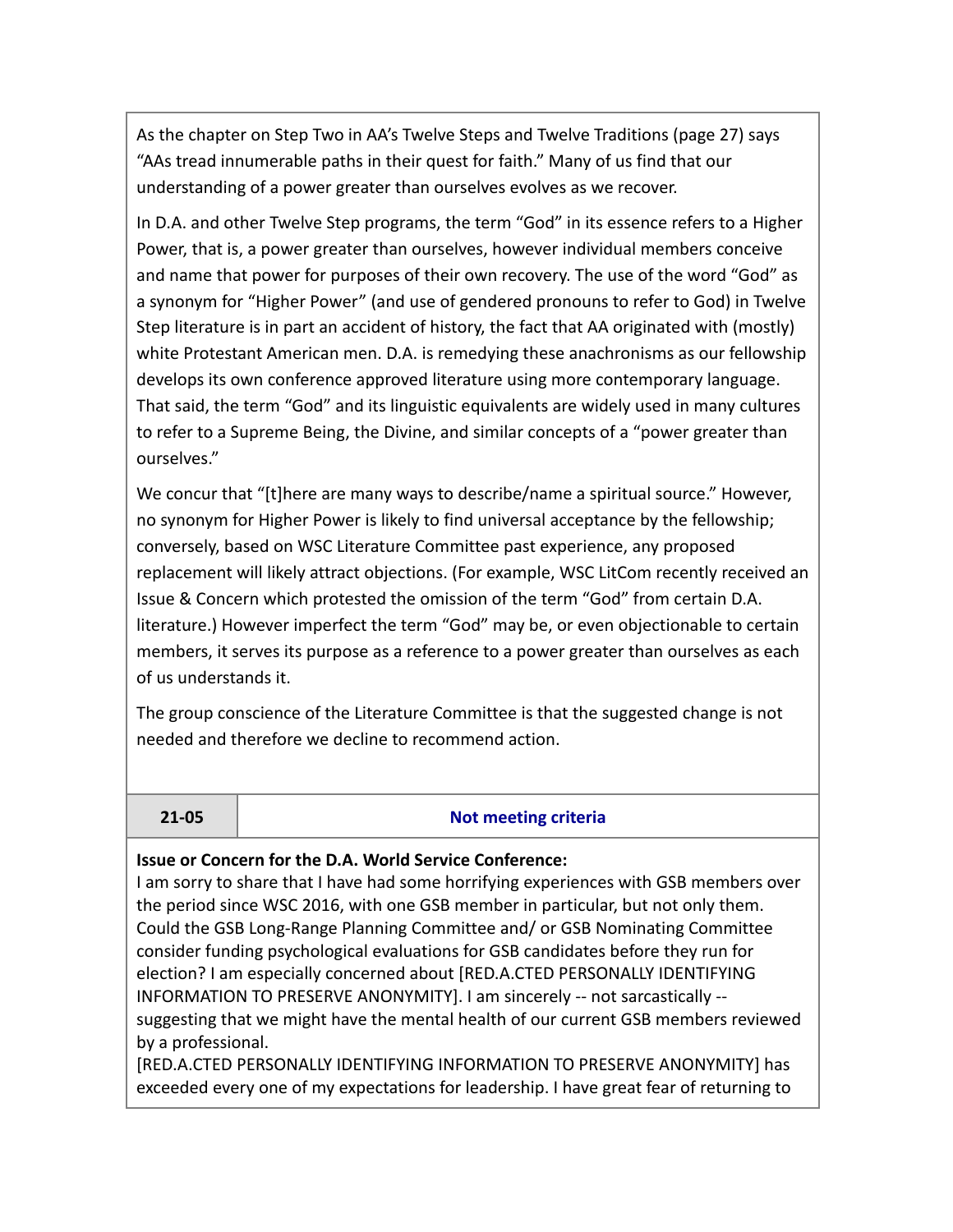As the chapter on Step Two in AA's Twelve Steps and Twelve Traditions (page 27) says "AAs tread innumerable paths in their quest for faith." Many of us find that our understanding of a power greater than ourselves evolves as we recover.

In D.A. and other Twelve Step programs, the term "God" in its essence refers to a Higher Power, that is, a power greater than ourselves, however individual members conceive and name that power for purposes of their own recovery. The use of the word "God" as a synonym for "Higher Power" (and use of gendered pronouns to refer to God) in Twelve Step literature is in part an accident of history, the fact that AA originated with (mostly) white Protestant American men. D.A. is remedying these anachronisms as our fellowship develops its own conference approved literature using more contemporary language. That said, the term "God" and its linguistic equivalents are widely used in many cultures to refer to a Supreme Being, the Divine, and similar concepts of a "power greater than ourselves."

We concur that "[t]here are many ways to describe/name a spiritual source." However, no synonym for Higher Power is likely to find universal acceptance by the fellowship; conversely, based on WSC Literature Committee past experience, any proposed replacement will likely attract objections. (For example, WSC LitCom recently received an Issue & Concern which protested the omission of the term "God" from certain D.A. literature.) However imperfect the term "God" may be, or even objectionable to certain members, it serves its purpose as a reference to a power greater than ourselves as each of us understands it.

The group conscience of the Literature Committee is that the suggested change is not needed and therefore we decline to recommend action.

| 21-05 | Not meeting criteria |
| --- | --- |

**Issue or Concern for the D.A. World Service Conference:**
I am sorry to share that I have had some horrifying experiences with GSB members over the period since WSC 2016, with one GSB member in particular, but not only them. Could the GSB Long-Range Planning Committee and/ or GSB Nominating Committee consider funding psychological evaluations for GSB candidates before they run for election? I am especially concerned about [RED.A.CTED PERSONALLY IDENTIFYING INFORMATION TO PRESERVE ANONYMITY]. I am sincerely -- not sarcastically -- suggesting that we might have the mental health of our current GSB members reviewed by a professional.
[RED.A.CTED PERSONALLY IDENTIFYING INFORMATION TO PRESERVE ANONYMITY] has exceeded every one of my expectations for leadership. I have great fear of returning to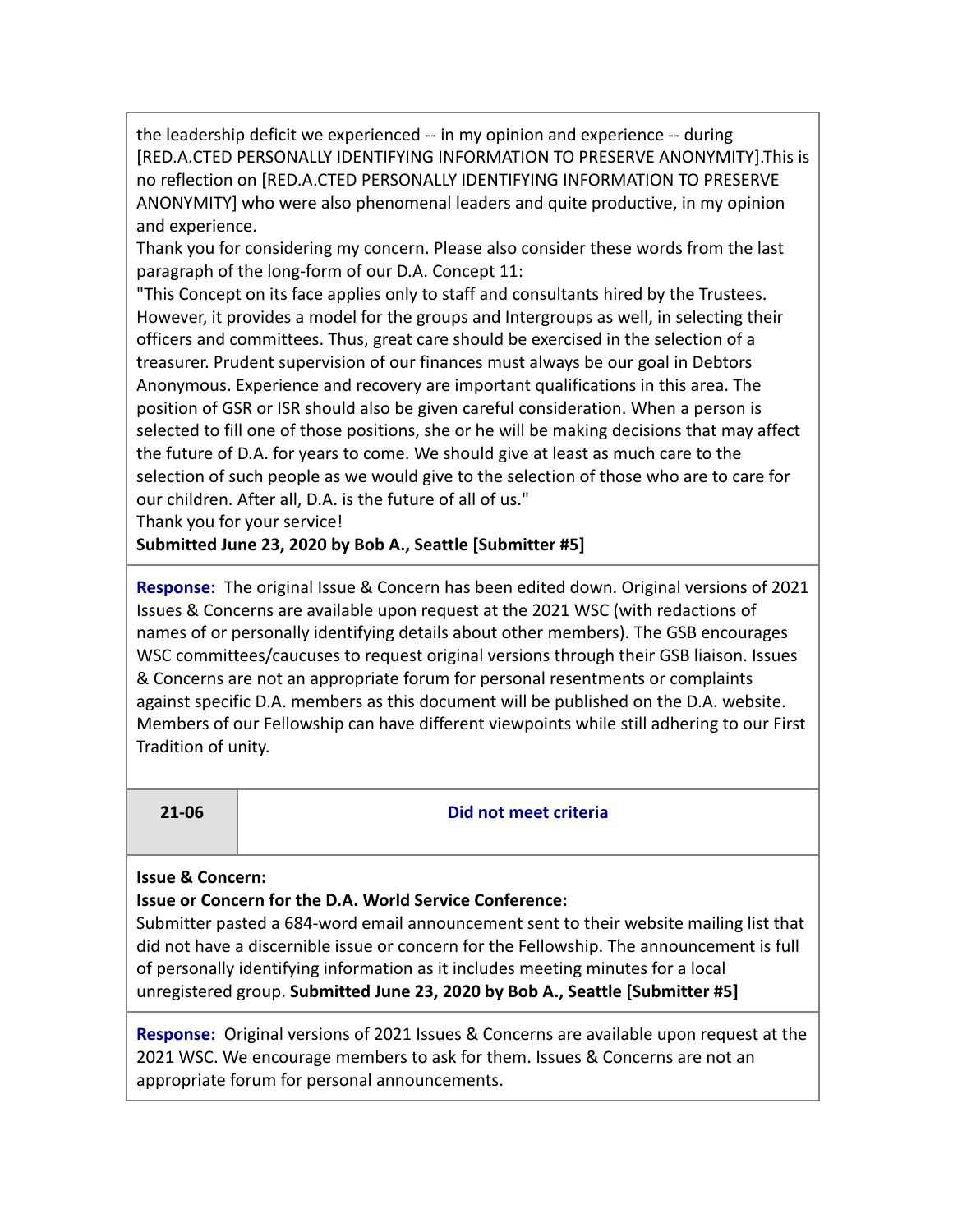the leadership deficit we experienced -- in my opinion and experience -- during [RED.A.CTED PERSONALLY IDENTIFYING INFORMATION TO PRESERVE ANONYMITY].This is no reflection on [RED.A.CTED PERSONALLY IDENTIFYING INFORMATION TO PRESERVE ANONYMITY] who were also phenomenal leaders and quite productive, in my opinion and experience.

Thank you for considering my concern. Please also consider these words from the last paragraph of the long-form of our D.A. Concept 11:

"This Concept on its face applies only to staff and consultants hired by the Trustees. However, it provides a model for the groups and Intergroups as well, in selecting their officers and committees. Thus, great care should be exercised in the selection of a treasurer. Prudent supervision of our finances must always be our goal in Debtors Anonymous. Experience and recovery are important qualifications in this area. The position of GSR or ISR should also be given careful consideration. When a person is selected to fill one of those positions, she or he will be making decisions that may affect the future of D.A. for years to come. We should give at least as much care to the selection of such people as we would give to the selection of those who are to care for our children. After all, D.A. is the future of all of us."

Thank you for your service!

**Submitted June 23, 2020 by Bob A., Seattle [Submitter #5]**

**Response:** The original Issue & Concern has been edited down. Original versions of 2021 Issues & Concerns are available upon request at the 2021 WSC (with redactions of names of or personally identifying details about other members). The GSB encourages WSC committees/caucuses to request original versions through their GSB liaison. Issues & Concerns are not an appropriate forum for personal resentments or complaints against specific D.A. members as this document will be published on the D.A. website. Members of our Fellowship can have different viewpoints while still adhering to our First Tradition of unity.

| **21-06** | **Did not meet criteria** |
|---|---|

**Issue & Concern:**

**Issue or Concern for the D.A. World Service Conference:**

Submitter pasted a 684-word email announcement sent to their website mailing list that did not have a discernible issue or concern for the Fellowship. The announcement is full of personally identifying information as it includes meeting minutes for a local unregistered group. **Submitted June 23, 2020 by Bob A., Seattle [Submitter #5]**

**Response:** Original versions of 2021 Issues & Concerns are available upon request at the 2021 WSC. We encourage members to ask for them. Issues & Concerns are not an appropriate forum for personal announcements.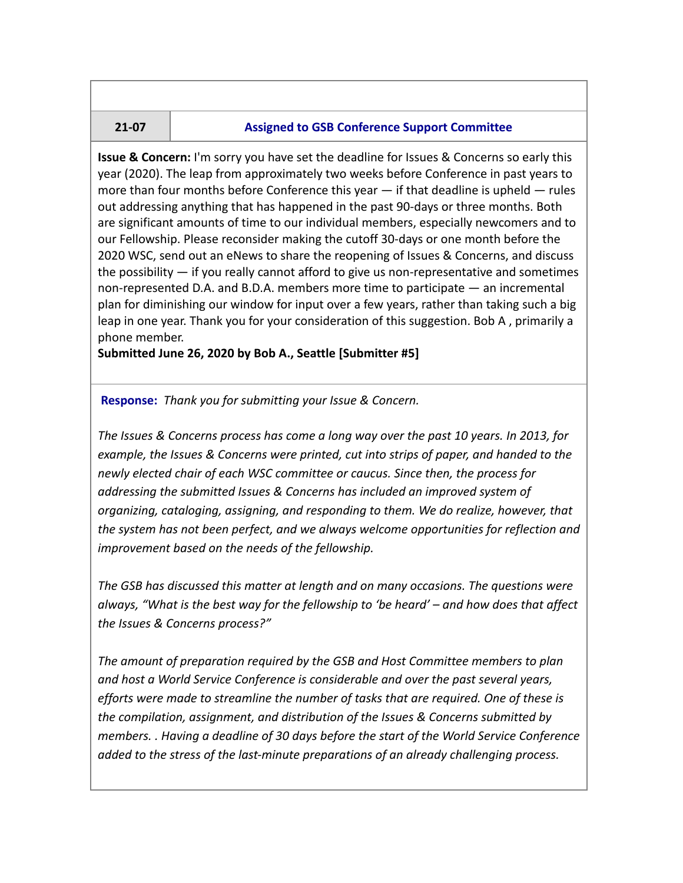| 21-07 | Assigned to GSB Conference Support Committee |
|---|---|

**Issue & Concern:** I'm sorry you have set the deadline for Issues & Concerns so early this year (2020). The leap from approximately two weeks before Conference in past years to more than four months before Conference this year — if that deadline is upheld — rules out addressing anything that has happened in the past 90-days or three months. Both are significant amounts of time to our individual members, especially newcomers and to our Fellowship. Please reconsider making the cutoff 30-days or one month before the 2020 WSC, send out an eNews to share the reopening of Issues & Concerns, and discuss the possibility — if you really cannot afford to give us non-representative and sometimes non-represented D.A. and B.D.A. members more time to participate — an incremental plan for diminishing our window for input over a few years, rather than taking such a big leap in one year. Thank you for your consideration of this suggestion. Bob A , primarily a phone member.
**Submitted June 26, 2020 by Bob A., Seattle [Submitter #5]**

**Response:** *Thank you for submitting your Issue & Concern.*

*The Issues & Concerns process has come a long way over the past 10 years. In 2013, for example, the Issues & Concerns were printed, cut into strips of paper, and handed to the newly elected chair of each WSC committee or caucus. Since then, the process for addressing the submitted Issues & Concerns has included an improved system of organizing, cataloging, assigning, and responding to them. We do realize, however, that the system has not been perfect, and we always welcome opportunities for reflection and improvement based on the needs of the fellowship.*

*The GSB has discussed this matter at length and on many occasions. The questions were always, "What is the best way for the fellowship to 'be heard' – and how does that affect the Issues & Concerns process?"*

*The amount of preparation required by the GSB and Host Committee members to plan and host a World Service Conference is considerable and over the past several years, efforts were made to streamline the number of tasks that are required. One of these is the compilation, assignment, and distribution of the Issues & Concerns submitted by members. . Having a deadline of 30 days before the start of the World Service Conference added to the stress of the last-minute preparations of an already challenging process.*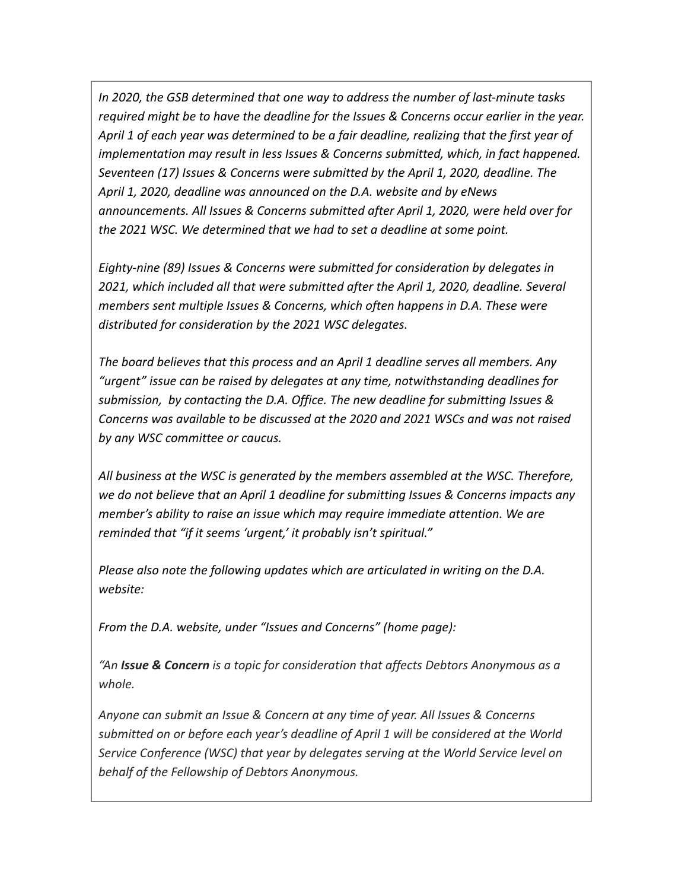*In 2020, the GSB determined that one way to address the number of last-minute tasks required might be to have the deadline for the Issues & Concerns occur earlier in the year. April 1 of each year was determined to be a fair deadline, realizing that the first year of implementation may result in less Issues & Concerns submitted, which, in fact happened. Seventeen (17) Issues & Concerns were submitted by the April 1, 2020, deadline. The April 1, 2020, deadline was announced on the D.A. website and by eNews announcements. All Issues & Concerns submitted after April 1, 2020, were held over for the 2021 WSC. We determined that we had to set a deadline at some point.*

*Eighty-nine (89) Issues & Concerns were submitted for consideration by delegates in 2021, which included all that were submitted after the April 1, 2020, deadline. Several members sent multiple Issues & Concerns, which often happens in D.A. These were distributed for consideration by the 2021 WSC delegates.*

*The board believes that this process and an April 1 deadline serves all members. Any "urgent" issue can be raised by delegates at any time, notwithstanding deadlines for submission, by contacting the D.A. Office. The new deadline for submitting Issues & Concerns was available to be discussed at the 2020 and 2021 WSCs and was not raised by any WSC committee or caucus.*

*All business at the WSC is generated by the members assembled at the WSC. Therefore, we do not believe that an April 1 deadline for submitting Issues & Concerns impacts any member's ability to raise an issue which may require immediate attention. We are reminded that "if it seems 'urgent,' it probably isn't spiritual."*

*Please also note the following updates which are articulated in writing on the D.A. website:*

*From the D.A. website, under "Issues and Concerns" (home page):*

*"An **Issue & Concern** is a topic for consideration that affects Debtors Anonymous as a whole.*

*Anyone can submit an Issue & Concern at any time of year. All Issues & Concerns submitted on or before each year's deadline of April 1 will be considered at the World Service Conference (WSC) that year by delegates serving at the World Service level on behalf of the Fellowship of Debtors Anonymous.*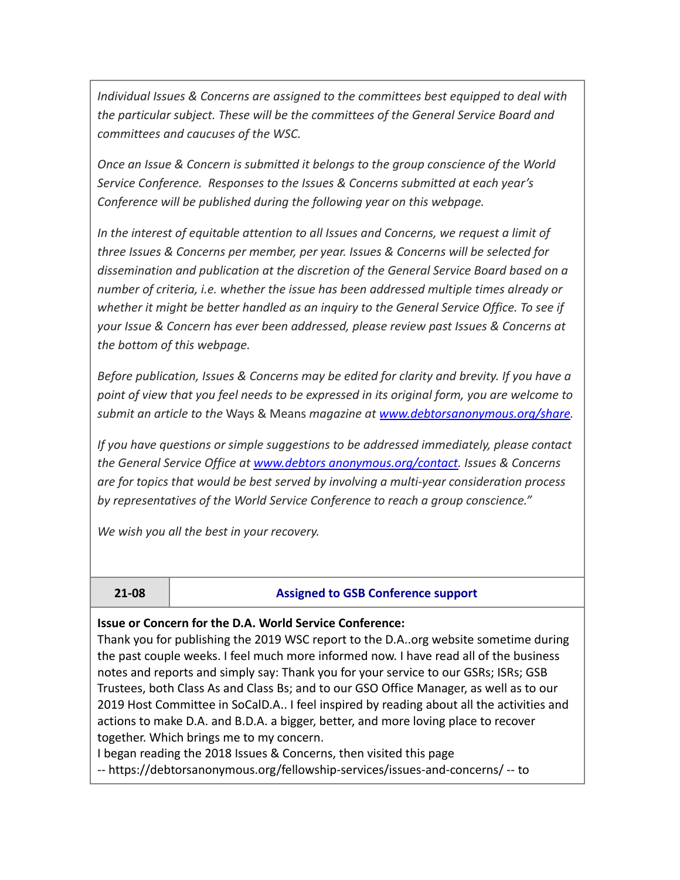*Individual Issues & Concerns are assigned to the committees best equipped to deal with the particular subject. These will be the committees of the General Service Board and committees and caucuses of the WSC.*

*Once an Issue & Concern is submitted it belongs to the group conscience of the World Service Conference. Responses to the Issues & Concerns submitted at each year's Conference will be published during the following year on this webpage.*

*In the interest of equitable attention to all Issues and Concerns, we request a limit of three Issues & Concerns per member, per year. Issues & Concerns will be selected for dissemination and publication at the discretion of the General Service Board based on a number of criteria, i.e. whether the issue has been addressed multiple times already or whether it might be better handled as an inquiry to the General Service Office. To see if your Issue & Concern has ever been addressed, please review past Issues & Concerns at the bottom of this webpage.*

*Before publication, Issues & Concerns may be edited for clarity and brevity. If you have a point of view that you feel needs to be expressed in its original form, you are welcome to submit an article to the* Ways & Means *magazine at [www.debtorsanonymous.org/share](www.debtorsanonymous.org/share).*

*If you have questions or simple suggestions to be addressed immediately, please contact the General Service Office at [www.debtors anonymous.org/contact](www.debtorsanonymous.org/contact). Issues & Concerns are for topics that would be best served by involving a multi-year consideration process by representatives of the World Service Conference to reach a group conscience."*

*We wish you all the best in your recovery.*

| **21-08** | **Assigned to GSB Conference support** |
| --- | --- |

**Issue or Concern for the D.A. World Service Conference:**
Thank you for publishing the 2019 WSC report to the D.A..org website sometime during the past couple weeks. I feel much more informed now. I have read all of the business notes and reports and simply say: Thank you for your service to our GSRs; ISRs; GSB Trustees, both Class As and Class Bs; and to our GSO Office Manager, as well as to our 2019 Host Committee in SoCalD.A.. I feel inspired by reading about all the activities and actions to make D.A. and B.D.A. a bigger, better, and more loving place to recover together. Which brings me to my concern.
I began reading the 2018 Issues & Concerns, then visited this page -- https://debtorsanonymous.org/fellowship-services/issues-and-concerns/ -- to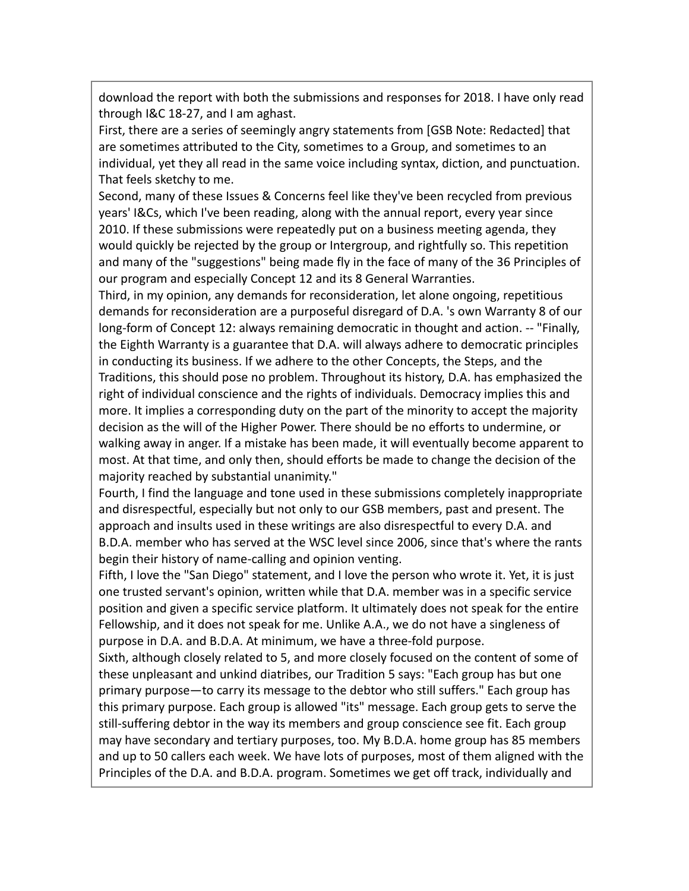download the report with both the submissions and responses for 2018. I have only read through I&C 18-27, and I am aghast.

First, there are a series of seemingly angry statements from [GSB Note: Redacted] that are sometimes attributed to the City, sometimes to a Group, and sometimes to an individual, yet they all read in the same voice including syntax, diction, and punctuation. That feels sketchy to me.

Second, many of these Issues & Concerns feel like they've been recycled from previous years' I&Cs, which I've been reading, along with the annual report, every year since 2010. If these submissions were repeatedly put on a business meeting agenda, they would quickly be rejected by the group or Intergroup, and rightfully so. This repetition and many of the "suggestions" being made fly in the face of many of the 36 Principles of our program and especially Concept 12 and its 8 General Warranties.

Third, in my opinion, any demands for reconsideration, let alone ongoing, repetitious demands for reconsideration are a purposeful disregard of D.A. 's own Warranty 8 of our long-form of Concept 12: always remaining democratic in thought and action. -- "Finally, the Eighth Warranty is a guarantee that D.A. will always adhere to democratic principles in conducting its business. If we adhere to the other Concepts, the Steps, and the Traditions, this should pose no problem. Throughout its history, D.A. has emphasized the right of individual conscience and the rights of individuals. Democracy implies this and more. It implies a corresponding duty on the part of the minority to accept the majority decision as the will of the Higher Power. There should be no efforts to undermine, or walking away in anger. If a mistake has been made, it will eventually become apparent to most. At that time, and only then, should efforts be made to change the decision of the majority reached by substantial unanimity."

Fourth, I find the language and tone used in these submissions completely inappropriate and disrespectful, especially but not only to our GSB members, past and present. The approach and insults used in these writings are also disrespectful to every D.A. and B.D.A. member who has served at the WSC level since 2006, since that's where the rants begin their history of name-calling and opinion venting.

Fifth, I love the "San Diego" statement, and I love the person who wrote it. Yet, it is just one trusted servant's opinion, written while that D.A. member was in a specific service position and given a specific service platform. It ultimately does not speak for the entire Fellowship, and it does not speak for me. Unlike A.A., we do not have a singleness of purpose in D.A. and B.D.A. At minimum, we have a three-fold purpose.

Sixth, although closely related to 5, and more closely focused on the content of some of these unpleasant and unkind diatribes, our Tradition 5 says: "Each group has but one primary purpose—to carry its message to the debtor who still suffers." Each group has this primary purpose. Each group is allowed "its" message. Each group gets to serve the still-suffering debtor in the way its members and group conscience see fit. Each group may have secondary and tertiary purposes, too. My B.D.A. home group has 85 members and up to 50 callers each week. We have lots of purposes, most of them aligned with the Principles of the D.A. and B.D.A. program. Sometimes we get off track, individually and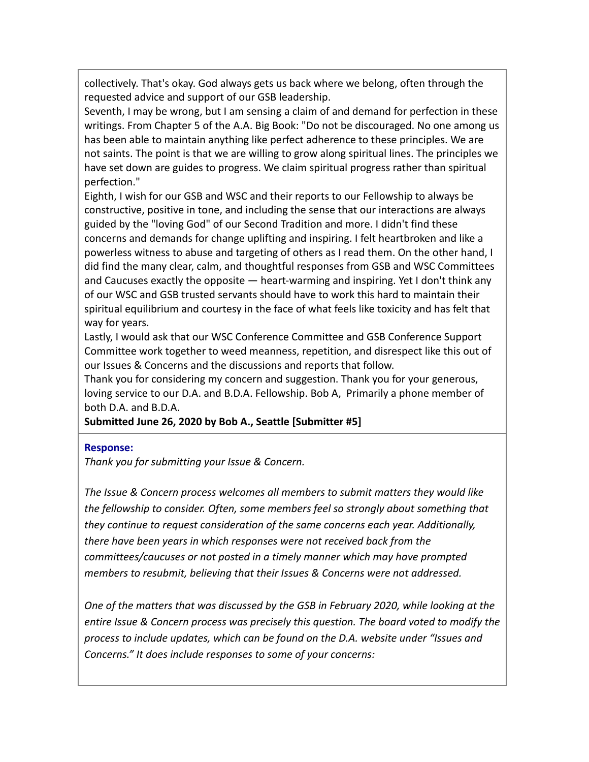collectively. That's okay. God always gets us back where we belong, often through the requested advice and support of our GSB leadership.

Seventh, I may be wrong, but I am sensing a claim of and demand for perfection in these writings. From Chapter 5 of the A.A. Big Book: "Do not be discouraged. No one among us has been able to maintain anything like perfect adherence to these principles. We are not saints. The point is that we are willing to grow along spiritual lines. The principles we have set down are guides to progress. We claim spiritual progress rather than spiritual perfection."

Eighth, I wish for our GSB and WSC and their reports to our Fellowship to always be constructive, positive in tone, and including the sense that our interactions are always guided by the "loving God" of our Second Tradition and more. I didn't find these concerns and demands for change uplifting and inspiring. I felt heartbroken and like a powerless witness to abuse and targeting of others as I read them. On the other hand, I did find the many clear, calm, and thoughtful responses from GSB and WSC Committees and Caucuses exactly the opposite — heart-warming and inspiring. Yet I don't think any of our WSC and GSB trusted servants should have to work this hard to maintain their spiritual equilibrium and courtesy in the face of what feels like toxicity and has felt that way for years.

Lastly, I would ask that our WSC Conference Committee and GSB Conference Support Committee work together to weed meanness, repetition, and disrespect like this out of our Issues & Concerns and the discussions and reports that follow.

Thank you for considering my concern and suggestion. Thank you for your generous, loving service to our D.A. and B.D.A. Fellowship. Bob A, Primarily a phone member of both D.A. and B.D.A.

**Submitted June 26, 2020 by Bob A., Seattle [Submitter #5]**

**Response:**

*Thank you for submitting your Issue & Concern.*

*The Issue & Concern process welcomes all members to submit matters they would like the fellowship to consider. Often, some members feel so strongly about something that they continue to request consideration of the same concerns each year. Additionally, there have been years in which responses were not received back from the committees/caucuses or not posted in a timely manner which may have prompted members to resubmit, believing that their Issues & Concerns were not addressed.*

*One of the matters that was discussed by the GSB in February 2020, while looking at the entire Issue & Concern process was precisely this question. The board voted to modify the process to include updates, which can be found on the D.A. website under "Issues and Concerns." It does include responses to some of your concerns:*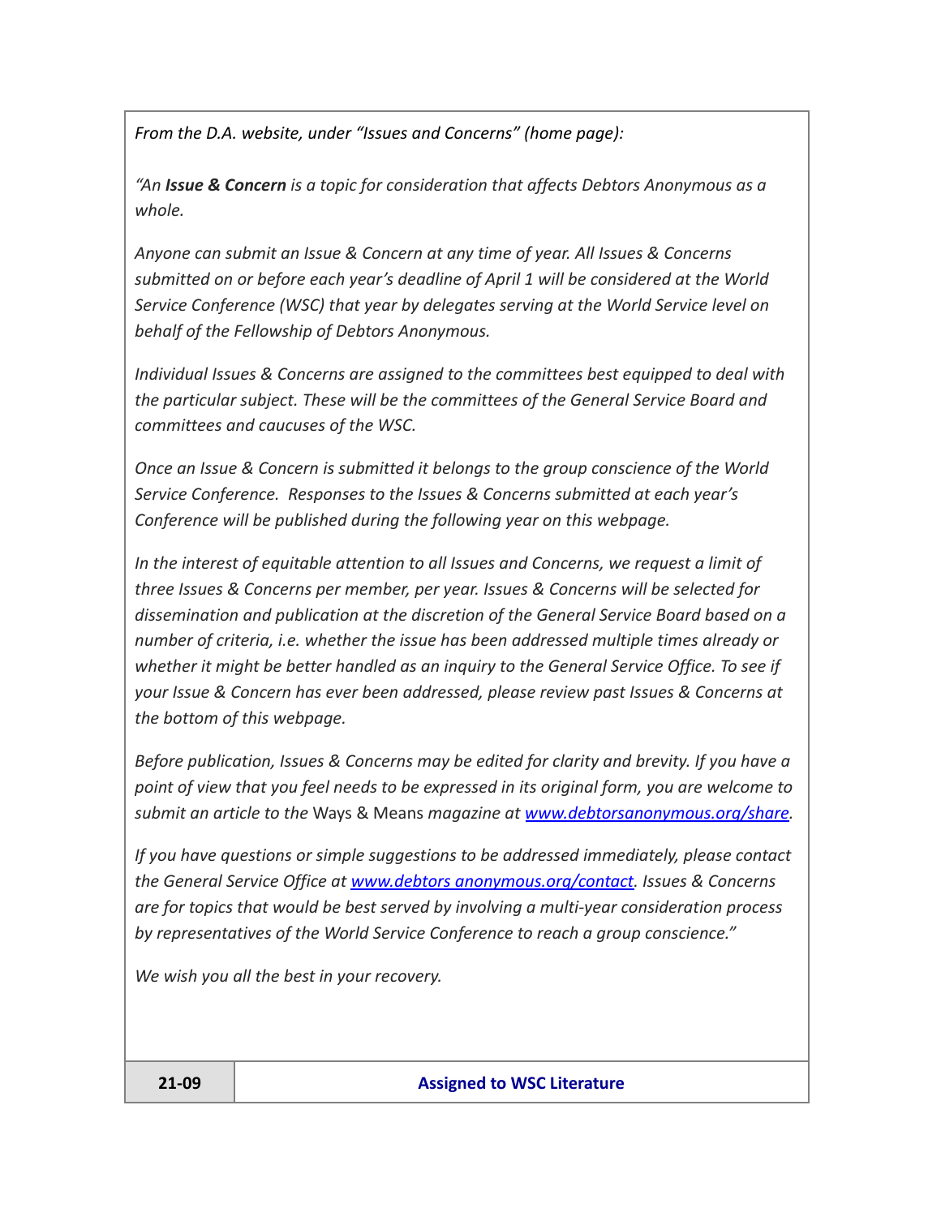*From the D.A. website, under "Issues and Concerns" (home page):*

*"An **Issue & Concern** is a topic for consideration that affects Debtors Anonymous as a whole.*

*Anyone can submit an Issue & Concern at any time of year. All Issues & Concerns submitted on or before each year's deadline of April 1 will be considered at the World Service Conference (WSC) that year by delegates serving at the World Service level on behalf of the Fellowship of Debtors Anonymous.*

*Individual Issues & Concerns are assigned to the committees best equipped to deal with the particular subject. These will be the committees of the General Service Board and committees and caucuses of the WSC.*

*Once an Issue & Concern is submitted it belongs to the group conscience of the World Service Conference. Responses to the Issues & Concerns submitted at each year's Conference will be published during the following year on this webpage.*

*In the interest of equitable attention to all Issues and Concerns, we request a limit of three Issues & Concerns per member, per year. Issues & Concerns will be selected for dissemination and publication at the discretion of the General Service Board based on a number of criteria, i.e. whether the issue has been addressed multiple times already or whether it might be better handled as an inquiry to the General Service Office. To see if your Issue & Concern has ever been addressed, please review past Issues & Concerns at the bottom of this webpage.*

*Before publication, Issues & Concerns may be edited for clarity and brevity. If you have a point of view that you feel needs to be expressed in its original form, you are welcome to submit an article to the* Ways & Means *magazine at [www.debtorsanonymous.org/share](www.debtorsanonymous.org/share).*

*If you have questions or simple suggestions to be addressed immediately, please contact the General Service Office at [www.debtors anonymous.org/contact](www.debtorsanonymous.org/contact). Issues & Concerns are for topics that would be best served by involving a multi-year consideration process by representatives of the World Service Conference to reach a group conscience."*

*We wish you all the best in your recovery.*

| **21-09** | **Assigned to WSC Literature** |
|---|---|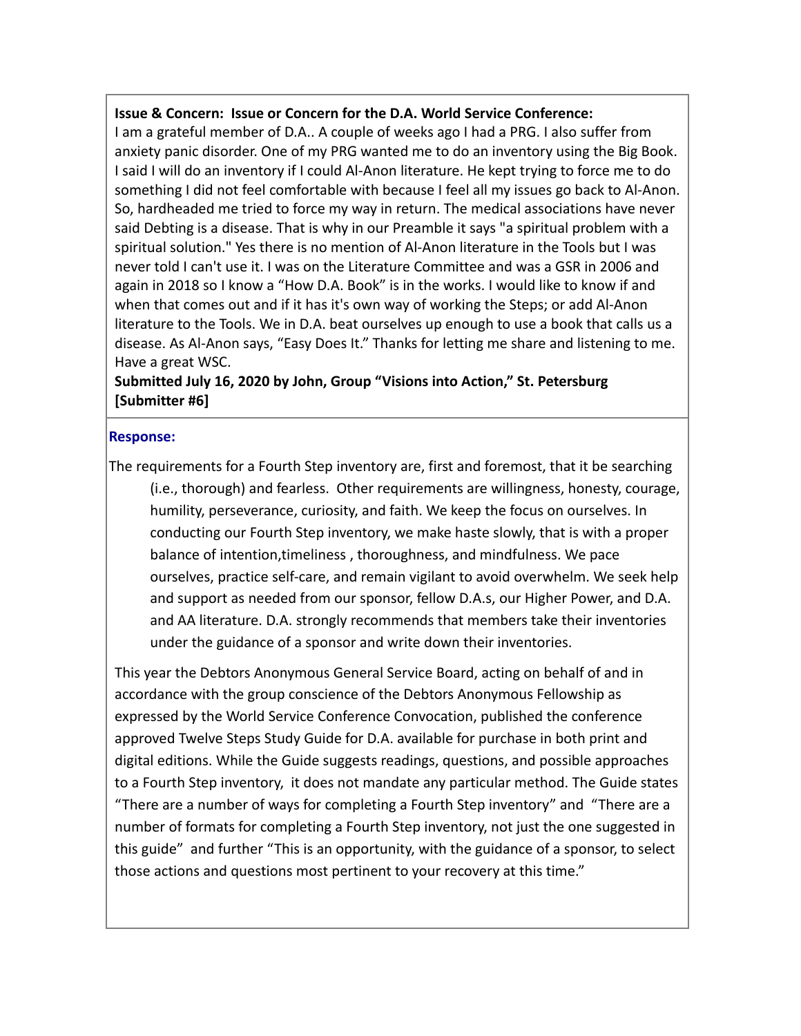**Issue & Concern: Issue or Concern for the D.A. World Service Conference:**
I am a grateful member of D.A.. A couple of weeks ago I had a PRG. I also suffer from anxiety panic disorder. One of my PRG wanted me to do an inventory using the Big Book. I said I will do an inventory if I could Al-Anon literature. He kept trying to force me to do something I did not feel comfortable with because I feel all my issues go back to Al-Anon. So, hardheaded me tried to force my way in return. The medical associations have never said Debting is a disease. That is why in our Preamble it says "a spiritual problem with a spiritual solution." Yes there is no mention of Al-Anon literature in the Tools but I was never told I can't use it. I was on the Literature Committee and was a GSR in 2006 and again in 2018 so I know a "How D.A. Book" is in the works. I would like to know if and when that comes out and if it has it's own way of working the Steps; or add Al-Anon literature to the Tools. We in D.A. beat ourselves up enough to use a book that calls us a disease. As Al-Anon says, "Easy Does It." Thanks for letting me share and listening to me. Have a great WSC.
**Submitted July 16, 2020 by John, Group "Visions into Action," St. Petersburg [Submitter #6]**

**Response:**

The requirements for a Fourth Step inventory are, first and foremost, that it be searching (i.e., thorough) and fearless. Other requirements are willingness, honesty, courage, humility, perseverance, curiosity, and faith. We keep the focus on ourselves. In conducting our Fourth Step inventory, we make haste slowly, that is with a proper balance of intention,timeliness , thoroughness, and mindfulness. We pace ourselves, practice self-care, and remain vigilant to avoid overwhelm. We seek help and support as needed from our sponsor, fellow D.A.s, our Higher Power, and D.A. and AA literature. D.A. strongly recommends that members take their inventories under the guidance of a sponsor and write down their inventories.

This year the Debtors Anonymous General Service Board, acting on behalf of and in accordance with the group conscience of the Debtors Anonymous Fellowship as expressed by the World Service Conference Convocation, published the conference approved Twelve Steps Study Guide for D.A. available for purchase in both print and digital editions. While the Guide suggests readings, questions, and possible approaches to a Fourth Step inventory, it does not mandate any particular method. The Guide states "There are a number of ways for completing a Fourth Step inventory" and "There are a number of formats for completing a Fourth Step inventory, not just the one suggested in this guide" and further "This is an opportunity, with the guidance of a sponsor, to select those actions and questions most pertinent to your recovery at this time."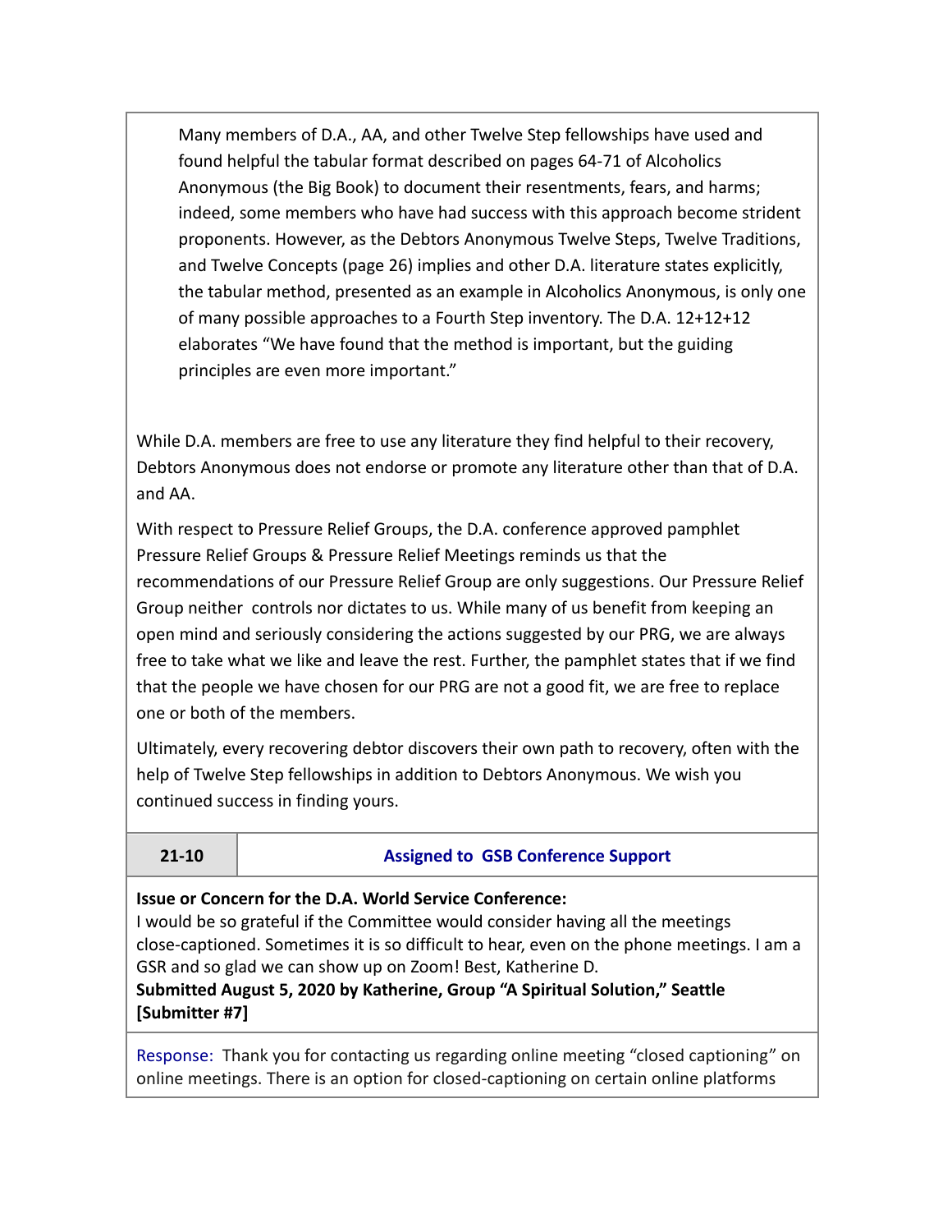> Many members of D.A., AA, and other Twelve Step fellowships have used and found helpful the tabular format described on pages 64-71 of Alcoholics Anonymous (the Big Book) to document their resentments, fears, and harms; indeed, some members who have had success with this approach become strident proponents. However, as the Debtors Anonymous Twelve Steps, Twelve Traditions, and Twelve Concepts (page 26) implies and other D.A. literature states explicitly, the tabular method, presented as an example in Alcoholics Anonymous, is only one of many possible approaches to a Fourth Step inventory. The D.A. 12+12+12 elaborates "We have found that the method is important, but the guiding principles are even more important."

While D.A. members are free to use any literature they find helpful to their recovery, Debtors Anonymous does not endorse or promote any literature other than that of D.A. and AA.

With respect to Pressure Relief Groups, the D.A. conference approved pamphlet Pressure Relief Groups & Pressure Relief Meetings reminds us that the recommendations of our Pressure Relief Group are only suggestions. Our Pressure Relief Group neither controls nor dictates to us. While many of us benefit from keeping an open mind and seriously considering the actions suggested by our PRG, we are always free to take what we like and leave the rest. Further, the pamphlet states that if we find that the people we have chosen for our PRG are not a good fit, we are free to replace one or both of the members.

Ultimately, every recovering debtor discovers their own path to recovery, often with the help of Twelve Step fellowships in addition to Debtors Anonymous. We wish you continued success in finding yours.

| **21-10** | **Assigned to GSB Conference Support** |
|---|---|

**Issue or Concern for the D.A. World Service Conference:**
I would be so grateful if the Committee would consider having all the meetings close-captioned. Sometimes it is so difficult to hear, even on the phone meetings. I am a GSR and so glad we can show up on Zoom! Best, Katherine D.
**Submitted August 5, 2020 by Katherine, Group "A Spiritual Solution," Seattle [Submitter #7]**

Response: Thank you for contacting us regarding online meeting "closed captioning" on online meetings. There is an option for closed-captioning on certain online platforms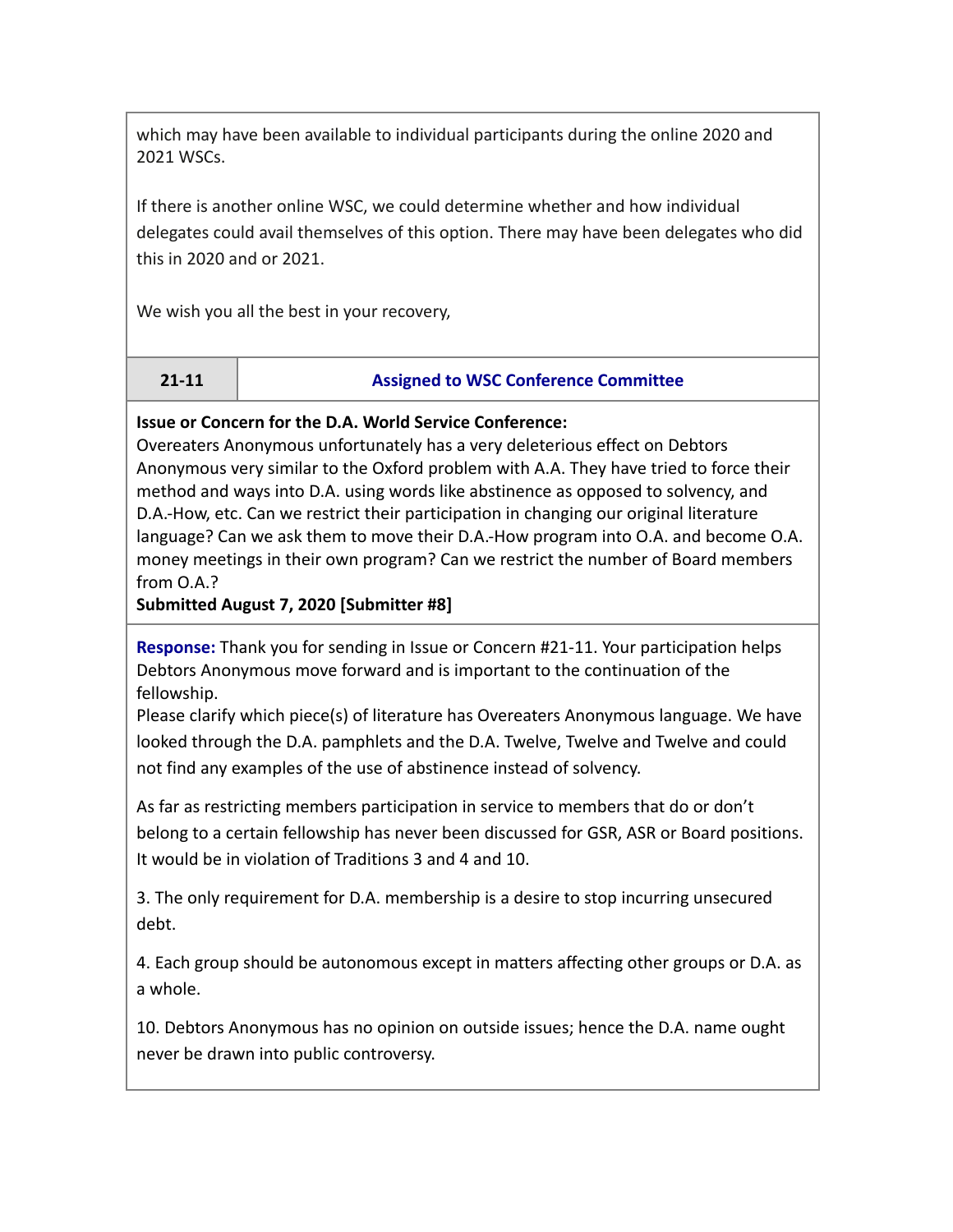which may have been available to individual participants during the online 2020 and 2021 WSCs.

If there is another online WSC, we could determine whether and how individual delegates could avail themselves of this option. There may have been delegates who did this in 2020 and or 2021.

We wish you all the best in your recovery,

| 21-11 | Assigned to WSC Conference Committee |
|---|---|

**Issue or Concern for the D.A. World Service Conference:**
Overeaters Anonymous unfortunately has a very deleterious effect on Debtors Anonymous very similar to the Oxford problem with A.A. They have tried to force their method and ways into D.A. using words like abstinence as opposed to solvency, and D.A.-How, etc. Can we restrict their participation in changing our original literature language? Can we ask them to move their D.A.-How program into O.A. and become O.A. money meetings in their own program? Can we restrict the number of Board members from O.A.?
**Submitted August 7, 2020 [Submitter #8]**

**Response:** Thank you for sending in Issue or Concern #21-11. Your participation helps Debtors Anonymous move forward and is important to the continuation of the fellowship.
Please clarify which piece(s) of literature has Overeaters Anonymous language. We have looked through the D.A. pamphlets and the D.A. Twelve, Twelve and Twelve and could not find any examples of the use of abstinence instead of solvency.

As far as restricting members participation in service to members that do or don't belong to a certain fellowship has never been discussed for GSR, ASR or Board positions. It would be in violation of Traditions 3 and 4 and 10.

3. The only requirement for D.A. membership is a desire to stop incurring unsecured debt.

4. Each group should be autonomous except in matters affecting other groups or D.A. as a whole.

10. Debtors Anonymous has no opinion on outside issues; hence the D.A. name ought never be drawn into public controversy.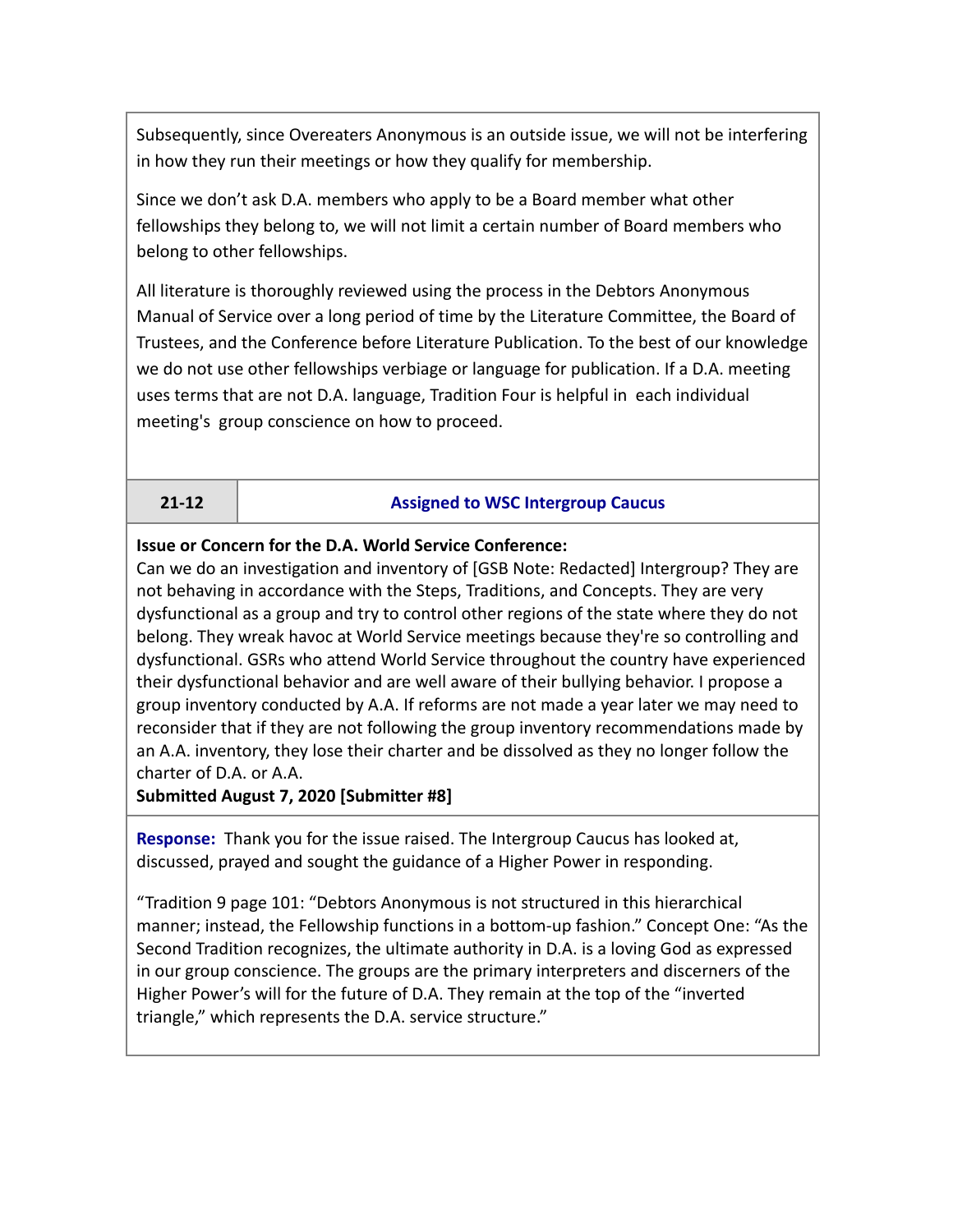Subsequently, since Overeaters Anonymous is an outside issue, we will not be interfering in how they run their meetings or how they qualify for membership.

Since we don't ask D.A. members who apply to be a Board member what other fellowships they belong to, we will not limit a certain number of Board members who belong to other fellowships.

All literature is thoroughly reviewed using the process in the Debtors Anonymous Manual of Service over a long period of time by the Literature Committee, the Board of Trustees, and the Conference before Literature Publication. To the best of our knowledge we do not use other fellowships verbiage or language for publication. If a D.A. meeting uses terms that are not D.A. language, Tradition Four is helpful in each individual meeting's group conscience on how to proceed.

| 21-12 | Assigned to WSC Intergroup Caucus |
|---|---|

**Issue or Concern for the D.A. World Service Conference:**
Can we do an investigation and inventory of [GSB Note: Redacted] Intergroup? They are not behaving in accordance with the Steps, Traditions, and Concepts. They are very dysfunctional as a group and try to control other regions of the state where they do not belong. They wreak havoc at World Service meetings because they're so controlling and dysfunctional. GSRs who attend World Service throughout the country have experienced their dysfunctional behavior and are well aware of their bullying behavior. I propose a group inventory conducted by A.A. If reforms are not made a year later we may need to reconsider that if they are not following the group inventory recommendations made by an A.A. inventory, they lose their charter and be dissolved as they no longer follow the charter of D.A. or A.A.
**Submitted August 7, 2020 [Submitter #8]**

**Response:** Thank you for the issue raised. The Intergroup Caucus has looked at, discussed, prayed and sought the guidance of a Higher Power in responding.

"Tradition 9 page 101: "Debtors Anonymous is not structured in this hierarchical manner; instead, the Fellowship functions in a bottom-up fashion." Concept One: "As the Second Tradition recognizes, the ultimate authority in D.A. is a loving God as expressed in our group conscience. The groups are the primary interpreters and discerners of the Higher Power's will for the future of D.A. They remain at the top of the "inverted triangle," which represents the D.A. service structure."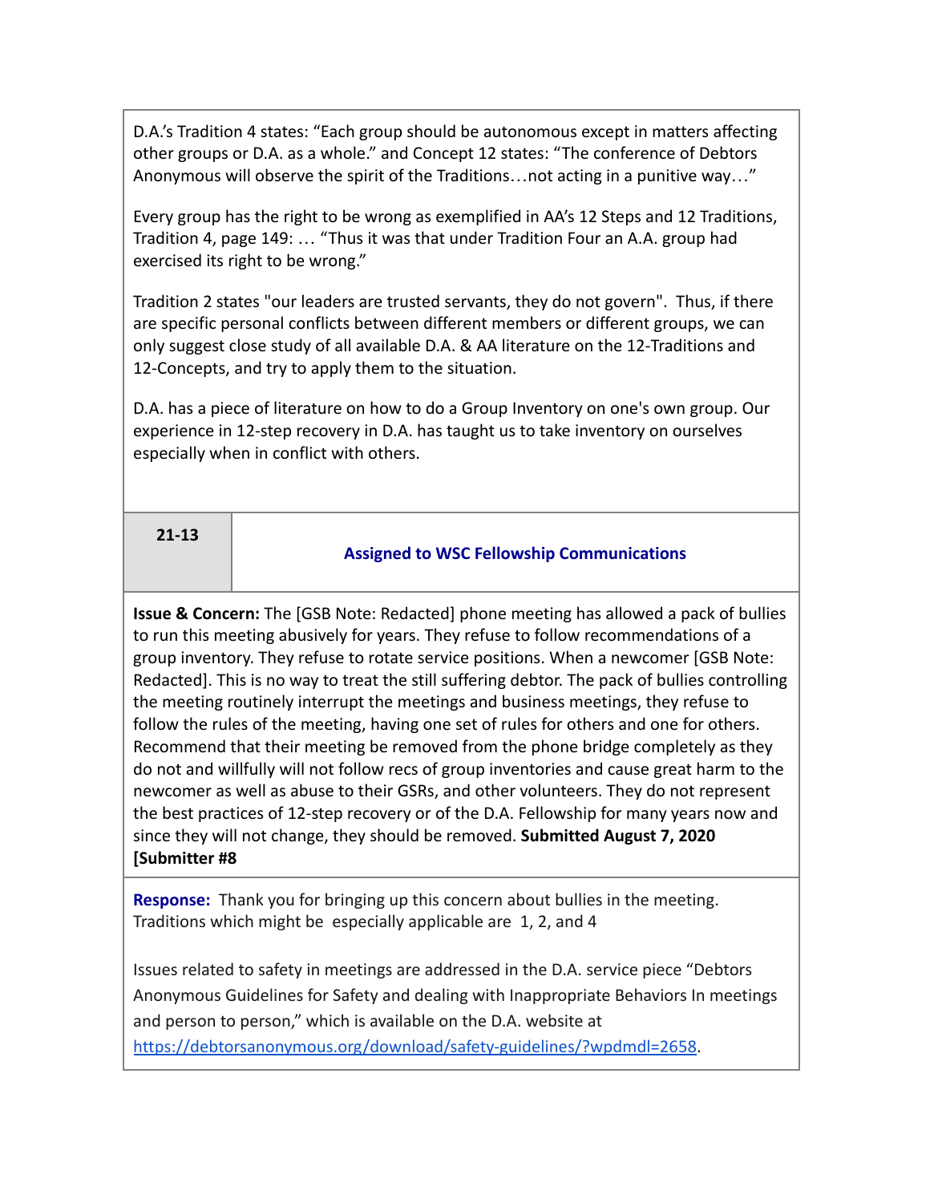D.A.'s Tradition 4 states: "Each group should be autonomous except in matters affecting other groups or D.A. as a whole." and Concept 12 states: "The conference of Debtors Anonymous will observe the spirit of the Traditions…not acting in a punitive way…"

Every group has the right to be wrong as exemplified in AA's 12 Steps and 12 Traditions, Tradition 4, page 149: … "Thus it was that under Tradition Four an A.A. group had exercised its right to be wrong."

Tradition 2 states "our leaders are trusted servants, they do not govern". Thus, if there are specific personal conflicts between different members or different groups, we can only suggest close study of all available D.A. & AA literature on the 12-Traditions and 12-Concepts, and try to apply them to the situation.

D.A. has a piece of literature on how to do a Group Inventory on one's own group. Our experience in 12-step recovery in D.A. has taught us to take inventory on ourselves especially when in conflict with others.

| 21-13 | Assigned to WSC Fellowship Communications |
|---|---|

**Issue & Concern:** The [GSB Note: Redacted] phone meeting has allowed a pack of bullies to run this meeting abusively for years. They refuse to follow recommendations of a group inventory. They refuse to rotate service positions. When a newcomer [GSB Note: Redacted]. This is no way to treat the still suffering debtor. The pack of bullies controlling the meeting routinely interrupt the meetings and business meetings, they refuse to follow the rules of the meeting, having one set of rules for others and one for others. Recommend that their meeting be removed from the phone bridge completely as they do not and willfully will not follow recs of group inventories and cause great harm to the newcomer as well as abuse to their GSRs, and other volunteers. They do not represent the best practices of 12-step recovery or of the D.A. Fellowship for many years now and since they will not change, they should be removed. **Submitted August 7, 2020 [Submitter #8**

**Response:** Thank you for bringing up this concern about bullies in the meeting. Traditions which might be especially applicable are 1, 2, and 4

Issues related to safety in meetings are addressed in the D.A. service piece "Debtors Anonymous Guidelines for Safety and dealing with Inappropriate Behaviors In meetings and person to person," which is available on the D.A. website at https://debtorsanonymous.org/download/safety-guidelines/?wpdmdl=2658.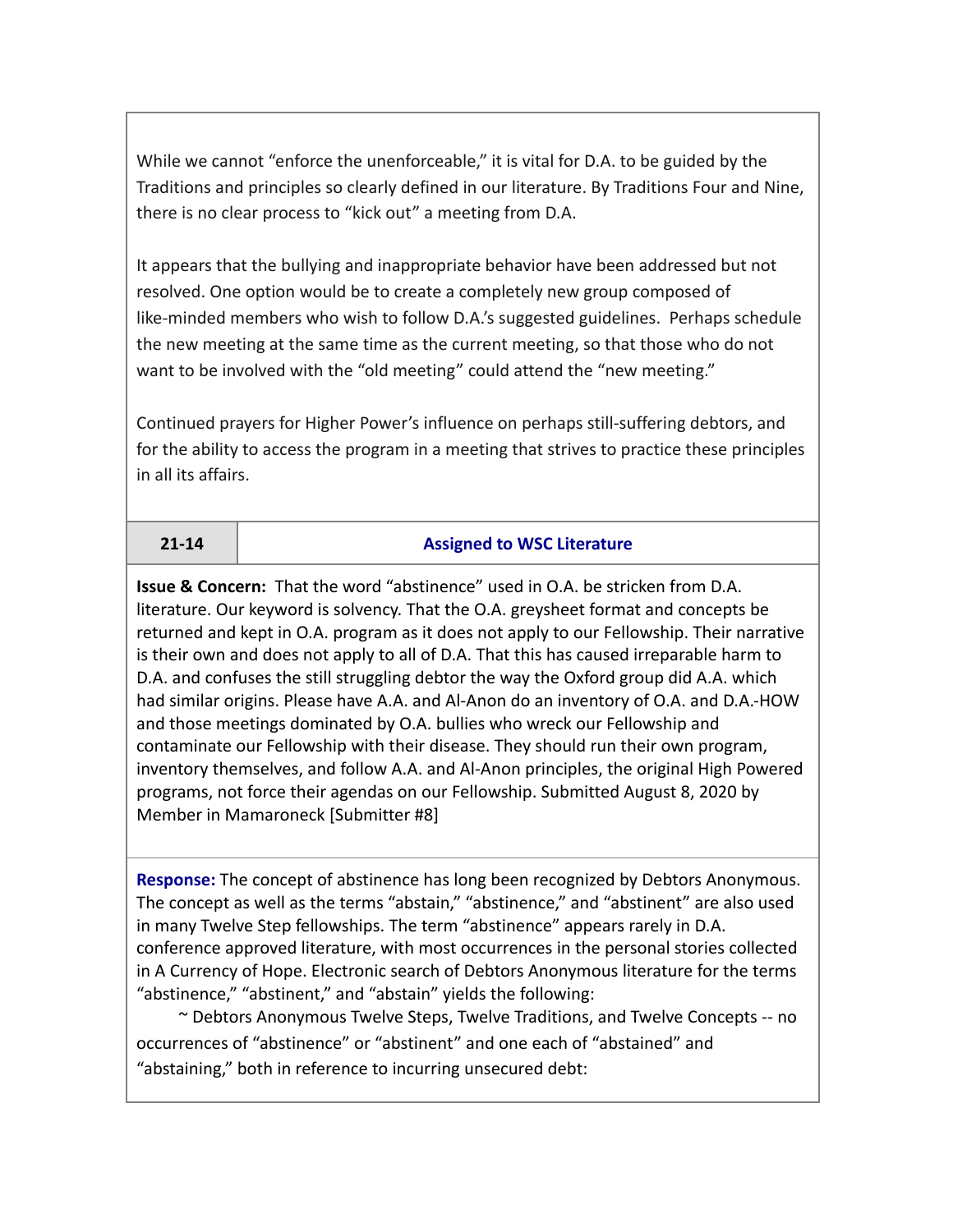While we cannot "enforce the unenforceable," it is vital for D.A. to be guided by the Traditions and principles so clearly defined in our literature. By Traditions Four and Nine, there is no clear process to "kick out" a meeting from D.A.

It appears that the bullying and inappropriate behavior have been addressed but not resolved. One option would be to create a completely new group composed of like-minded members who wish to follow D.A.'s suggested guidelines. Perhaps schedule the new meeting at the same time as the current meeting, so that those who do not want to be involved with the "old meeting" could attend the "new meeting."

Continued prayers for Higher Power's influence on perhaps still-suffering debtors, and for the ability to access the program in a meeting that strives to practice these principles in all its affairs.

| 21-14 | Assigned to WSC Literature |
|---|---|

**Issue & Concern:** That the word "abstinence" used in O.A. be stricken from D.A. literature. Our keyword is solvency. That the O.A. greysheet format and concepts be returned and kept in O.A. program as it does not apply to our Fellowship. Their narrative is their own and does not apply to all of D.A. That this has caused irreparable harm to D.A. and confuses the still struggling debtor the way the Oxford group did A.A. which had similar origins. Please have A.A. and Al-Anon do an inventory of O.A. and D.A.-HOW and those meetings dominated by O.A. bullies who wreck our Fellowship and contaminate our Fellowship with their disease. They should run their own program, inventory themselves, and follow A.A. and Al-Anon principles, the original High Powered programs, not force their agendas on our Fellowship. Submitted August 8, 2020 by Member in Mamaroneck [Submitter #8]

**Response:** The concept of abstinence has long been recognized by Debtors Anonymous. The concept as well as the terms "abstain," "abstinence," and "abstinent" are also used in many Twelve Step fellowships. The term "abstinence" appears rarely in D.A. conference approved literature, with most occurrences in the personal stories collected in A Currency of Hope. Electronic search of Debtors Anonymous literature for the terms "abstinence," "abstinent," and "abstain" yields the following:

~ Debtors Anonymous Twelve Steps, Twelve Traditions, and Twelve Concepts -- no occurrences of "abstinence" or "abstinent" and one each of "abstained" and "abstaining," both in reference to incurring unsecured debt: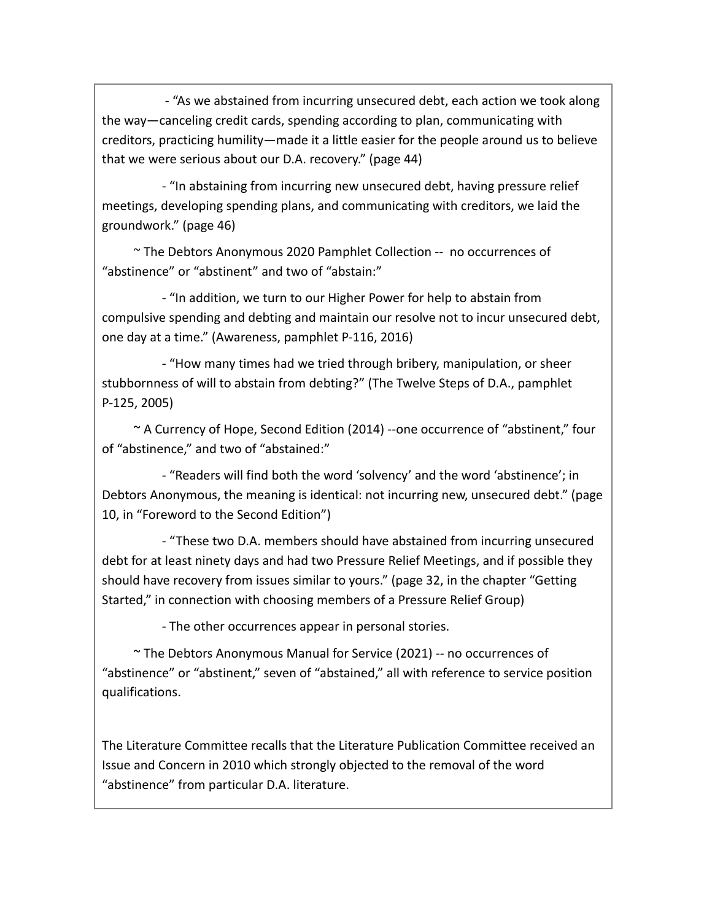- "As we abstained from incurring unsecured debt, each action we took along the way—canceling credit cards, spending according to plan, communicating with creditors, practicing humility—made it a little easier for the people around us to believe that we were serious about our D.A. recovery." (page 44)

- "In abstaining from incurring new unsecured debt, having pressure relief meetings, developing spending plans, and communicating with creditors, we laid the groundwork." (page 46)

~ The Debtors Anonymous 2020 Pamphlet Collection -- no occurrences of "abstinence" or "abstinent" and two of "abstain:"

- "In addition, we turn to our Higher Power for help to abstain from compulsive spending and debting and maintain our resolve not to incur unsecured debt, one day at a time." (Awareness, pamphlet P-116, 2016)

- "How many times had we tried through bribery, manipulation, or sheer stubbornness of will to abstain from debting?" (The Twelve Steps of D.A., pamphlet P-125, 2005)

~ A Currency of Hope, Second Edition (2014) --one occurrence of "abstinent," four of "abstinence," and two of "abstained:"

- "Readers will find both the word 'solvency' and the word 'abstinence'; in Debtors Anonymous, the meaning is identical: not incurring new, unsecured debt." (page 10, in "Foreword to the Second Edition")

- "These two D.A. members should have abstained from incurring unsecured debt for at least ninety days and had two Pressure Relief Meetings, and if possible they should have recovery from issues similar to yours." (page 32, in the chapter "Getting Started," in connection with choosing members of a Pressure Relief Group)

- The other occurrences appear in personal stories.

~ The Debtors Anonymous Manual for Service (2021) -- no occurrences of "abstinence" or "abstinent," seven of "abstained," all with reference to service position qualifications.

The Literature Committee recalls that the Literature Publication Committee received an Issue and Concern in 2010 which strongly objected to the removal of the word "abstinence" from particular D.A. literature.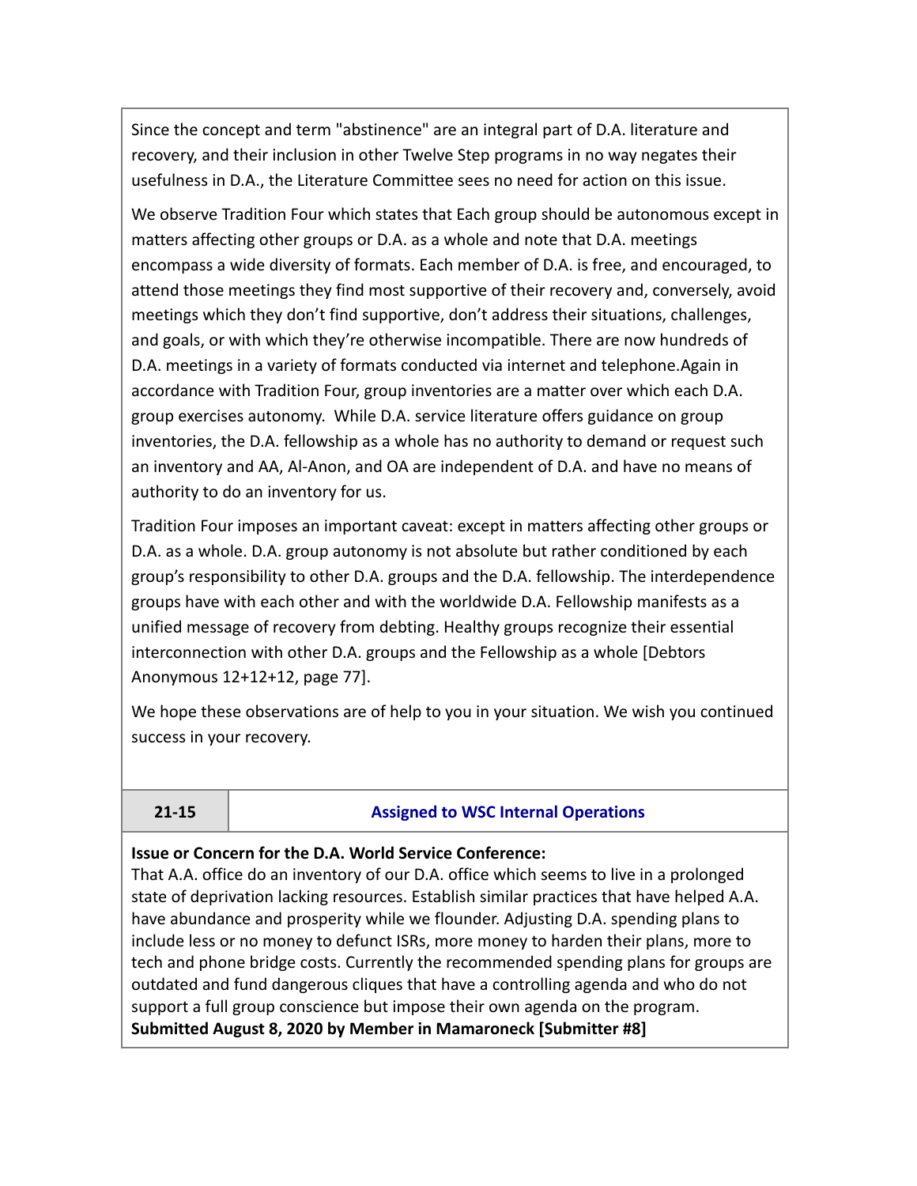Since the concept and term "abstinence" are an integral part of D.A. literature and recovery, and their inclusion in other Twelve Step programs in no way negates their usefulness in D.A., the Literature Committee sees no need for action on this issue.

We observe Tradition Four which states that Each group should be autonomous except in matters affecting other groups or D.A. as a whole and note that D.A. meetings encompass a wide diversity of formats. Each member of D.A. is free, and encouraged, to attend those meetings they find most supportive of their recovery and, conversely, avoid meetings which they don't find supportive, don't address their situations, challenges, and goals, or with which they're otherwise incompatible. There are now hundreds of D.A. meetings in a variety of formats conducted via internet and telephone.Again in accordance with Tradition Four, group inventories are a matter over which each D.A. group exercises autonomy. While D.A. service literature offers guidance on group inventories, the D.A. fellowship as a whole has no authority to demand or request such an inventory and AA, Al-Anon, and OA are independent of D.A. and have no means of authority to do an inventory for us.

Tradition Four imposes an important caveat: except in matters affecting other groups or D.A. as a whole. D.A. group autonomy is not absolute but rather conditioned by each group's responsibility to other D.A. groups and the D.A. fellowship. The interdependence groups have with each other and with the worldwide D.A. Fellowship manifests as a unified message of recovery from debting. Healthy groups recognize their essential interconnection with other D.A. groups and the Fellowship as a whole [Debtors Anonymous 12+12+12, page 77].

We hope these observations are of help to you in your situation. We wish you continued success in your recovery.

| 21-15 | Assigned to WSC Internal Operations |
|---|---|

**Issue or Concern for the D.A. World Service Conference:**
That A.A. office do an inventory of our D.A. office which seems to live in a prolonged state of deprivation lacking resources. Establish similar practices that have helped A.A. have abundance and prosperity while we flounder. Adjusting D.A. spending plans to include less or no money to defunct ISRs, more money to harden their plans, more to tech and phone bridge costs. Currently the recommended spending plans for groups are outdated and fund dangerous cliques that have a controlling agenda and who do not support a full group conscience but impose their own agenda on the program.
**Submitted August 8, 2020 by Member in Mamaroneck [Submitter #8]**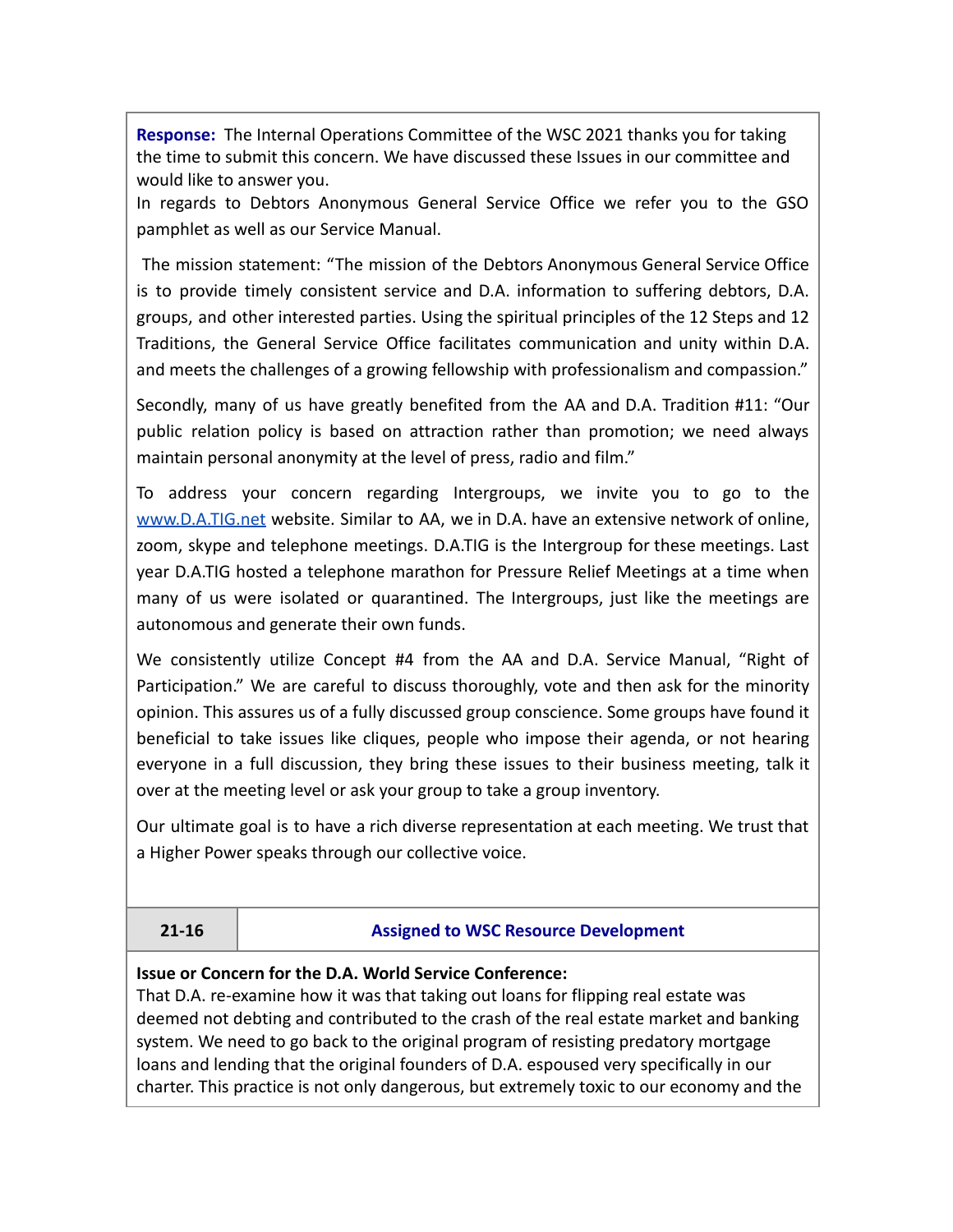**Response:** The Internal Operations Committee of the WSC 2021 thanks you for taking the time to submit this concern. We have discussed these Issues in our committee and would like to answer you.

In regards to Debtors Anonymous General Service Office we refer you to the GSO pamphlet as well as our Service Manual.

The mission statement: "The mission of the Debtors Anonymous General Service Office is to provide timely consistent service and D.A. information to suffering debtors, D.A. groups, and other interested parties. Using the spiritual principles of the 12 Steps and 12 Traditions, the General Service Office facilitates communication and unity within D.A. and meets the challenges of a growing fellowship with professionalism and compassion."

Secondly, many of us have greatly benefited from the AA and D.A. Tradition #11: "Our public relation policy is based on attraction rather than promotion; we need always maintain personal anonymity at the level of press, radio and film."

To address your concern regarding Intergroups, we invite you to go to the www.D.A.TIG.net website. Similar to AA, we in D.A. have an extensive network of online, zoom, skype and telephone meetings. D.A.TIG is the Intergroup for these meetings. Last year D.A.TIG hosted a telephone marathon for Pressure Relief Meetings at a time when many of us were isolated or quarantined. The Intergroups, just like the meetings are autonomous and generate their own funds.

We consistently utilize Concept #4 from the AA and D.A. Service Manual, "Right of Participation." We are careful to discuss thoroughly, vote and then ask for the minority opinion. This assures us of a fully discussed group conscience. Some groups have found it beneficial to take issues like cliques, people who impose their agenda, or not hearing everyone in a full discussion, they bring these issues to their business meeting, talk it over at the meeting level or ask your group to take a group inventory.

Our ultimate goal is to have a rich diverse representation at each meeting. We trust that a Higher Power speaks through our collective voice.

| 21-16 | Assigned to WSC Resource Development |
|---|---|

**Issue or Concern for the D.A. World Service Conference:**

That D.A. re-examine how it was that taking out loans for flipping real estate was deemed not debting and contributed to the crash of the real estate market and banking system. We need to go back to the original program of resisting predatory mortgage loans and lending that the original founders of D.A. espoused very specifically in our charter. This practice is not only dangerous, but extremely toxic to our economy and the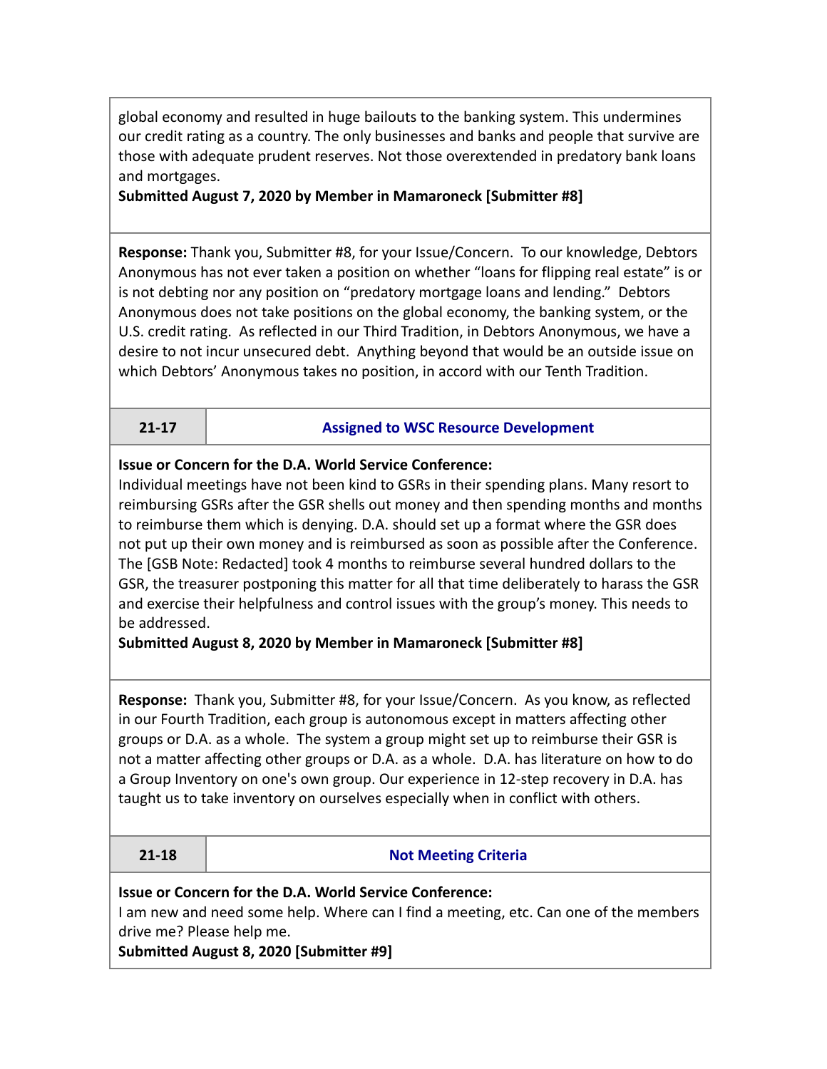global economy and resulted in huge bailouts to the banking system. This undermines our credit rating as a country. The only businesses and banks and people that survive are those with adequate prudent reserves. Not those overextended in predatory bank loans and mortgages.
**Submitted August 7, 2020 by Member in Mamaroneck [Submitter #8]**

**Response:** Thank you, Submitter #8, for your Issue/Concern. To our knowledge, Debtors Anonymous has not ever taken a position on whether "loans for flipping real estate" is or is not debting nor any position on "predatory mortgage loans and lending." Debtors Anonymous does not take positions on the global economy, the banking system, or the U.S. credit rating. As reflected in our Third Tradition, in Debtors Anonymous, we have a desire to not incur unsecured debt. Anything beyond that would be an outside issue on which Debtors' Anonymous takes no position, in accord with our Tenth Tradition.

| 21-17 | Assigned to WSC Resource Development |
|---|---|

**Issue or Concern for the D.A. World Service Conference:**
Individual meetings have not been kind to GSRs in their spending plans. Many resort to reimbursing GSRs after the GSR shells out money and then spending months and months to reimburse them which is denying. D.A. should set up a format where the GSR does not put up their own money and is reimbursed as soon as possible after the Conference. The [GSB Note: Redacted] took 4 months to reimburse several hundred dollars to the GSR, the treasurer postponing this matter for all that time deliberately to harass the GSR and exercise their helpfulness and control issues with the group's money. This needs to be addressed.
**Submitted August 8, 2020 by Member in Mamaroneck [Submitter #8]**

**Response:** Thank you, Submitter #8, for your Issue/Concern. As you know, as reflected in our Fourth Tradition, each group is autonomous except in matters affecting other groups or D.A. as a whole. The system a group might set up to reimburse their GSR is not a matter affecting other groups or D.A. as a whole. D.A. has literature on how to do a Group Inventory on one's own group. Our experience in 12-step recovery in D.A. has taught us to take inventory on ourselves especially when in conflict with others.

| 21-18 | Not Meeting Criteria |
|---|---|

**Issue or Concern for the D.A. World Service Conference:**
I am new and need some help. Where can I find a meeting, etc. Can one of the members drive me? Please help me.
**Submitted August 8, 2020 [Submitter #9]**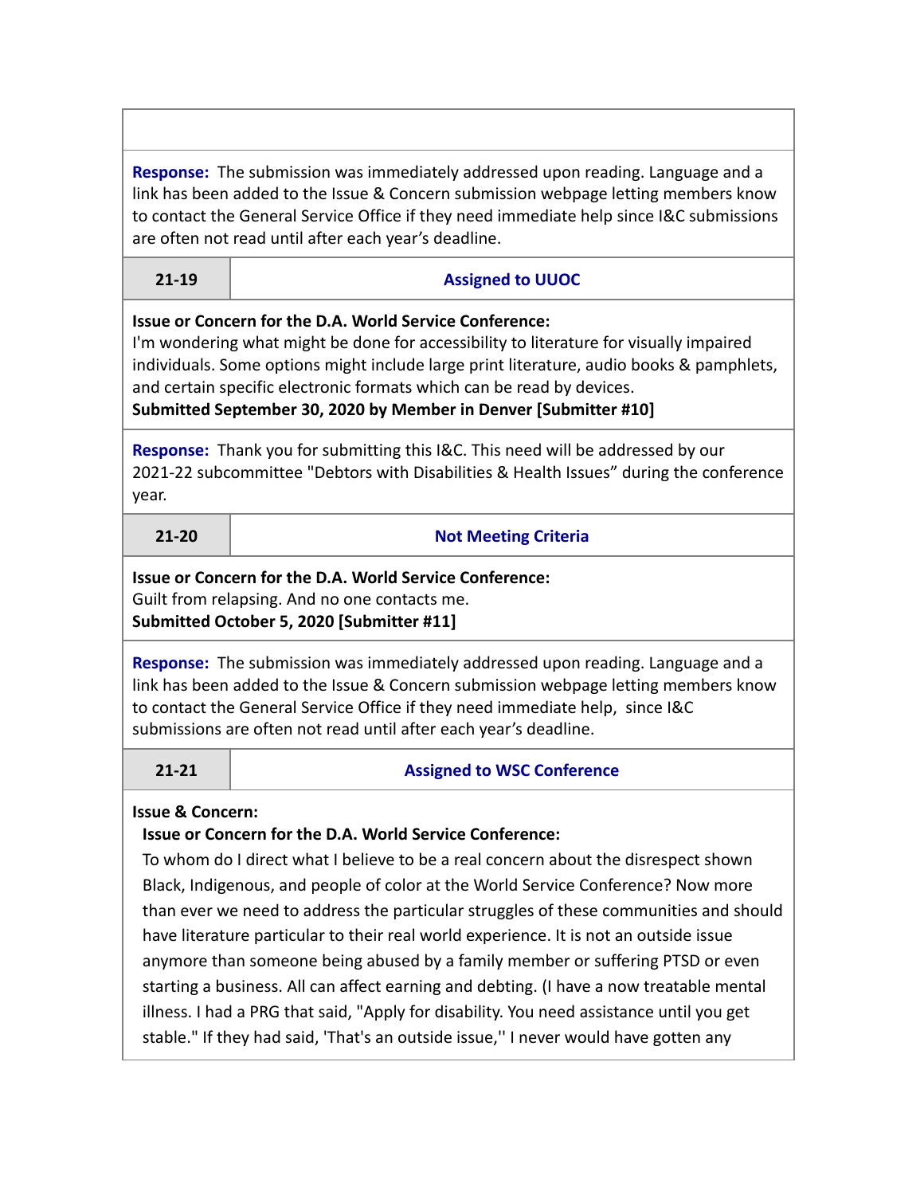**Response:** The submission was immediately addressed upon reading. Language and a link has been added to the Issue & Concern submission webpage letting members know to contact the General Service Office if they need immediate help since I&C submissions are often not read until after each year's deadline.

| 21-19 | Assigned to UUOC |
|---|---|

**Issue or Concern for the D.A. World Service Conference:**
I'm wondering what might be done for accessibility to literature for visually impaired individuals. Some options might include large print literature, audio books & pamphlets, and certain specific electronic formats which can be read by devices.
**Submitted September 30, 2020 by Member in Denver [Submitter #10]**

**Response:** Thank you for submitting this I&C. This need will be addressed by our 2021-22 subcommittee "Debtors with Disabilities & Health Issues" during the conference year.

| 21-20 | Not Meeting Criteria |
|---|---|

**Issue or Concern for the D.A. World Service Conference:**
Guilt from relapsing. And no one contacts me.
**Submitted October 5, 2020 [Submitter #11]**

**Response:** The submission was immediately addressed upon reading. Language and a link has been added to the Issue & Concern submission webpage letting members know to contact the General Service Office if they need immediate help, since I&C submissions are often not read until after each year's deadline.

| 21-21 | Assigned to WSC Conference |
|---|---|

**Issue & Concern:**

**Issue or Concern for the D.A. World Service Conference:**
To whom do I direct what I believe to be a real concern about the disrespect shown Black, Indigenous, and people of color at the World Service Conference? Now more than ever we need to address the particular struggles of these communities and should have literature particular to their real world experience. It is not an outside issue anymore than someone being abused by a family member or suffering PTSD or even starting a business. All can affect earning and debting. (I have a now treatable mental illness. I had a PRG that said, "Apply for disability. You need assistance until you get stable." If they had said, 'That's an outside issue,'' I never would have gotten any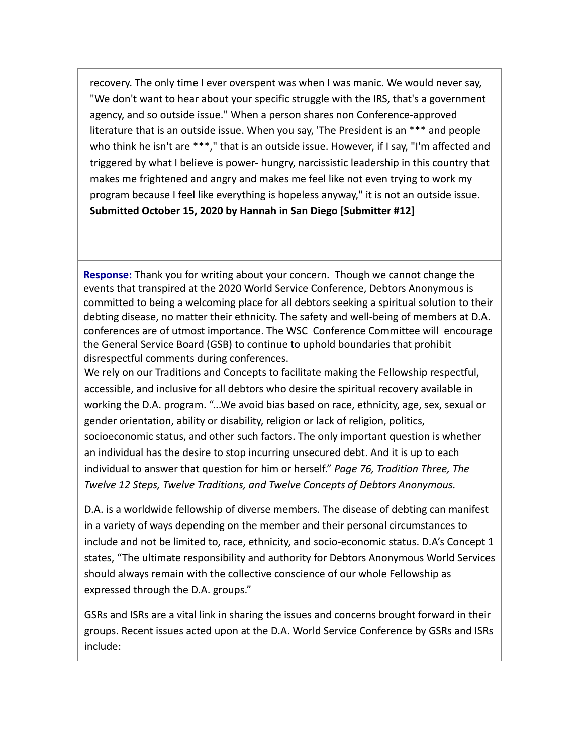recovery. The only time I ever overspent was when I was manic. We would never say, "We don't want to hear about your specific struggle with the IRS, that's a government agency, and so outside issue." When a person shares non Conference-approved literature that is an outside issue. When you say, 'The President is an *** and people who think he isn't are ***," that is an outside issue. However, if I say, "I'm affected and triggered by what I believe is power- hungry, narcissistic leadership in this country that makes me frightened and angry and makes me feel like not even trying to work my program because I feel like everything is hopeless anyway," it is not an outside issue.
**Submitted October 15, 2020 by Hannah in San Diego [Submitter #12]**

**Response:** Thank you for writing about your concern. Though we cannot change the events that transpired at the 2020 World Service Conference, Debtors Anonymous is committed to being a welcoming place for all debtors seeking a spiritual solution to their debting disease, no matter their ethnicity. The safety and well-being of members at D.A. conferences are of utmost importance. The WSC Conference Committee will encourage the General Service Board (GSB) to continue to uphold boundaries that prohibit disrespectful comments during conferences.
We rely on our Traditions and Concepts to facilitate making the Fellowship respectful, accessible, and inclusive for all debtors who desire the spiritual recovery available in working the D.A. program. "...We avoid bias based on race, ethnicity, age, sex, sexual or gender orientation, ability or disability, religion or lack of religion, politics, socioeconomic status, and other such factors. The only important question is whether an individual has the desire to stop incurring unsecured debt. And it is up to each individual to answer that question for him or herself." *Page 76, Tradition Three, The Twelve 12 Steps, Twelve Traditions, and Twelve Concepts of Debtors Anonymous.*

D.A. is a worldwide fellowship of diverse members. The disease of debting can manifest in a variety of ways depending on the member and their personal circumstances to include and not be limited to, race, ethnicity, and socio-economic status. D.A's Concept 1 states, "The ultimate responsibility and authority for Debtors Anonymous World Services should always remain with the collective conscience of our whole Fellowship as expressed through the D.A. groups."

GSRs and ISRs are a vital link in sharing the issues and concerns brought forward in their groups. Recent issues acted upon at the D.A. World Service Conference by GSRs and ISRs include: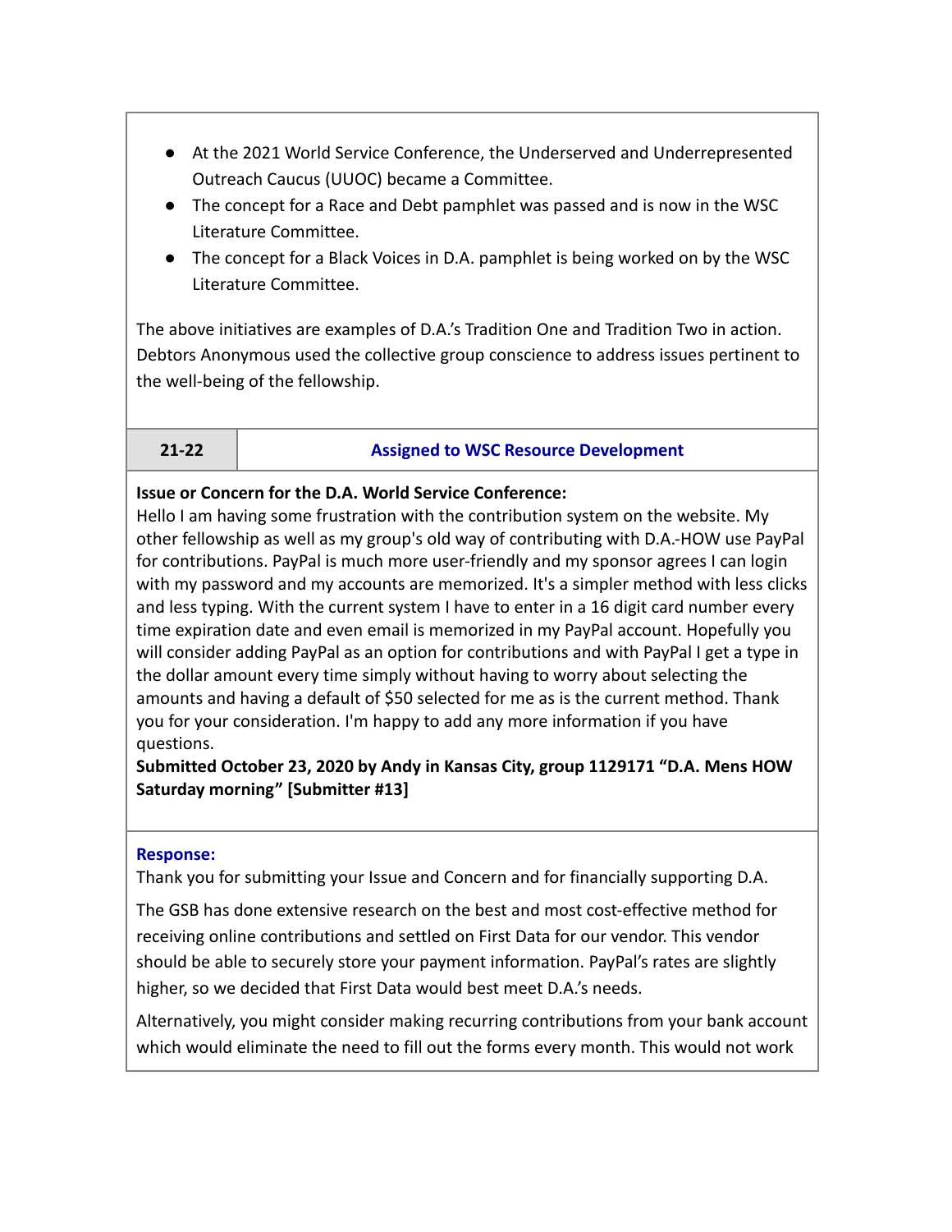- At the 2021 World Service Conference, the Underserved and Underrepresented Outreach Caucus (UUOC) became a Committee.
- The concept for a Race and Debt pamphlet was passed and is now in the WSC Literature Committee.
- The concept for a Black Voices in D.A. pamphlet is being worked on by the WSC Literature Committee.

The above initiatives are examples of D.A.'s Tradition One and Tradition Two in action. Debtors Anonymous used the collective group conscience to address issues pertinent to the well-being of the fellowship.

| 21-22 | Assigned to WSC Resource Development |
|---|---|

**Issue or Concern for the D.A. World Service Conference:**
Hello I am having some frustration with the contribution system on the website. My other fellowship as well as my group's old way of contributing with D.A.-HOW use PayPal for contributions. PayPal is much more user-friendly and my sponsor agrees I can login with my password and my accounts are memorized. It's a simpler method with less clicks and less typing. With the current system I have to enter in a 16 digit card number every time expiration date and even email is memorized in my PayPal account. Hopefully you will consider adding PayPal as an option for contributions and with PayPal I get a type in the dollar amount every time simply without having to worry about selecting the amounts and having a default of $50 selected for me as is the current method. Thank you for your consideration. I'm happy to add any more information if you have questions.
**Submitted October 23, 2020 by Andy in Kansas City, group 1129171 "D.A. Mens HOW Saturday morning" [Submitter #13]**

**Response:**
Thank you for submitting your Issue and Concern and for financially supporting D.A.

The GSB has done extensive research on the best and most cost-effective method for receiving online contributions and settled on First Data for our vendor. This vendor should be able to securely store your payment information. PayPal's rates are slightly higher, so we decided that First Data would best meet D.A.'s needs.

Alternatively, you might consider making recurring contributions from your bank account which would eliminate the need to fill out the forms every month. This would not work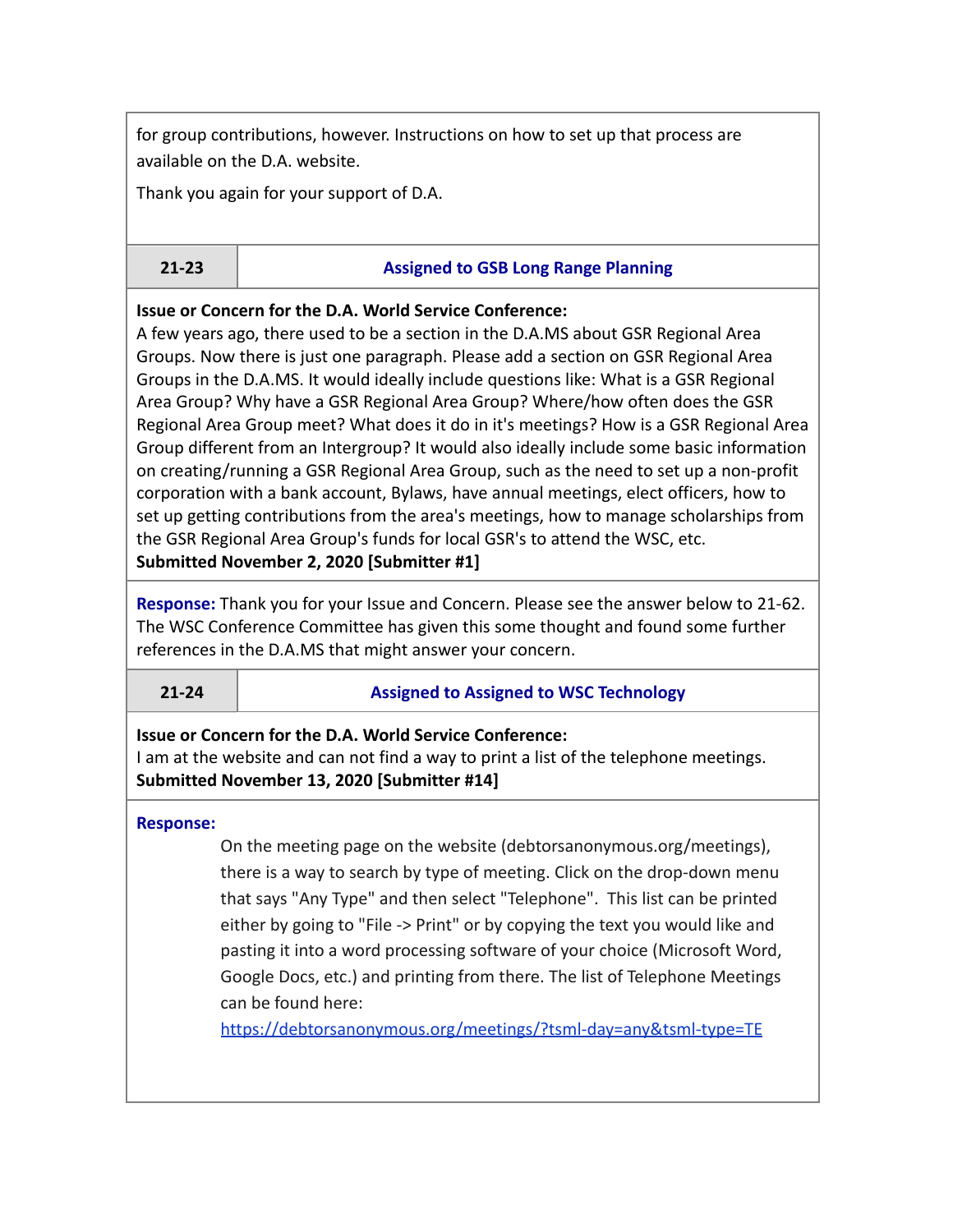for group contributions, however. Instructions on how to set up that process are available on the D.A. website.

Thank you again for your support of D.A.

| 21-23 | Assigned to GSB Long Range Planning |
|---|---|

**Issue or Concern for the D.A. World Service Conference:**
A few years ago, there used to be a section in the D.A.MS about GSR Regional Area Groups. Now there is just one paragraph. Please add a section on GSR Regional Area Groups in the D.A.MS. It would ideally include questions like: What is a GSR Regional Area Group? Why have a GSR Regional Area Group? Where/how often does the GSR Regional Area Group meet? What does it do in it's meetings? How is a GSR Regional Area Group different from an Intergroup? It would also ideally include some basic information on creating/running a GSR Regional Area Group, such as the need to set up a non-profit corporation with a bank account, Bylaws, have annual meetings, elect officers, how to set up getting contributions from the area's meetings, how to manage scholarships from the GSR Regional Area Group's funds for local GSR's to attend the WSC, etc.
**Submitted November 2, 2020 [Submitter #1]**

**Response:** Thank you for your Issue and Concern. Please see the answer below to 21-62. The WSC Conference Committee has given this some thought and found some further references in the D.A.MS that might answer your concern.

| 21-24 | Assigned to Assigned to WSC Technology |
|---|---|

**Issue or Concern for the D.A. World Service Conference:**
I am at the website and can not find a way to print a list of the telephone meetings.
**Submitted November 13, 2020 [Submitter #14]**

**Response:**

On the meeting page on the website (debtorsanonymous.org/meetings), there is a way to search by type of meeting. Click on the drop-down menu that says "Any Type" and then select "Telephone". This list can be printed either by going to "File -> Print" or by copying the text you would like and pasting it into a word processing software of your choice (Microsoft Word, Google Docs, etc.) and printing from there. The list of Telephone Meetings can be found here: https://debtorsanonymous.org/meetings/?tsml-day=any&tsml-type=TE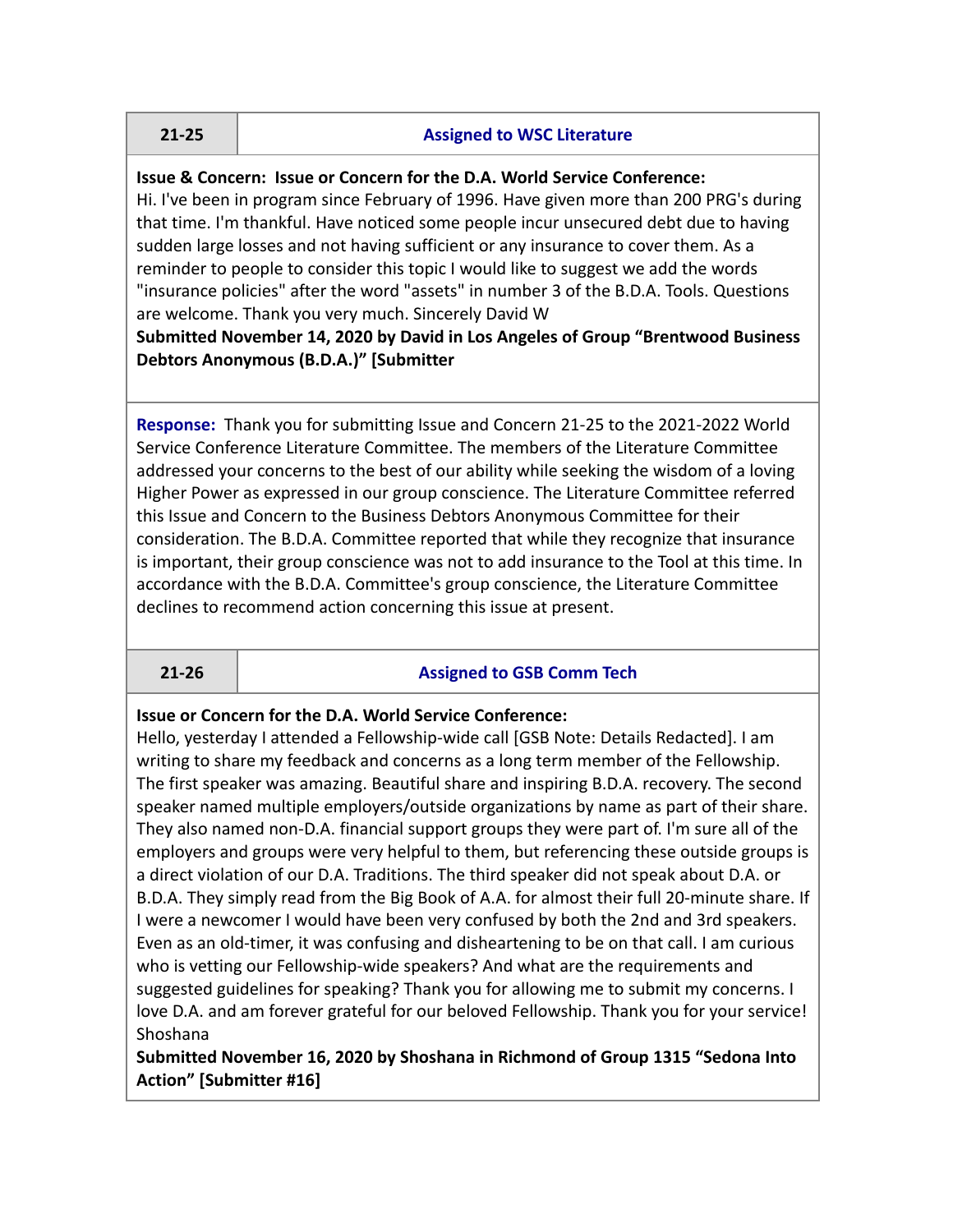| 21-25 | Assigned to WSC Literature |
|---|---|

**Issue & Concern: Issue or Concern for the D.A. World Service Conference:**
Hi. I've been in program since February of 1996. Have given more than 200 PRG's during that time. I'm thankful. Have noticed some people incur unsecured debt due to having sudden large losses and not having sufficient or any insurance to cover them. As a reminder to people to consider this topic I would like to suggest we add the words "insurance policies" after the word "assets" in number 3 of the B.D.A. Tools. Questions are welcome. Thank you very much. Sincerely David W
**Submitted November 14, 2020 by David in Los Angeles of Group "Brentwood Business Debtors Anonymous (B.D.A.)" [Submitter**

**Response:** Thank you for submitting Issue and Concern 21-25 to the 2021-2022 World Service Conference Literature Committee. The members of the Literature Committee addressed your concerns to the best of our ability while seeking the wisdom of a loving Higher Power as expressed in our group conscience. The Literature Committee referred this Issue and Concern to the Business Debtors Anonymous Committee for their consideration. The B.D.A. Committee reported that while they recognize that insurance is important, their group conscience was not to add insurance to the Tool at this time. In accordance with the B.D.A. Committee's group conscience, the Literature Committee declines to recommend action concerning this issue at present.

| 21-26 | Assigned to GSB Comm Tech |
|---|---|

**Issue or Concern for the D.A. World Service Conference:**
Hello, yesterday I attended a Fellowship-wide call [GSB Note: Details Redacted]. I am writing to share my feedback and concerns as a long term member of the Fellowship. The first speaker was amazing. Beautiful share and inspiring B.D.A. recovery. The second speaker named multiple employers/outside organizations by name as part of their share. They also named non-D.A. financial support groups they were part of. I'm sure all of the employers and groups were very helpful to them, but referencing these outside groups is a direct violation of our D.A. Traditions. The third speaker did not speak about D.A. or B.D.A. They simply read from the Big Book of A.A. for almost their full 20-minute share. If I were a newcomer I would have been very confused by both the 2nd and 3rd speakers. Even as an old-timer, it was confusing and disheartening to be on that call. I am curious who is vetting our Fellowship-wide speakers? And what are the requirements and suggested guidelines for speaking? Thank you for allowing me to submit my concerns. I love D.A. and am forever grateful for our beloved Fellowship. Thank you for your service! Shoshana
**Submitted November 16, 2020 by Shoshana in Richmond of Group 1315 "Sedona Into Action" [Submitter #16]**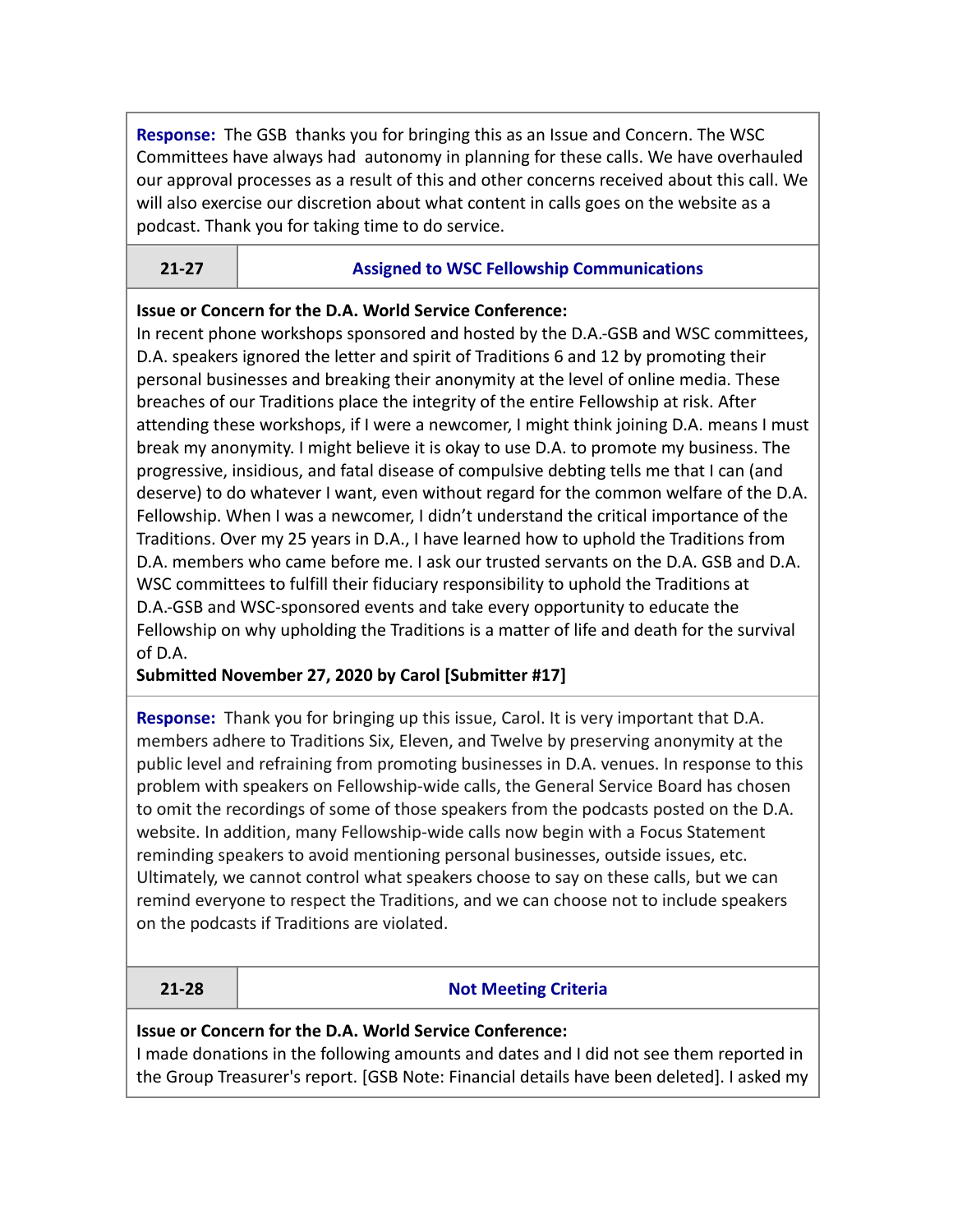**Response:** The GSB thanks you for bringing this as an Issue and Concern. The WSC Committees have always had autonomy in planning for these calls. We have overhauled our approval processes as a result of this and other concerns received about this call. We will also exercise our discretion about what content in calls goes on the website as a podcast. Thank you for taking time to do service.

| 21-27 | Assigned to WSC Fellowship Communications |
|---|---|

**Issue or Concern for the D.A. World Service Conference:**
In recent phone workshops sponsored and hosted by the D.A.-GSB and WSC committees, D.A. speakers ignored the letter and spirit of Traditions 6 and 12 by promoting their personal businesses and breaking their anonymity at the level of online media. These breaches of our Traditions place the integrity of the entire Fellowship at risk. After attending these workshops, if I were a newcomer, I might think joining D.A. means I must break my anonymity. I might believe it is okay to use D.A. to promote my business. The progressive, insidious, and fatal disease of compulsive debting tells me that I can (and deserve) to do whatever I want, even without regard for the common welfare of the D.A. Fellowship. When I was a newcomer, I didn't understand the critical importance of the Traditions. Over my 25 years in D.A., I have learned how to uphold the Traditions from D.A. members who came before me. I ask our trusted servants on the D.A. GSB and D.A. WSC committees to fulfill their fiduciary responsibility to uphold the Traditions at D.A.-GSB and WSC-sponsored events and take every opportunity to educate the Fellowship on why upholding the Traditions is a matter of life and death for the survival of D.A.
**Submitted November 27, 2020 by Carol [Submitter #17]**

**Response:** Thank you for bringing up this issue, Carol. It is very important that D.A. members adhere to Traditions Six, Eleven, and Twelve by preserving anonymity at the public level and refraining from promoting businesses in D.A. venues. In response to this problem with speakers on Fellowship-wide calls, the General Service Board has chosen to omit the recordings of some of those speakers from the podcasts posted on the D.A. website. In addition, many Fellowship-wide calls now begin with a Focus Statement reminding speakers to avoid mentioning personal businesses, outside issues, etc. Ultimately, we cannot control what speakers choose to say on these calls, but we can remind everyone to respect the Traditions, and we can choose not to include speakers on the podcasts if Traditions are violated.

| 21-28 | Not Meeting Criteria |
|---|---|

**Issue or Concern for the D.A. World Service Conference:**
I made donations in the following amounts and dates and I did not see them reported in the Group Treasurer's report. [GSB Note: Financial details have been deleted]. I asked my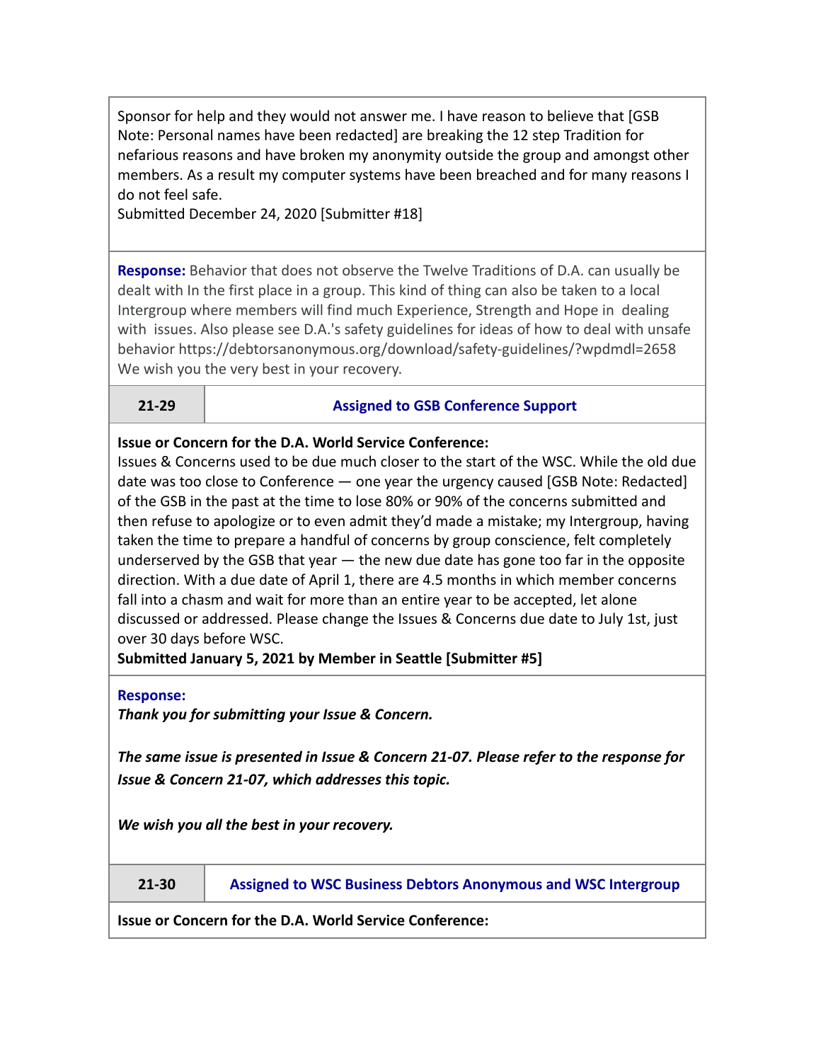Sponsor for help and they would not answer me. I have reason to believe that [GSB Note: Personal names have been redacted] are breaking the 12 step Tradition for nefarious reasons and have broken my anonymity outside the group and amongst other members. As a result my computer systems have been breached and for many reasons I do not feel safe.
Submitted December 24, 2020 [Submitter #18]

**Response:** Behavior that does not observe the Twelve Traditions of D.A. can usually be dealt with In the first place in a group. This kind of thing can also be taken to a local Intergroup where members will find much Experience, Strength and Hope in dealing with issues. Also please see D.A.'s safety guidelines for ideas of how to deal with unsafe behavior https://debtorsanonymous.org/download/safety-guidelines/?wpdmdl=2658
We wish you the very best in your recovery.

| 21-29 | Assigned to GSB Conference Support |
|---|---|

**Issue or Concern for the D.A. World Service Conference:**
Issues & Concerns used to be due much closer to the start of the WSC. While the old due date was too close to Conference — one year the urgency caused [GSB Note: Redacted] of the GSB in the past at the time to lose 80% or 90% of the concerns submitted and then refuse to apologize or to even admit they'd made a mistake; my Intergroup, having taken the time to prepare a handful of concerns by group conscience, felt completely underserved by the GSB that year — the new due date has gone too far in the opposite direction. With a due date of April 1, there are 4.5 months in which member concerns fall into a chasm and wait for more than an entire year to be accepted, let alone discussed or addressed. Please change the Issues & Concerns due date to July 1st, just over 30 days before WSC.
**Submitted January 5, 2021 by Member in Seattle [Submitter #5]**

**Response:**
***Thank you for submitting your Issue & Concern.***

***The same issue is presented in Issue & Concern 21-07. Please refer to the response for Issue & Concern 21-07, which addresses this topic.***

***We wish you all the best in your recovery.***

| 21-30 | Assigned to WSC Business Debtors Anonymous and WSC Intergroup |
|---|---|

**Issue or Concern for the D.A. World Service Conference:**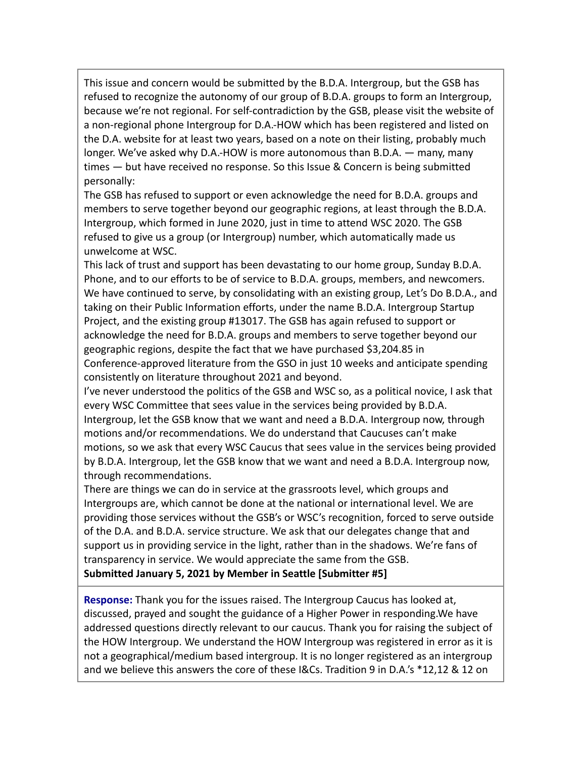This issue and concern would be submitted by the B.D.A. Intergroup, but the GSB has refused to recognize the autonomy of our group of B.D.A. groups to form an Intergroup, because we're not regional. For self-contradiction by the GSB, please visit the website of a non-regional phone Intergroup for D.A.-HOW which has been registered and listed on the D.A. website for at least two years, based on a note on their listing, probably much longer. We've asked why D.A.-HOW is more autonomous than B.D.A. — many, many times — but have received no response. So this Issue & Concern is being submitted personally:

The GSB has refused to support or even acknowledge the need for B.D.A. groups and members to serve together beyond our geographic regions, at least through the B.D.A. Intergroup, which formed in June 2020, just in time to attend WSC 2020. The GSB refused to give us a group (or Intergroup) number, which automatically made us unwelcome at WSC.

This lack of trust and support has been devastating to our home group, Sunday B.D.A. Phone, and to our efforts to be of service to B.D.A. groups, members, and newcomers. We have continued to serve, by consolidating with an existing group, Let's Do B.D.A., and taking on their Public Information efforts, under the name B.D.A. Intergroup Startup Project, and the existing group #13017. The GSB has again refused to support or acknowledge the need for B.D.A. groups and members to serve together beyond our geographic regions, despite the fact that we have purchased $3,204.85 in Conference-approved literature from the GSO in just 10 weeks and anticipate spending consistently on literature throughout 2021 and beyond.

I've never understood the politics of the GSB and WSC so, as a political novice, I ask that every WSC Committee that sees value in the services being provided by B.D.A. Intergroup, let the GSB know that we want and need a B.D.A. Intergroup now, through motions and/or recommendations. We do understand that Caucuses can't make motions, so we ask that every WSC Caucus that sees value in the services being provided by B.D.A. Intergroup, let the GSB know that we want and need a B.D.A. Intergroup now, through recommendations.

There are things we can do in service at the grassroots level, which groups and Intergroups are, which cannot be done at the national or international level. We are providing those services without the GSB's or WSC's recognition, forced to serve outside of the D.A. and B.D.A. service structure. We ask that our delegates change that and support us in providing service in the light, rather than in the shadows. We're fans of transparency in service. We would appreciate the same from the GSB.

**Submitted January 5, 2021 by Member in Seattle [Submitter #5]**

**Response:** Thank you for the issues raised. The Intergroup Caucus has looked at, discussed, prayed and sought the guidance of a Higher Power in responding.We have addressed questions directly relevant to our caucus. Thank you for raising the subject of the HOW Intergroup. We understand the HOW Intergroup was registered in error as it is not a geographical/medium based intergroup. It is no longer registered as an intergroup and we believe this answers the core of these I&Cs. Tradition 9 in D.A.'s *12,12 & 12 on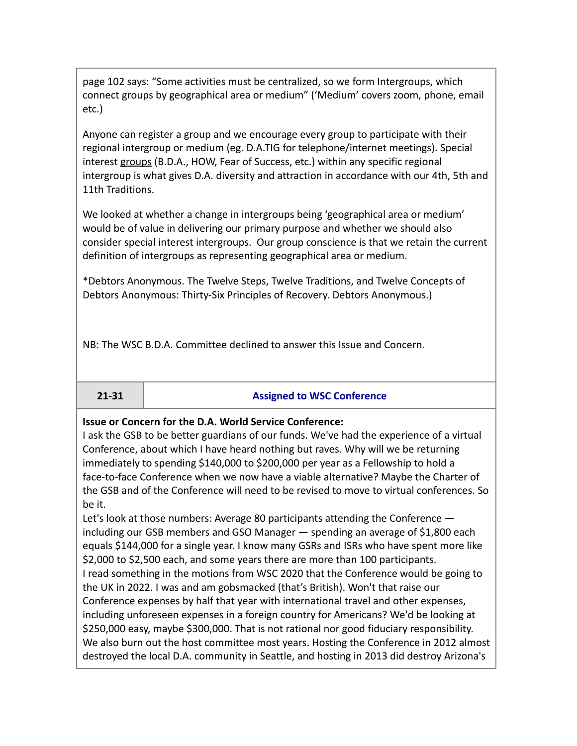page 102 says: "Some activities must be centralized, so we form Intergroups, which connect groups by geographical area or medium" ('Medium' covers zoom, phone, email etc.)

Anyone can register a group and we encourage every group to participate with their regional intergroup or medium (eg. D.A.TIG for telephone/internet meetings). Special interest groups (B.D.A., HOW, Fear of Success, etc.) within any specific regional intergroup is what gives D.A. diversity and attraction in accordance with our 4th, 5th and 11th Traditions.

We looked at whether a change in intergroups being 'geographical area or medium' would be of value in delivering our primary purpose and whether we should also consider special interest intergroups. Our group conscience is that we retain the current definition of intergroups as representing geographical area or medium.

*Debtors Anonymous. The Twelve Steps, Twelve Traditions, and Twelve Concepts of Debtors Anonymous: Thirty-Six Principles of Recovery. Debtors Anonymous.)

NB: The WSC B.D.A. Committee declined to answer this Issue and Concern.

| 21-31 | Assigned to WSC Conference |
|---|---|

**Issue or Concern for the D.A. World Service Conference:**
I ask the GSB to be better guardians of our funds. We've had the experience of a virtual Conference, about which I have heard nothing but raves. Why will we be returning immediately to spending $140,000 to $200,000 per year as a Fellowship to hold a face-to-face Conference when we now have a viable alternative? Maybe the Charter of the GSB and of the Conference will need to be revised to move to virtual conferences. So be it.
Let's look at those numbers: Average 80 participants attending the Conference — including our GSB members and GSO Manager — spending an average of $1,800 each equals $144,000 for a single year. I know many GSRs and ISRs who have spent more like $2,000 to $2,500 each, and some years there are more than 100 participants.
I read something in the motions from WSC 2020 that the Conference would be going to the UK in 2022. I was and am gobsmacked (that's British). Won't that raise our Conference expenses by half that year with international travel and other expenses, including unforeseen expenses in a foreign country for Americans? We'd be looking at $250,000 easy, maybe $300,000. That is not rational nor good fiduciary responsibility.
We also burn out the host committee most years. Hosting the Conference in 2012 almost destroyed the local D.A. community in Seattle, and hosting in 2013 did destroy Arizona's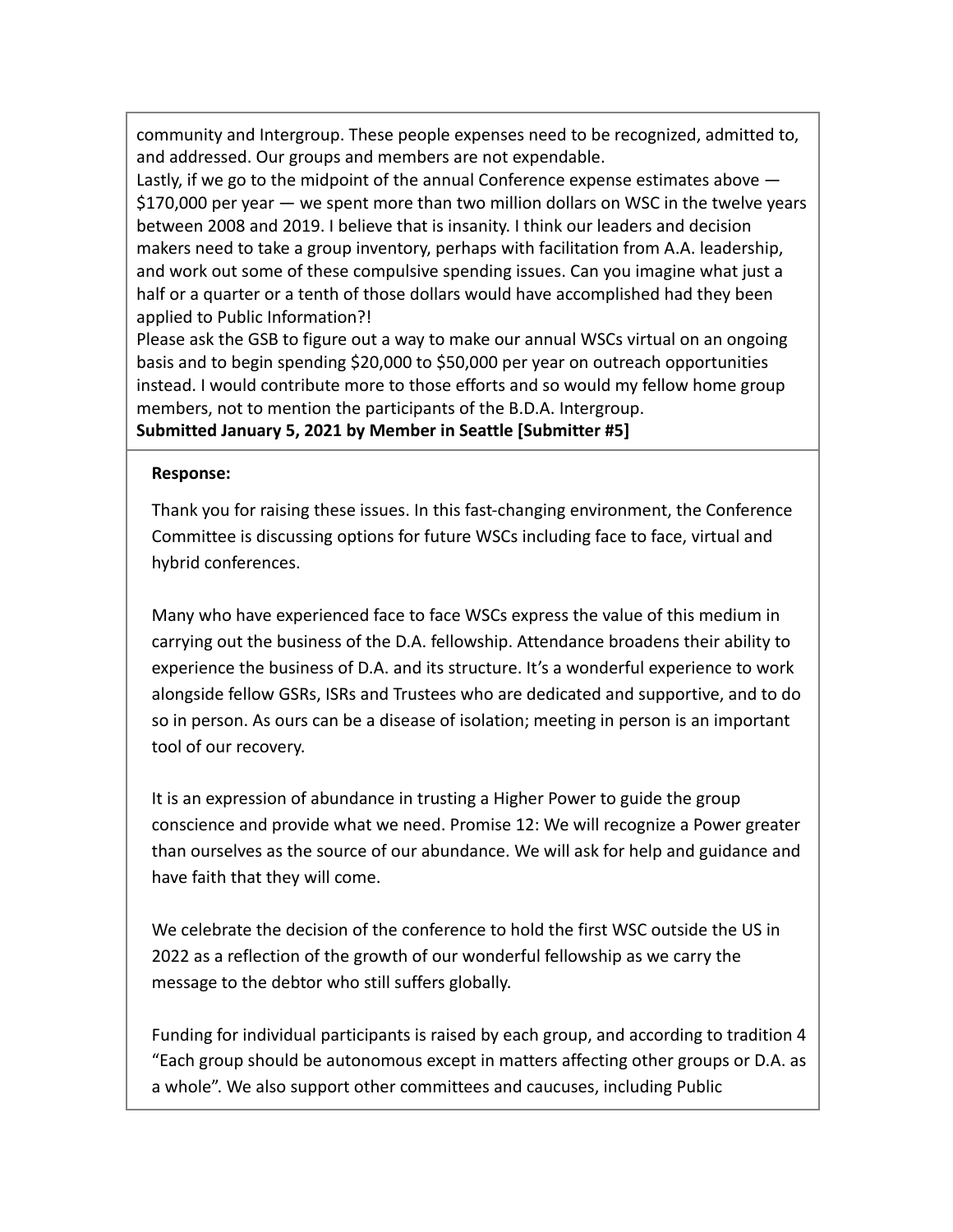community and Intergroup. These people expenses need to be recognized, admitted to, and addressed. Our groups and members are not expendable.

Lastly, if we go to the midpoint of the annual Conference expense estimates above — $170,000 per year — we spent more than two million dollars on WSC in the twelve years between 2008 and 2019. I believe that is insanity. I think our leaders and decision makers need to take a group inventory, perhaps with facilitation from A.A. leadership, and work out some of these compulsive spending issues. Can you imagine what just a half or a quarter or a tenth of those dollars would have accomplished had they been applied to Public Information?!

Please ask the GSB to figure out a way to make our annual WSCs virtual on an ongoing basis and to begin spending $20,000 to $50,000 per year on outreach opportunities instead. I would contribute more to those efforts and so would my fellow home group members, not to mention the participants of the B.D.A. Intergroup.

**Submitted January 5, 2021 by Member in Seattle [Submitter #5]**

**Response:**

Thank you for raising these issues. In this fast-changing environment, the Conference Committee is discussing options for future WSCs including face to face, virtual and hybrid conferences.

Many who have experienced face to face WSCs express the value of this medium in carrying out the business of the D.A. fellowship. Attendance broadens their ability to experience the business of D.A. and its structure. It's a wonderful experience to work alongside fellow GSRs, ISRs and Trustees who are dedicated and supportive, and to do so in person. As ours can be a disease of isolation; meeting in person is an important tool of our recovery.

It is an expression of abundance in trusting a Higher Power to guide the group conscience and provide what we need. Promise 12: We will recognize a Power greater than ourselves as the source of our abundance. We will ask for help and guidance and have faith that they will come.

We celebrate the decision of the conference to hold the first WSC outside the US in 2022 as a reflection of the growth of our wonderful fellowship as we carry the message to the debtor who still suffers globally.

Funding for individual participants is raised by each group, and according to tradition 4 "Each group should be autonomous except in matters affecting other groups or D.A. as a whole". We also support other committees and caucuses, including Public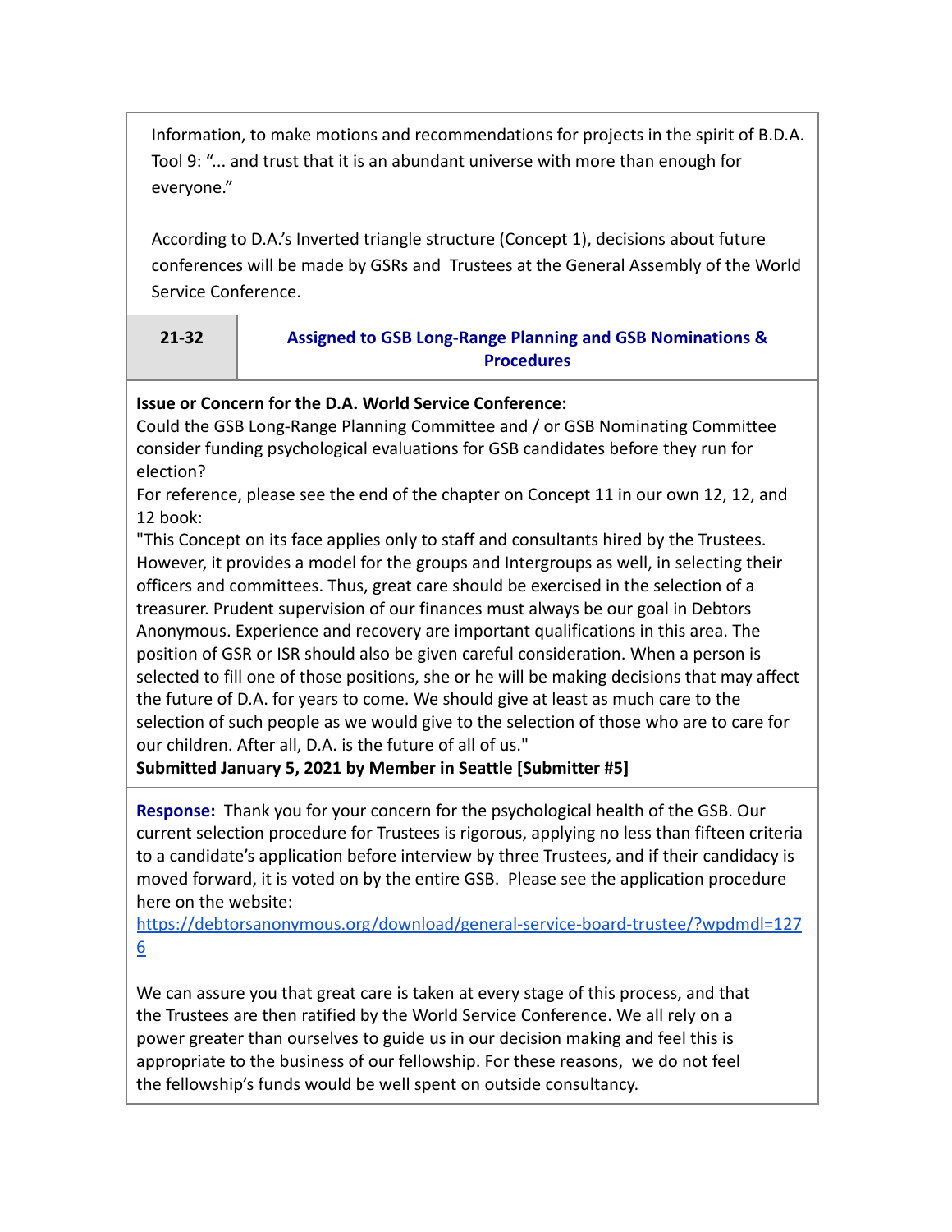Information, to make motions and recommendations for projects in the spirit of B.D.A. Tool 9: "... and trust that it is an abundant universe with more than enough for everyone."

According to D.A.'s Inverted triangle structure (Concept 1), decisions about future conferences will be made by GSRs and Trustees at the General Assembly of the World Service Conference.

| 21-32 | Assigned to GSB Long-Range Planning and GSB Nominations & Procedures |
|---|---|

**Issue or Concern for the D.A. World Service Conference:**
Could the GSB Long-Range Planning Committee and / or GSB Nominating Committee consider funding psychological evaluations for GSB candidates before they run for election?
For reference, please see the end of the chapter on Concept 11 in our own 12, 12, and 12 book:
"This Concept on its face applies only to staff and consultants hired by the Trustees. However, it provides a model for the groups and Intergroups as well, in selecting their officers and committees. Thus, great care should be exercised in the selection of a treasurer. Prudent supervision of our finances must always be our goal in Debtors Anonymous. Experience and recovery are important qualifications in this area. The position of GSR or ISR should also be given careful consideration. When a person is selected to fill one of those positions, she or he will be making decisions that may affect the future of D.A. for years to come. We should give at least as much care to the selection of such people as we would give to the selection of those who are to care for our children. After all, D.A. is the future of all of us."
**Submitted January 5, 2021 by Member in Seattle [Submitter #5]**

**Response:** Thank you for your concern for the psychological health of the GSB. Our current selection procedure for Trustees is rigorous, applying no less than fifteen criteria to a candidate's application before interview by three Trustees, and if their candidacy is moved forward, it is voted on by the entire GSB. Please see the application procedure here on the website:
https://debtorsanonymous.org/download/general-service-board-trustee/?wpdmdl=1276

We can assure you that great care is taken at every stage of this process, and that the Trustees are then ratified by the World Service Conference. We all rely on a power greater than ourselves to guide us in our decision making and feel this is appropriate to the business of our fellowship. For these reasons, we do not feel the fellowship's funds would be well spent on outside consultancy.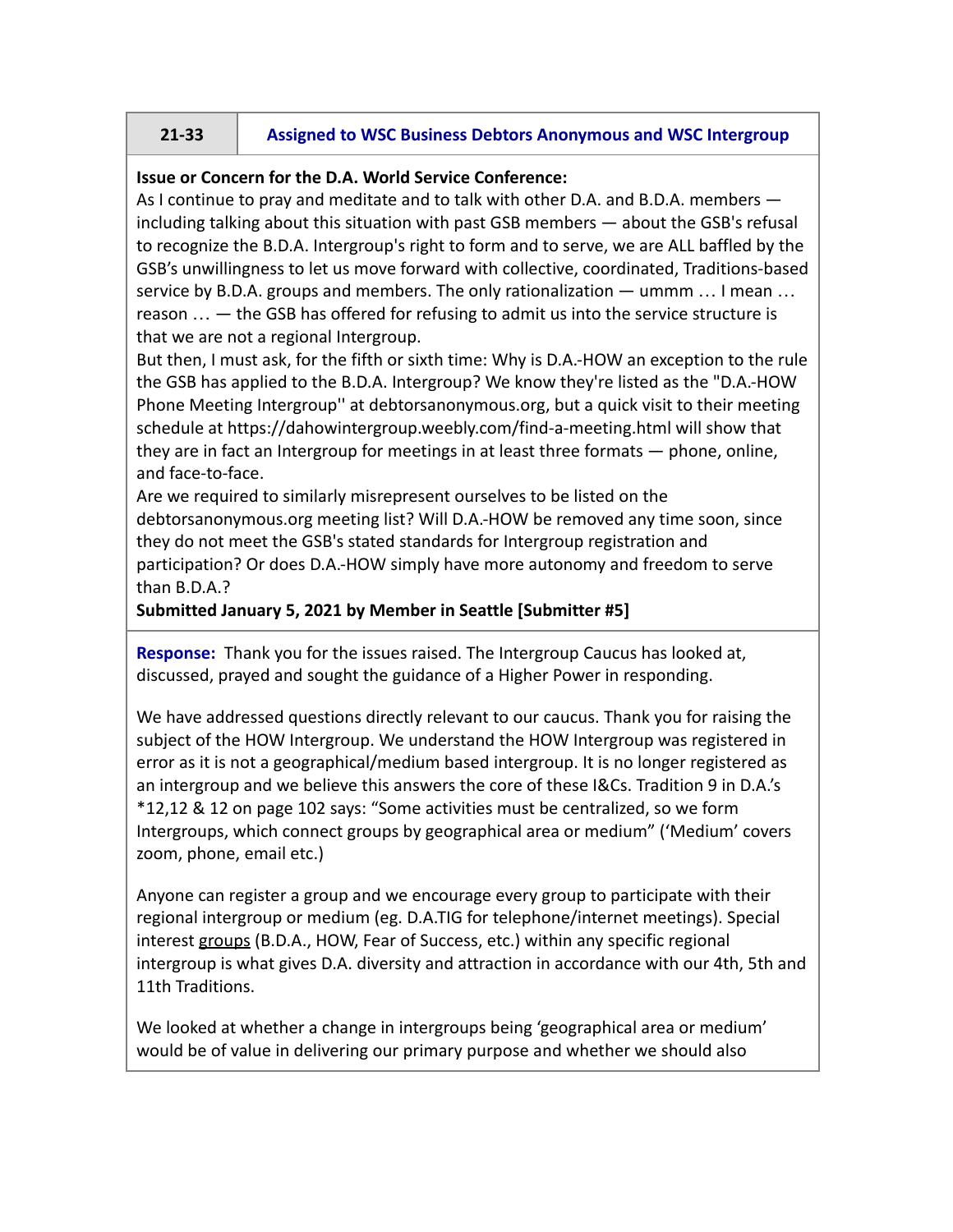| 21-33 | Assigned to WSC Business Debtors Anonymous and WSC Intergroup |
|---|---|

**Issue or Concern for the D.A. World Service Conference:**

As I continue to pray and meditate and to talk with other D.A. and B.D.A. members — including talking about this situation with past GSB members — about the GSB's refusal to recognize the B.D.A. Intergroup's right to form and to serve, we are ALL baffled by the GSB's unwillingness to let us move forward with collective, coordinated, Traditions-based service by B.D.A. groups and members. The only rationalization — ummm … I mean … reason … — the GSB has offered for refusing to admit us into the service structure is that we are not a regional Intergroup.

But then, I must ask, for the fifth or sixth time: Why is D.A.-HOW an exception to the rule the GSB has applied to the B.D.A. Intergroup? We know they're listed as the "D.A.-HOW Phone Meeting Intergroup'' at debtorsanonymous.org, but a quick visit to their meeting schedule at https://dahowintergroup.weebly.com/find-a-meeting.html will show that they are in fact an Intergroup for meetings in at least three formats — phone, online, and face-to-face.

Are we required to similarly misrepresent ourselves to be listed on the debtorsanonymous.org meeting list? Will D.A.-HOW be removed any time soon, since they do not meet the GSB's stated standards for Intergroup registration and participation? Or does D.A.-HOW simply have more autonomy and freedom to serve than B.D.A.?

**Submitted January 5, 2021 by Member in Seattle [Submitter #5]**

**Response:** Thank you for the issues raised. The Intergroup Caucus has looked at, discussed, prayed and sought the guidance of a Higher Power in responding.

We have addressed questions directly relevant to our caucus. Thank you for raising the subject of the HOW Intergroup. We understand the HOW Intergroup was registered in error as it is not a geographical/medium based intergroup. It is no longer registered as an intergroup and we believe this answers the core of these I&Cs. Tradition 9 in D.A.'s *12,12 & 12 on page 102 says: "Some activities must be centralized, so we form Intergroups, which connect groups by geographical area or medium" ('Medium' covers zoom, phone, email etc.)

Anyone can register a group and we encourage every group to participate with their regional intergroup or medium (eg. D.A.TIG for telephone/internet meetings). Special interest <u>groups</u> (B.D.A., HOW, Fear of Success, etc.) within any specific regional intergroup is what gives D.A. diversity and attraction in accordance with our 4th, 5th and 11th Traditions.

We looked at whether a change in intergroups being 'geographical area or medium' would be of value in delivering our primary purpose and whether we should also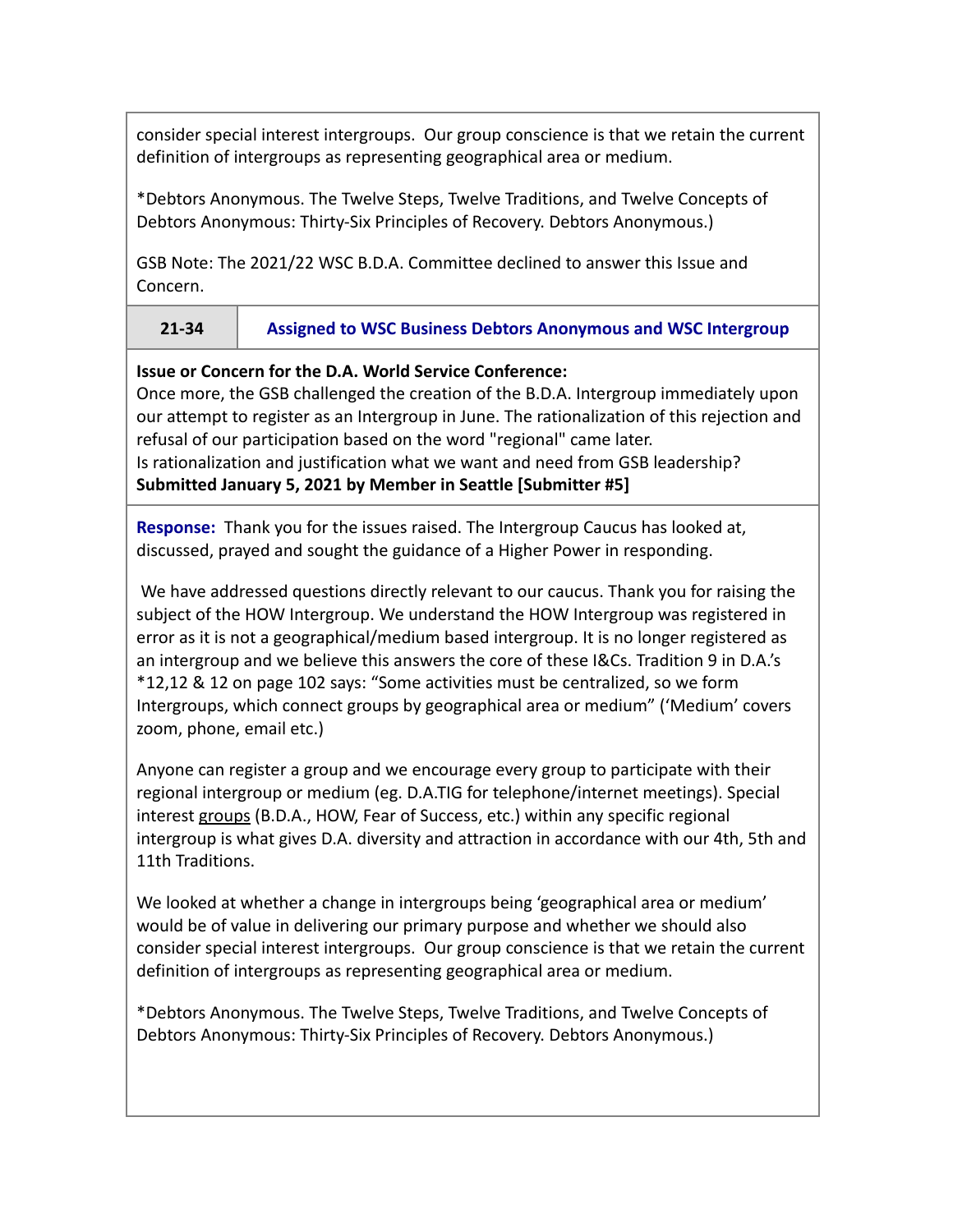consider special interest intergroups. Our group conscience is that we retain the current definition of intergroups as representing geographical area or medium.

*Debtors Anonymous. The Twelve Steps, Twelve Traditions, and Twelve Concepts of Debtors Anonymous: Thirty-Six Principles of Recovery. Debtors Anonymous.)

GSB Note: The 2021/22 WSC B.D.A. Committee declined to answer this Issue and Concern.

| 21-34 | Assigned to WSC Business Debtors Anonymous and WSC Intergroup |
|---|---|

**Issue or Concern for the D.A. World Service Conference:**
Once more, the GSB challenged the creation of the B.D.A. Intergroup immediately upon our attempt to register as an Intergroup in June. The rationalization of this rejection and refusal of our participation based on the word "regional" came later.
Is rationalization and justification what we want and need from GSB leadership?
**Submitted January 5, 2021 by Member in Seattle [Submitter #5]**

**Response:** Thank you for the issues raised. The Intergroup Caucus has looked at, discussed, prayed and sought the guidance of a Higher Power in responding.

We have addressed questions directly relevant to our caucus. Thank you for raising the subject of the HOW Intergroup. We understand the HOW Intergroup was registered in error as it is not a geographical/medium based intergroup. It is no longer registered as an intergroup and we believe this answers the core of these I&Cs. Tradition 9 in D.A.'s *12,12 & 12 on page 102 says: "Some activities must be centralized, so we form Intergroups, which connect groups by geographical area or medium" ('Medium' covers zoom, phone, email etc.)

Anyone can register a group and we encourage every group to participate with their regional intergroup or medium (eg. D.A.TIG for telephone/internet meetings). Special interest <u>groups</u> (B.D.A., HOW, Fear of Success, etc.) within any specific regional intergroup is what gives D.A. diversity and attraction in accordance with our 4th, 5th and 11th Traditions.

We looked at whether a change in intergroups being 'geographical area or medium' would be of value in delivering our primary purpose and whether we should also consider special interest intergroups. Our group conscience is that we retain the current definition of intergroups as representing geographical area or medium.

*Debtors Anonymous. The Twelve Steps, Twelve Traditions, and Twelve Concepts of Debtors Anonymous: Thirty-Six Principles of Recovery. Debtors Anonymous.)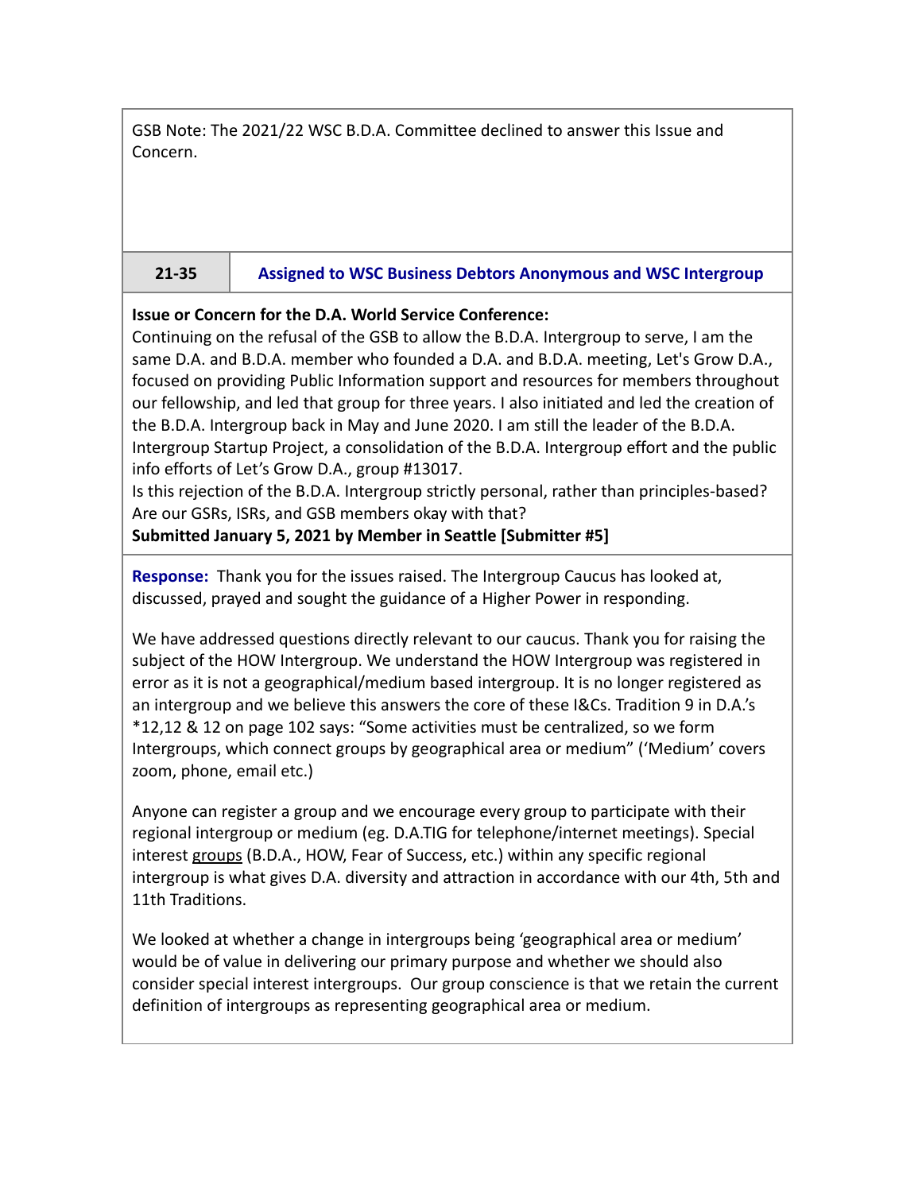GSB Note: The 2021/22 WSC B.D.A. Committee declined to answer this Issue and Concern.

| 21-35 | Assigned to WSC Business Debtors Anonymous and WSC Intergroup |
| --- | --- |

**Issue or Concern for the D.A. World Service Conference:**
Continuing on the refusal of the GSB to allow the B.D.A. Intergroup to serve, I am the same D.A. and B.D.A. member who founded a D.A. and B.D.A. meeting, Let's Grow D.A., focused on providing Public Information support and resources for members throughout our fellowship, and led that group for three years. I also initiated and led the creation of the B.D.A. Intergroup back in May and June 2020. I am still the leader of the B.D.A. Intergroup Startup Project, a consolidation of the B.D.A. Intergroup effort and the public info efforts of Let's Grow D.A., group #13017.
Is this rejection of the B.D.A. Intergroup strictly personal, rather than principles-based? Are our GSRs, ISRs, and GSB members okay with that?
**Submitted January 5, 2021 by Member in Seattle [Submitter #5]**

**Response:** Thank you for the issues raised. The Intergroup Caucus has looked at, discussed, prayed and sought the guidance of a Higher Power in responding.

We have addressed questions directly relevant to our caucus. Thank you for raising the subject of the HOW Intergroup. We understand the HOW Intergroup was registered in error as it is not a geographical/medium based intergroup. It is no longer registered as an intergroup and we believe this answers the core of these I&Cs. Tradition 9 in D.A.'s *12,12 & 12 on page 102 says: "Some activities must be centralized, so we form Intergroups, which connect groups by geographical area or medium" ('Medium' covers zoom, phone, email etc.)

Anyone can register a group and we encourage every group to participate with their regional intergroup or medium (eg. D.A.TIG for telephone/internet meetings). Special interest groups (B.D.A., HOW, Fear of Success, etc.) within any specific regional intergroup is what gives D.A. diversity and attraction in accordance with our 4th, 5th and 11th Traditions.

We looked at whether a change in intergroups being 'geographical area or medium' would be of value in delivering our primary purpose and whether we should also consider special interest intergroups. Our group conscience is that we retain the current definition of intergroups as representing geographical area or medium.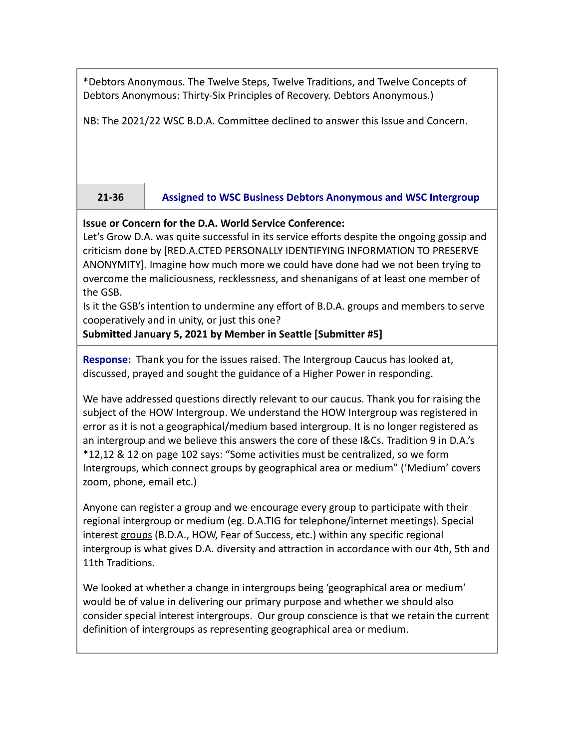*Debtors Anonymous. The Twelve Steps, Twelve Traditions, and Twelve Concepts of Debtors Anonymous: Thirty-Six Principles of Recovery. Debtors Anonymous.)

NB: The 2021/22 WSC B.D.A. Committee declined to answer this Issue and Concern.

| **21-36** | **Assigned to WSC Business Debtors Anonymous and WSC Intergroup** |
| --- | --- |

**Issue or Concern for the D.A. World Service Conference:**
Let's Grow D.A. was quite successful in its service efforts despite the ongoing gossip and criticism done by [RED.A.CTED PERSONALLY IDENTIFYING INFORMATION TO PRESERVE ANONYMITY]. Imagine how much more we could have done had we not been trying to overcome the maliciousness, recklessness, and shenanigans of at least one member of the GSB.
Is it the GSB's intention to undermine any effort of B.D.A. groups and members to serve cooperatively and in unity, or just this one?
**Submitted January 5, 2021 by Member in Seattle [Submitter #5]**

**Response:** Thank you for the issues raised. The Intergroup Caucus has looked at, discussed, prayed and sought the guidance of a Higher Power in responding.

We have addressed questions directly relevant to our caucus. Thank you for raising the subject of the HOW Intergroup. We understand the HOW Intergroup was registered in error as it is not a geographical/medium based intergroup. It is no longer registered as an intergroup and we believe this answers the core of these I&Cs. Tradition 9 in D.A.'s *12,12 & 12 on page 102 says: "Some activities must be centralized, so we form Intergroups, which connect groups by geographical area or medium" ('Medium' covers zoom, phone, email etc.)

Anyone can register a group and we encourage every group to participate with their regional intergroup or medium (eg. D.A.TIG for telephone/internet meetings). Special interest groups (B.D.A., HOW, Fear of Success, etc.) within any specific regional intergroup is what gives D.A. diversity and attraction in accordance with our 4th, 5th and 11th Traditions.

We looked at whether a change in intergroups being 'geographical area or medium' would be of value in delivering our primary purpose and whether we should also consider special interest intergroups. Our group conscience is that we retain the current definition of intergroups as representing geographical area or medium.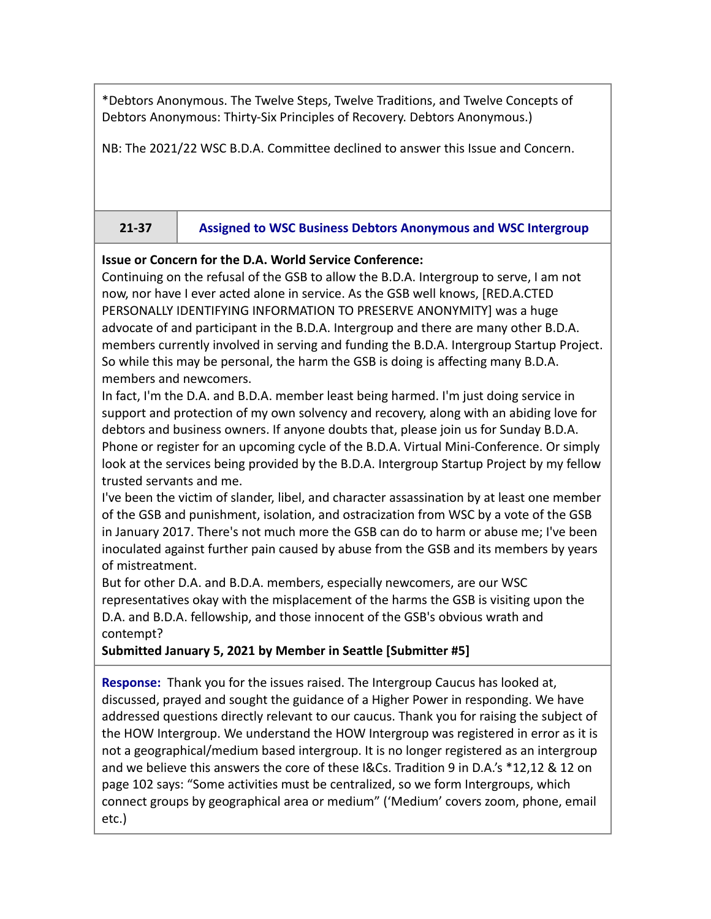*Debtors Anonymous. The Twelve Steps, Twelve Traditions, and Twelve Concepts of Debtors Anonymous: Thirty-Six Principles of Recovery. Debtors Anonymous.)

NB: The 2021/22 WSC B.D.A. Committee declined to answer this Issue and Concern.

| 21-37 | Assigned to WSC Business Debtors Anonymous and WSC Intergroup |
|---|---|

**Issue or Concern for the D.A. World Service Conference:**
Continuing on the refusal of the GSB to allow the B.D.A. Intergroup to serve, I am not now, nor have I ever acted alone in service. As the GSB well knows, [RED.A.CTED PERSONALLY IDENTIFYING INFORMATION TO PRESERVE ANONYMITY] was a huge advocate of and participant in the B.D.A. Intergroup and there are many other B.D.A. members currently involved in serving and funding the B.D.A. Intergroup Startup Project. So while this may be personal, the harm the GSB is doing is affecting many B.D.A. members and newcomers.
In fact, I'm the D.A. and B.D.A. member least being harmed. I'm just doing service in support and protection of my own solvency and recovery, along with an abiding love for debtors and business owners. If anyone doubts that, please join us for Sunday B.D.A. Phone or register for an upcoming cycle of the B.D.A. Virtual Mini-Conference. Or simply look at the services being provided by the B.D.A. Intergroup Startup Project by my fellow trusted servants and me.
I've been the victim of slander, libel, and character assassination by at least one member of the GSB and punishment, isolation, and ostracization from WSC by a vote of the GSB in January 2017. There's not much more the GSB can do to harm or abuse me; I've been inoculated against further pain caused by abuse from the GSB and its members by years of mistreatment.
But for other D.A. and B.D.A. members, especially newcomers, are our WSC representatives okay with the misplacement of the harms the GSB is visiting upon the D.A. and B.D.A. fellowship, and those innocent of the GSB's obvious wrath and contempt?
**Submitted January 5, 2021 by Member in Seattle [Submitter #5]**

**Response:** Thank you for the issues raised. The Intergroup Caucus has looked at, discussed, prayed and sought the guidance of a Higher Power in responding. We have addressed questions directly relevant to our caucus. Thank you for raising the subject of the HOW Intergroup. We understand the HOW Intergroup was registered in error as it is not a geographical/medium based intergroup. It is no longer registered as an intergroup and we believe this answers the core of these I&Cs. Tradition 9 in D.A.'s *12,12 & 12 on page 102 says: "Some activities must be centralized, so we form Intergroups, which connect groups by geographical area or medium" ('Medium' covers zoom, phone, email etc.)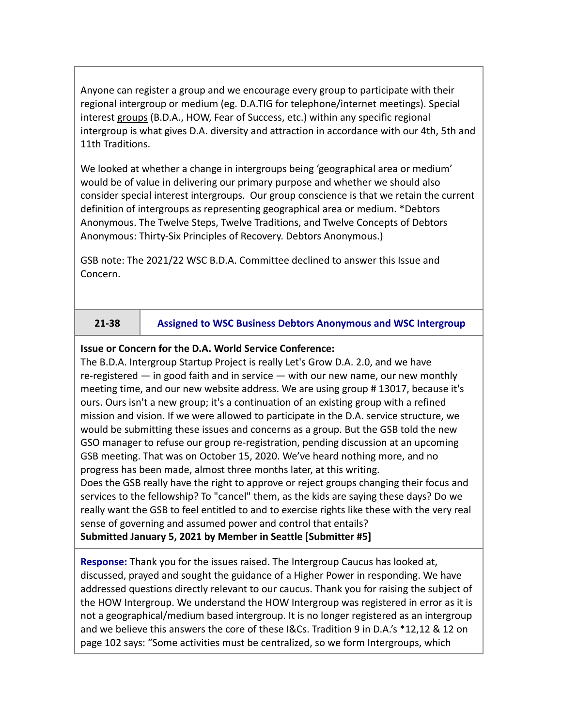Anyone can register a group and we encourage every group to participate with their regional intergroup or medium (eg. D.A.TIG for telephone/internet meetings). Special interest groups (B.D.A., HOW, Fear of Success, etc.) within any specific regional intergroup is what gives D.A. diversity and attraction in accordance with our 4th, 5th and 11th Traditions.

We looked at whether a change in intergroups being 'geographical area or medium' would be of value in delivering our primary purpose and whether we should also consider special interest intergroups. Our group conscience is that we retain the current definition of intergroups as representing geographical area or medium. *Debtors Anonymous. The Twelve Steps, Twelve Traditions, and Twelve Concepts of Debtors Anonymous: Thirty-Six Principles of Recovery. Debtors Anonymous.)

GSB note: The 2021/22 WSC B.D.A. Committee declined to answer this Issue and Concern.

| **21-38** | **Assigned to WSC Business Debtors Anonymous and WSC Intergroup** |
|---|---|

**Issue or Concern for the D.A. World Service Conference:**
The B.D.A. Intergroup Startup Project is really Let's Grow D.A. 2.0, and we have re-registered — in good faith and in service — with our new name, our new monthly meeting time, and our new website address. We are using group # 13017, because it's ours. Ours isn't a new group; it's a continuation of an existing group with a refined mission and vision. If we were allowed to participate in the D.A. service structure, we would be submitting these issues and concerns as a group. But the GSB told the new GSO manager to refuse our group re-registration, pending discussion at an upcoming GSB meeting. That was on October 15, 2020. We've heard nothing more, and no progress has been made, almost three months later, at this writing.
Does the GSB really have the right to approve or reject groups changing their focus and services to the fellowship? To "cancel" them, as the kids are saying these days? Do we really want the GSB to feel entitled to and to exercise rights like these with the very real sense of governing and assumed power and control that entails?
**Submitted January 5, 2021 by Member in Seattle [Submitter #5]**

**Response:** Thank you for the issues raised. The Intergroup Caucus has looked at, discussed, prayed and sought the guidance of a Higher Power in responding. We have addressed questions directly relevant to our caucus. Thank you for raising the subject of the HOW Intergroup. We understand the HOW Intergroup was registered in error as it is not a geographical/medium based intergroup. It is no longer registered as an intergroup and we believe this answers the core of these I&Cs. Tradition 9 in D.A.'s *12,12 & 12 on page 102 says: "Some activities must be centralized, so we form Intergroups, which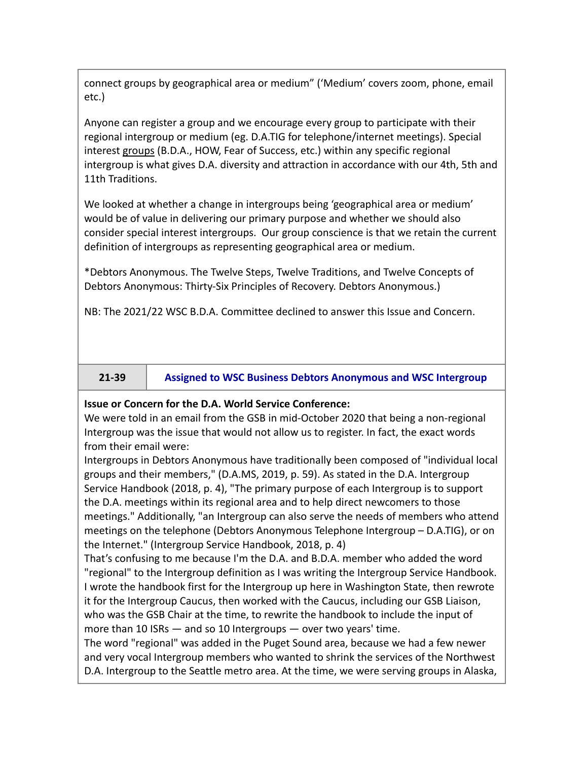connect groups by geographical area or medium" ('Medium' covers zoom, phone, email etc.)

Anyone can register a group and we encourage every group to participate with their regional intergroup or medium (eg. D.A.TIG for telephone/internet meetings). Special interest groups (B.D.A., HOW, Fear of Success, etc.) within any specific regional intergroup is what gives D.A. diversity and attraction in accordance with our 4th, 5th and 11th Traditions.

We looked at whether a change in intergroups being 'geographical area or medium' would be of value in delivering our primary purpose and whether we should also consider special interest intergroups. Our group conscience is that we retain the current definition of intergroups as representing geographical area or medium.

*Debtors Anonymous. The Twelve Steps, Twelve Traditions, and Twelve Concepts of Debtors Anonymous: Thirty-Six Principles of Recovery. Debtors Anonymous.)

NB: The 2021/22 WSC B.D.A. Committee declined to answer this Issue and Concern.

| 21-39 | Assigned to WSC Business Debtors Anonymous and WSC Intergroup |
|---|---|

**Issue or Concern for the D.A. World Service Conference:**
We were told in an email from the GSB in mid-October 2020 that being a non-regional Intergroup was the issue that would not allow us to register. In fact, the exact words from their email were:
Intergroups in Debtors Anonymous have traditionally been composed of "individual local groups and their members," (D.A.MS, 2019, p. 59). As stated in the D.A. Intergroup Service Handbook (2018, p. 4), "The primary purpose of each Intergroup is to support the D.A. meetings within its regional area and to help direct newcomers to those meetings." Additionally, "an Intergroup can also serve the needs of members who attend meetings on the telephone (Debtors Anonymous Telephone Intergroup – D.A.TIG), or on the Internet." (Intergroup Service Handbook, 2018, p. 4)
That's confusing to me because I'm the D.A. and B.D.A. member who added the word "regional" to the Intergroup definition as I was writing the Intergroup Service Handbook. I wrote the handbook first for the Intergroup up here in Washington State, then rewrote it for the Intergroup Caucus, then worked with the Caucus, including our GSB Liaison, who was the GSB Chair at the time, to rewrite the handbook to include the input of more than 10 ISRs — and so 10 Intergroups — over two years' time.
The word "regional" was added in the Puget Sound area, because we had a few newer and very vocal Intergroup members who wanted to shrink the services of the Northwest D.A. Intergroup to the Seattle metro area. At the time, we were serving groups in Alaska,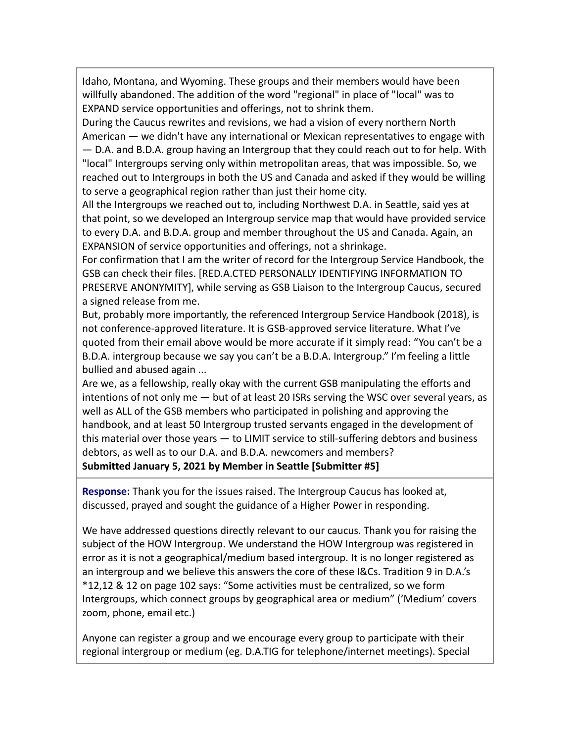Idaho, Montana, and Wyoming. These groups and their members would have been willfully abandoned. The addition of the word "regional" in place of "local" was to EXPAND service opportunities and offerings, not to shrink them.

During the Caucus rewrites and revisions, we had a vision of every northern North American — we didn't have any international or Mexican representatives to engage with — D.A. and B.D.A. group having an Intergroup that they could reach out to for help. With "local" Intergroups serving only within metropolitan areas, that was impossible. So, we reached out to Intergroups in both the US and Canada and asked if they would be willing to serve a geographical region rather than just their home city.

All the Intergroups we reached out to, including Northwest D.A. in Seattle, said yes at that point, so we developed an Intergroup service map that would have provided service to every D.A. and B.D.A. group and member throughout the US and Canada. Again, an EXPANSION of service opportunities and offerings, not a shrinkage.

For confirmation that I am the writer of record for the Intergroup Service Handbook, the GSB can check their files. [RED.A.CTED PERSONALLY IDENTIFYING INFORMATION TO PRESERVE ANONYMITY], while serving as GSB Liaison to the Intergroup Caucus, secured a signed release from me.

But, probably more importantly, the referenced Intergroup Service Handbook (2018), is not conference-approved literature. It is GSB-approved service literature. What I've quoted from their email above would be more accurate if it simply read: "You can't be a B.D.A. intergroup because we say you can't be a B.D.A. Intergroup." I'm feeling a little bullied and abused again ...

Are we, as a fellowship, really okay with the current GSB manipulating the efforts and intentions of not only me — but of at least 20 ISRs serving the WSC over several years, as well as ALL of the GSB members who participated in polishing and approving the handbook, and at least 50 Intergroup trusted servants engaged in the development of this material over those years — to LIMIT service to still-suffering debtors and business debtors, as well as to our D.A. and B.D.A. newcomers and members?

**Submitted January 5, 2021 by Member in Seattle [Submitter #5]**

**Response:** Thank you for the issues raised. The Intergroup Caucus has looked at, discussed, prayed and sought the guidance of a Higher Power in responding.

We have addressed questions directly relevant to our caucus. Thank you for raising the subject of the HOW Intergroup. We understand the HOW Intergroup was registered in error as it is not a geographical/medium based intergroup. It is no longer registered as an intergroup and we believe this answers the core of these I&Cs. Tradition 9 in D.A.'s *12,12 & 12 on page 102 says: "Some activities must be centralized, so we form Intergroups, which connect groups by geographical area or medium" ('Medium' covers zoom, phone, email etc.)

Anyone can register a group and we encourage every group to participate with their regional intergroup or medium (eg. D.A.TIG for telephone/internet meetings). Special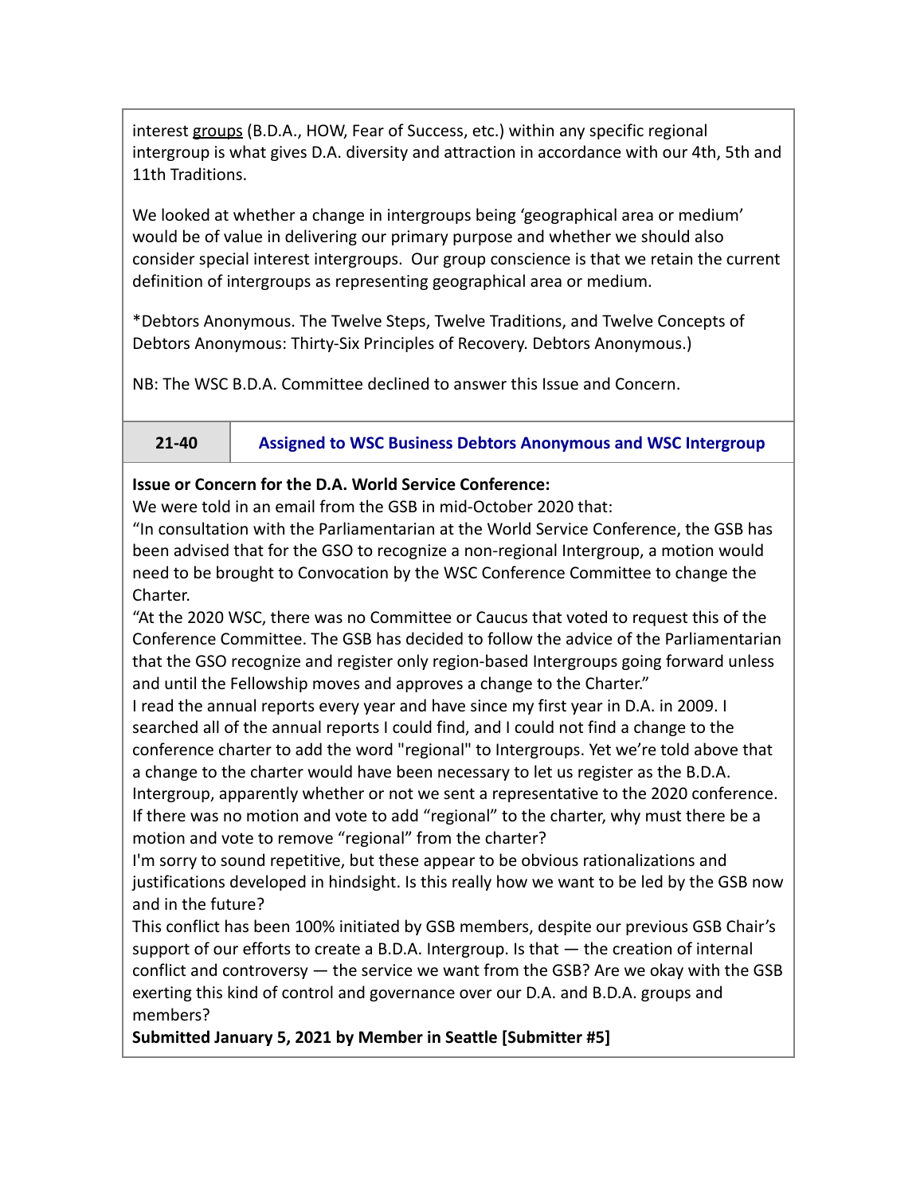interest groups (B.D.A., HOW, Fear of Success, etc.) within any specific regional intergroup is what gives D.A. diversity and attraction in accordance with our 4th, 5th and 11th Traditions.

We looked at whether a change in intergroups being 'geographical area or medium' would be of value in delivering our primary purpose and whether we should also consider special interest intergroups. Our group conscience is that we retain the current definition of intergroups as representing geographical area or medium.

*Debtors Anonymous. The Twelve Steps, Twelve Traditions, and Twelve Concepts of Debtors Anonymous: Thirty-Six Principles of Recovery. Debtors Anonymous.)

NB: The WSC B.D.A. Committee declined to answer this Issue and Concern.

| 21-40 | Assigned to WSC Business Debtors Anonymous and WSC Intergroup |
|---|---|

**Issue or Concern for the D.A. World Service Conference:**

We were told in an email from the GSB in mid-October 2020 that:

"In consultation with the Parliamentarian at the World Service Conference, the GSB has been advised that for the GSO to recognize a non-regional Intergroup, a motion would need to be brought to Convocation by the WSC Conference Committee to change the Charter.

"At the 2020 WSC, there was no Committee or Caucus that voted to request this of the Conference Committee. The GSB has decided to follow the advice of the Parliamentarian that the GSO recognize and register only region-based Intergroups going forward unless and until the Fellowship moves and approves a change to the Charter."

I read the annual reports every year and have since my first year in D.A. in 2009. I searched all of the annual reports I could find, and I could not find a change to the conference charter to add the word "regional" to Intergroups. Yet we're told above that a change to the charter would have been necessary to let us register as the B.D.A. Intergroup, apparently whether or not we sent a representative to the 2020 conference. If there was no motion and vote to add "regional" to the charter, why must there be a motion and vote to remove "regional" from the charter?

I'm sorry to sound repetitive, but these appear to be obvious rationalizations and justifications developed in hindsight. Is this really how we want to be led by the GSB now and in the future?

This conflict has been 100% initiated by GSB members, despite our previous GSB Chair's support of our efforts to create a B.D.A. Intergroup. Is that — the creation of internal conflict and controversy — the service we want from the GSB? Are we okay with the GSB exerting this kind of control and governance over our D.A. and B.D.A. groups and members?

**Submitted January 5, 2021 by Member in Seattle [Submitter #5]**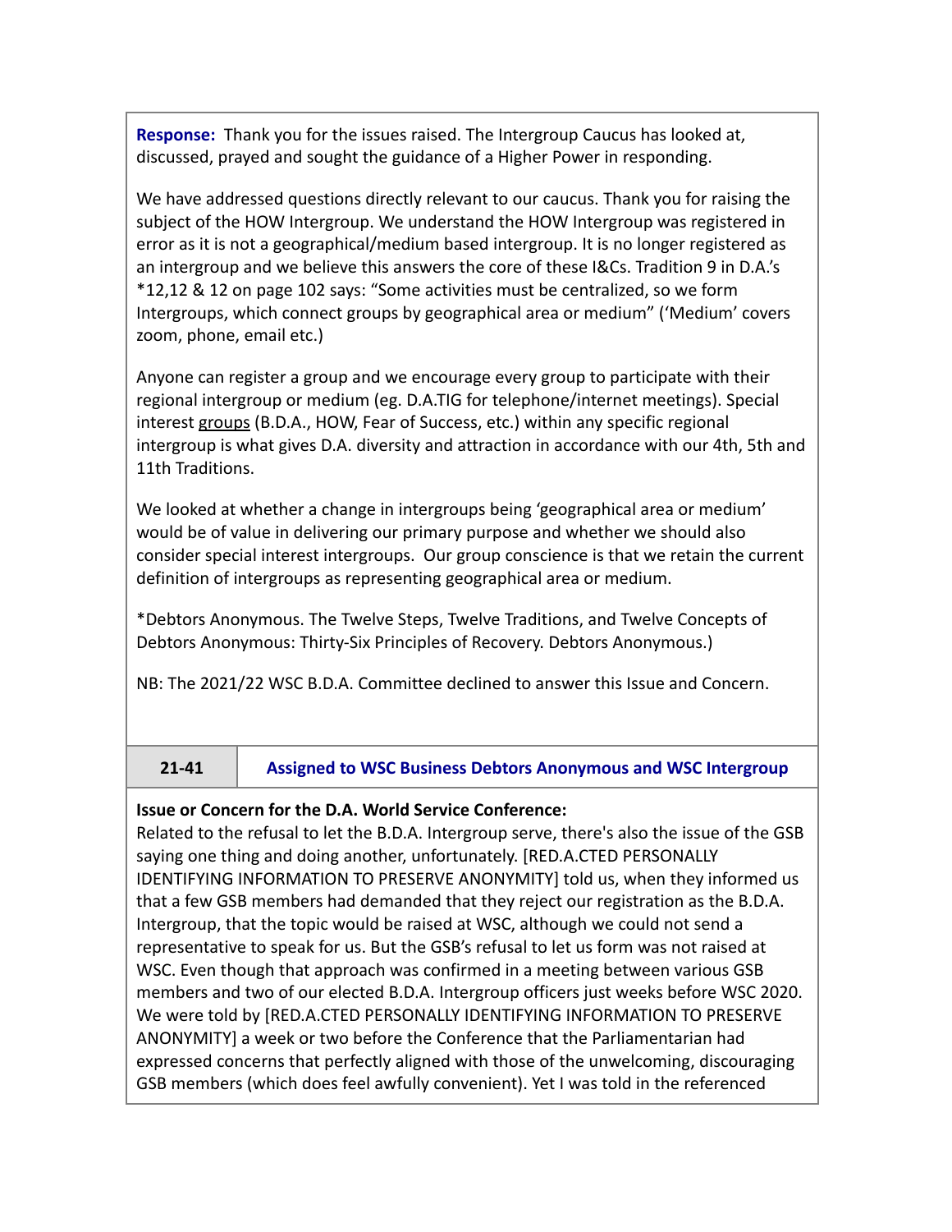**Response:** Thank you for the issues raised. The Intergroup Caucus has looked at, discussed, prayed and sought the guidance of a Higher Power in responding.

We have addressed questions directly relevant to our caucus. Thank you for raising the subject of the HOW Intergroup. We understand the HOW Intergroup was registered in error as it is not a geographical/medium based intergroup. It is no longer registered as an intergroup and we believe this answers the core of these I&Cs. Tradition 9 in D.A.'s *12,12 & 12 on page 102 says: "Some activities must be centralized, so we form Intergroups, which connect groups by geographical area or medium" ('Medium' covers zoom, phone, email etc.)

Anyone can register a group and we encourage every group to participate with their regional intergroup or medium (eg. D.A.TIG for telephone/internet meetings). Special interest <u>groups</u> (B.D.A., HOW, Fear of Success, etc.) within any specific regional intergroup is what gives D.A. diversity and attraction in accordance with our 4th, 5th and 11th Traditions.

We looked at whether a change in intergroups being 'geographical area or medium' would be of value in delivering our primary purpose and whether we should also consider special interest intergroups. Our group conscience is that we retain the current definition of intergroups as representing geographical area or medium.

*Debtors Anonymous. The Twelve Steps, Twelve Traditions, and Twelve Concepts of Debtors Anonymous: Thirty-Six Principles of Recovery. Debtors Anonymous.)

NB: The 2021/22 WSC B.D.A. Committee declined to answer this Issue and Concern.

| 21-41 | Assigned to WSC Business Debtors Anonymous and WSC Intergroup |
|---|---|

**Issue or Concern for the D.A. World Service Conference:**
Related to the refusal to let the B.D.A. Intergroup serve, there's also the issue of the GSB saying one thing and doing another, unfortunately. [RED.A.CTED PERSONALLY IDENTIFYING INFORMATION TO PRESERVE ANONYMITY] told us, when they informed us that a few GSB members had demanded that they reject our registration as the B.D.A. Intergroup, that the topic would be raised at WSC, although we could not send a representative to speak for us. But the GSB's refusal to let us form was not raised at WSC. Even though that approach was confirmed in a meeting between various GSB members and two of our elected B.D.A. Intergroup officers just weeks before WSC 2020. We were told by [RED.A.CTED PERSONALLY IDENTIFYING INFORMATION TO PRESERVE ANONYMITY] a week or two before the Conference that the Parliamentarian had expressed concerns that perfectly aligned with those of the unwelcoming, discouraging GSB members (which does feel awfully convenient). Yet I was told in the referenced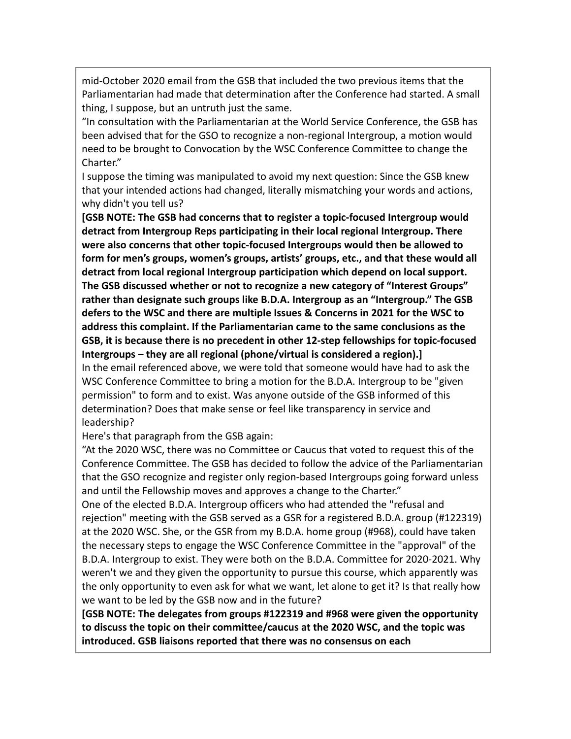mid-October 2020 email from the GSB that included the two previous items that the Parliamentarian had made that determination after the Conference had started. A small thing, I suppose, but an untruth just the same.

"In consultation with the Parliamentarian at the World Service Conference, the GSB has been advised that for the GSO to recognize a non-regional Intergroup, a motion would need to be brought to Convocation by the WSC Conference Committee to change the Charter."

I suppose the timing was manipulated to avoid my next question: Since the GSB knew that your intended actions had changed, literally mismatching your words and actions, why didn't you tell us?

**[GSB NOTE: The GSB had concerns that to register a topic-focused Intergroup would detract from Intergroup Reps participating in their local regional Intergroup. There were also concerns that other topic-focused Intergroups would then be allowed to form for men's groups, women's groups, artists' groups, etc., and that these would all detract from local regional Intergroup participation which depend on local support. The GSB discussed whether or not to recognize a new category of "Interest Groups" rather than designate such groups like B.D.A. Intergroup as an "Intergroup." The GSB defers to the WSC and there are multiple Issues & Concerns in 2021 for the WSC to address this complaint. If the Parliamentarian came to the same conclusions as the GSB, it is because there is no precedent in other 12-step fellowships for topic-focused Intergroups – they are all regional (phone/virtual is considered a region).]**

In the email referenced above, we were told that someone would have had to ask the WSC Conference Committee to bring a motion for the B.D.A. Intergroup to be "given permission" to form and to exist. Was anyone outside of the GSB informed of this determination? Does that make sense or feel like transparency in service and leadership?

Here's that paragraph from the GSB again:

"At the 2020 WSC, there was no Committee or Caucus that voted to request this of the Conference Committee. The GSB has decided to follow the advice of the Parliamentarian that the GSO recognize and register only region-based Intergroups going forward unless and until the Fellowship moves and approves a change to the Charter."

One of the elected B.D.A. Intergroup officers who had attended the "refusal and rejection" meeting with the GSB served as a GSR for a registered B.D.A. group (#122319) at the 2020 WSC. She, or the GSR from my B.D.A. home group (#968), could have taken the necessary steps to engage the WSC Conference Committee in the "approval" of the B.D.A. Intergroup to exist. They were both on the B.D.A. Committee for 2020-2021. Why weren't we and they given the opportunity to pursue this course, which apparently was the only opportunity to even ask for what we want, let alone to get it? Is that really how we want to be led by the GSB now and in the future?

**[GSB NOTE: The delegates from groups #122319 and #968 were given the opportunity to discuss the topic on their committee/caucus at the 2020 WSC, and the topic was introduced. GSB liaisons reported that there was no consensus on each**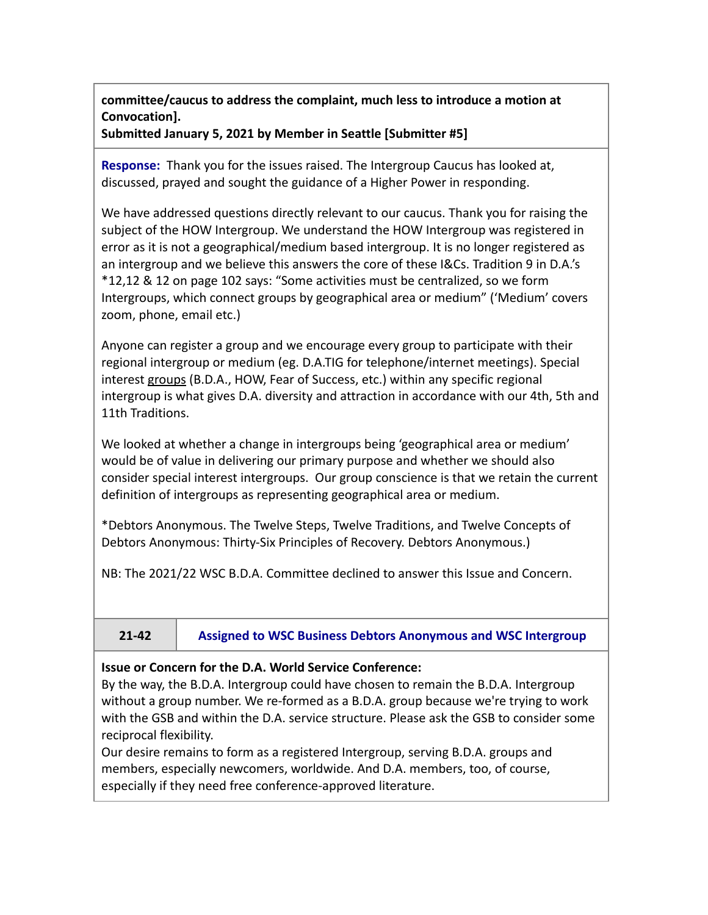**committee/caucus to address the complaint, much less to introduce a motion at Convocation].**
**Submitted January 5, 2021 by Member in Seattle [Submitter #5]**

**Response:** Thank you for the issues raised. The Intergroup Caucus has looked at, discussed, prayed and sought the guidance of a Higher Power in responding.

We have addressed questions directly relevant to our caucus. Thank you for raising the subject of the HOW Intergroup. We understand the HOW Intergroup was registered in error as it is not a geographical/medium based intergroup. It is no longer registered as an intergroup and we believe this answers the core of these I&Cs. Tradition 9 in D.A.'s *12,12 & 12 on page 102 says: "Some activities must be centralized, so we form Intergroups, which connect groups by geographical area or medium" ('Medium' covers zoom, phone, email etc.)

Anyone can register a group and we encourage every group to participate with their regional intergroup or medium (eg. D.A.TIG for telephone/internet meetings). Special interest groups (B.D.A., HOW, Fear of Success, etc.) within any specific regional intergroup is what gives D.A. diversity and attraction in accordance with our 4th, 5th and 11th Traditions.

We looked at whether a change in intergroups being 'geographical area or medium' would be of value in delivering our primary purpose and whether we should also consider special interest intergroups. Our group conscience is that we retain the current definition of intergroups as representing geographical area or medium.

*Debtors Anonymous. The Twelve Steps, Twelve Traditions, and Twelve Concepts of Debtors Anonymous: Thirty-Six Principles of Recovery. Debtors Anonymous.)

NB: The 2021/22 WSC B.D.A. Committee declined to answer this Issue and Concern.

| 21-42 | Assigned to WSC Business Debtors Anonymous and WSC Intergroup |
|---|---|

**Issue or Concern for the D.A. World Service Conference:**
By the way, the B.D.A. Intergroup could have chosen to remain the B.D.A. Intergroup without a group number. We re-formed as a B.D.A. group because we're trying to work with the GSB and within the D.A. service structure. Please ask the GSB to consider some reciprocal flexibility.
Our desire remains to form as a registered Intergroup, serving B.D.A. groups and members, especially newcomers, worldwide. And D.A. members, too, of course, especially if they need free conference-approved literature.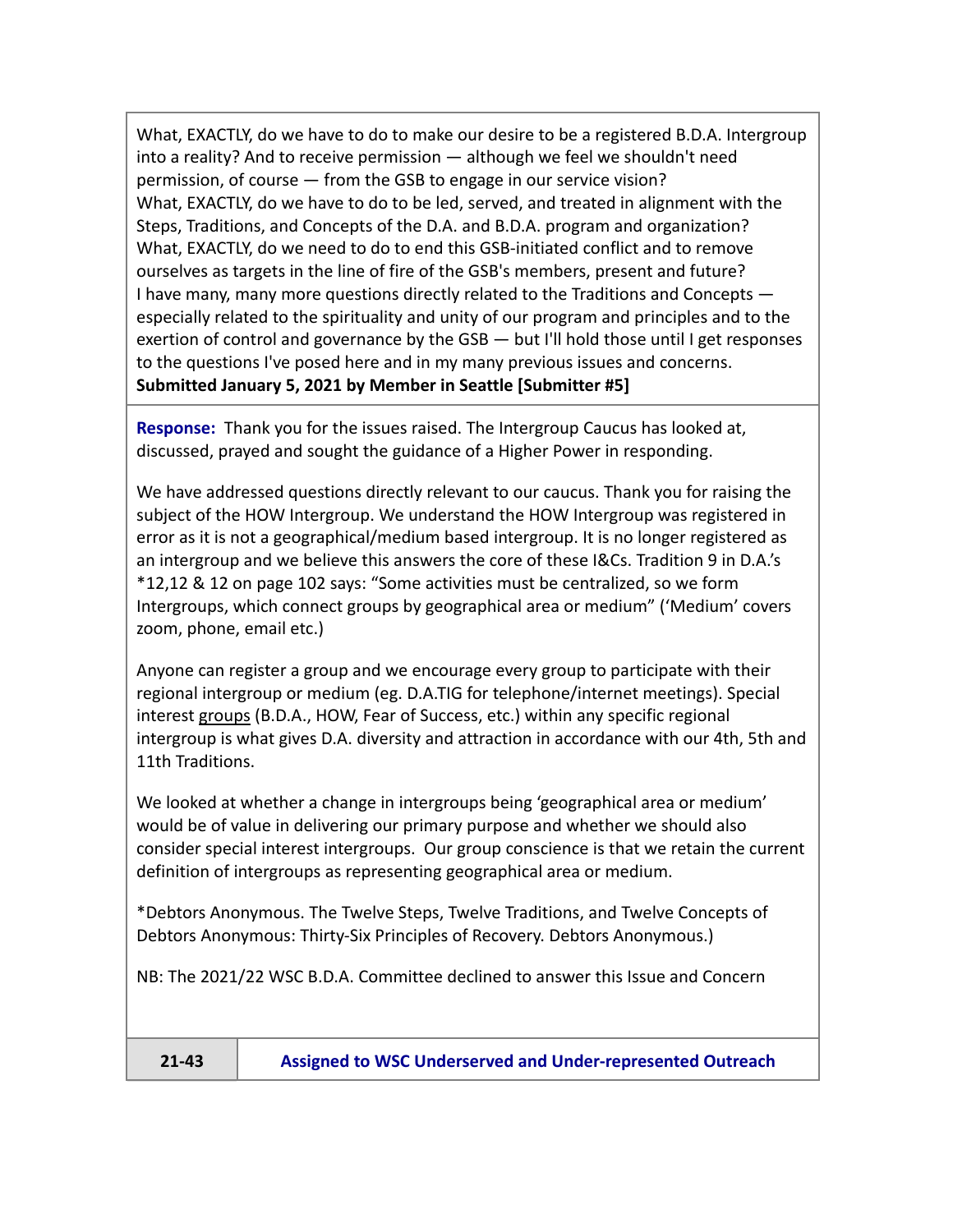What, EXACTLY, do we have to do to make our desire to be a registered B.D.A. Intergroup into a reality? And to receive permission — although we feel we shouldn't need permission, of course — from the GSB to engage in our service vision?
What, EXACTLY, do we have to do to be led, served, and treated in alignment with the Steps, Traditions, and Concepts of the D.A. and B.D.A. program and organization?
What, EXACTLY, do we need to do to end this GSB-initiated conflict and to remove ourselves as targets in the line of fire of the GSB's members, present and future?
I have many, many more questions directly related to the Traditions and Concepts — especially related to the spirituality and unity of our program and principles and to the exertion of control and governance by the GSB — but I'll hold those until I get responses to the questions I've posed here and in my many previous issues and concerns.
**Submitted January 5, 2021 by Member in Seattle [Submitter #5]**

**Response:** Thank you for the issues raised. The Intergroup Caucus has looked at, discussed, prayed and sought the guidance of a Higher Power in responding.

We have addressed questions directly relevant to our caucus. Thank you for raising the subject of the HOW Intergroup. We understand the HOW Intergroup was registered in error as it is not a geographical/medium based intergroup. It is no longer registered as an intergroup and we believe this answers the core of these I&Cs. Tradition 9 in D.A.'s *12,12 & 12 on page 102 says: "Some activities must be centralized, so we form Intergroups, which connect groups by geographical area or medium" ('Medium' covers zoom, phone, email etc.)

Anyone can register a group and we encourage every group to participate with their regional intergroup or medium (eg. D.A.TIG for telephone/internet meetings). Special interest groups (B.D.A., HOW, Fear of Success, etc.) within any specific regional intergroup is what gives D.A. diversity and attraction in accordance with our 4th, 5th and 11th Traditions.

We looked at whether a change in intergroups being 'geographical area or medium' would be of value in delivering our primary purpose and whether we should also consider special interest intergroups. Our group conscience is that we retain the current definition of intergroups as representing geographical area or medium.

*Debtors Anonymous. The Twelve Steps, Twelve Traditions, and Twelve Concepts of Debtors Anonymous: Thirty-Six Principles of Recovery. Debtors Anonymous.)

NB: The 2021/22 WSC B.D.A. Committee declined to answer this Issue and Concern

| 21-43 | Assigned to WSC Underserved and Under-represented Outreach |
|---|---|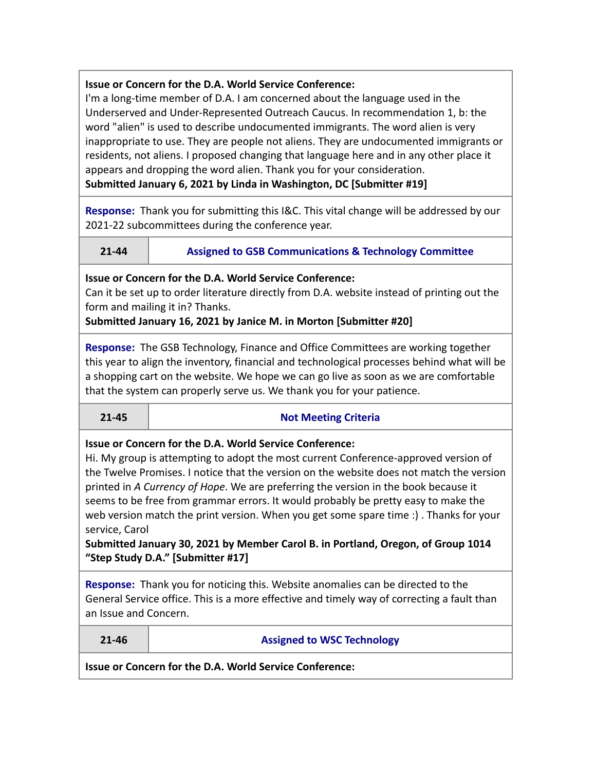**Issue or Concern for the D.A. World Service Conference:**
I'm a long-time member of D.A. I am concerned about the language used in the Underserved and Under-Represented Outreach Caucus. In recommendation 1, b: the word "alien" is used to describe undocumented immigrants. The word alien is very inappropriate to use. They are people not aliens. They are undocumented immigrants or residents, not aliens. I proposed changing that language here and in any other place it appears and dropping the word alien. Thank you for your consideration.
**Submitted January 6, 2021 by Linda in Washington, DC [Submitter #19]**

**Response:** Thank you for submitting this I&C. This vital change will be addressed by our 2021-22 subcommittees during the conference year.

| **21-44** | **Assigned to GSB Communications & Technology Committee** |
|---|---|

**Issue or Concern for the D.A. World Service Conference:**
Can it be set up to order literature directly from D.A. website instead of printing out the form and mailing it in? Thanks.
**Submitted January 16, 2021 by Janice M. in Morton [Submitter #20]**

**Response:** The GSB Technology, Finance and Office Committees are working together this year to align the inventory, financial and technological processes behind what will be a shopping cart on the website. We hope we can go live as soon as we are comfortable that the system can properly serve us. We thank you for your patience.

| **21-45** | **Not Meeting Criteria** |
|---|---|

**Issue or Concern for the D.A. World Service Conference:**
Hi. My group is attempting to adopt the most current Conference-approved version of the Twelve Promises. I notice that the version on the website does not match the version printed in *A Currency of Hope*. We are preferring the version in the book because it seems to be free from grammar errors. It would probably be pretty easy to make the web version match the print version. When you get some spare time :) . Thanks for your service, Carol
**Submitted January 30, 2021 by Member Carol B. in Portland, Oregon, of Group 1014 "Step Study D.A." [Submitter #17]**

**Response:** Thank you for noticing this. Website anomalies can be directed to the General Service office. This is a more effective and timely way of correcting a fault than an Issue and Concern.

| **21-46** | **Assigned to WSC Technology** |
|---|---|

**Issue or Concern for the D.A. World Service Conference:**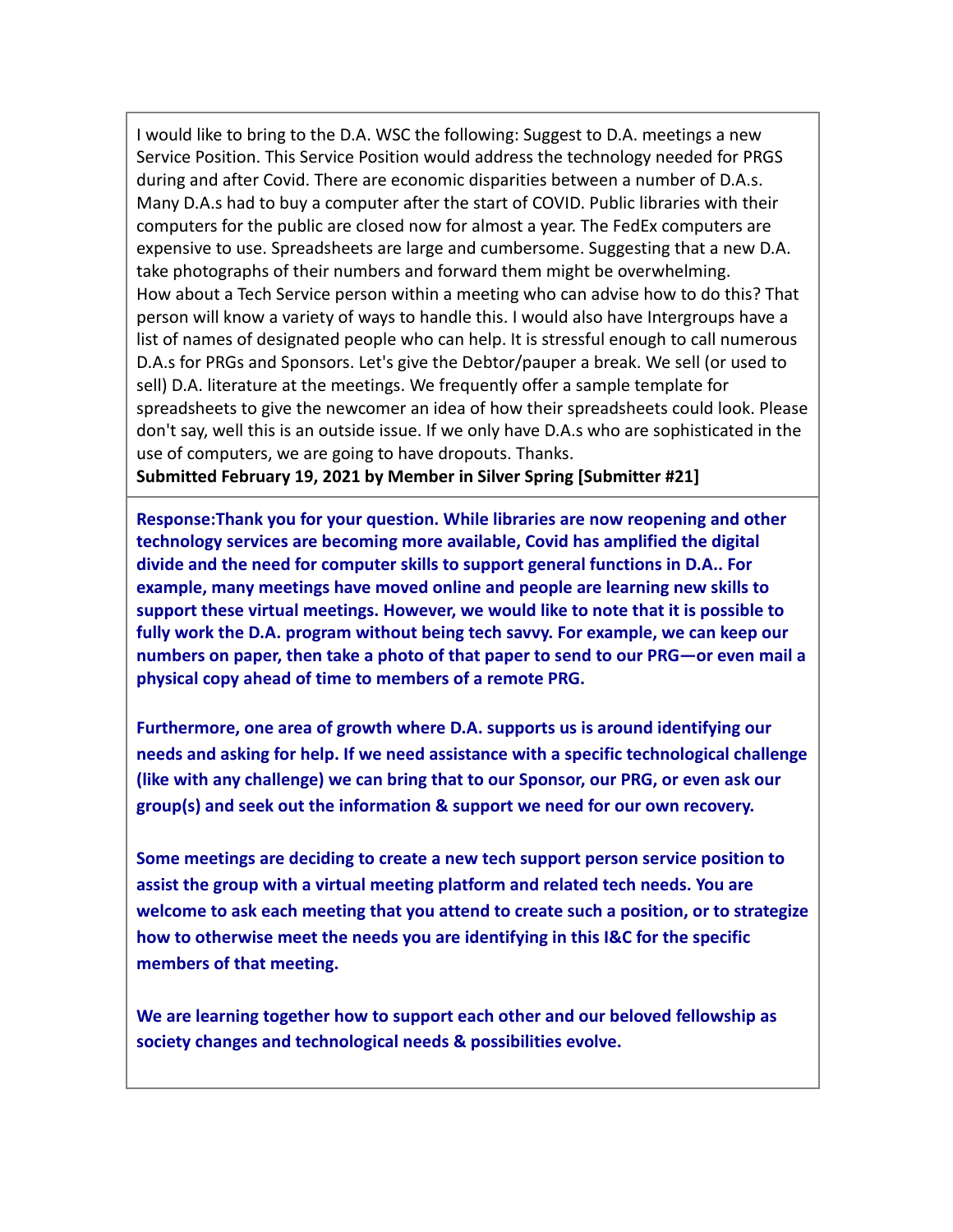I would like to bring to the D.A. WSC the following: Suggest to D.A. meetings a new Service Position. This Service Position would address the technology needed for PRGS during and after Covid. There are economic disparities between a number of D.A.s. Many D.A.s had to buy a computer after the start of COVID. Public libraries with their computers for the public are closed now for almost a year. The FedEx computers are expensive to use. Spreadsheets are large and cumbersome. Suggesting that a new D.A. take photographs of their numbers and forward them might be overwhelming. How about a Tech Service person within a meeting who can advise how to do this? That person will know a variety of ways to handle this. I would also have Intergroups have a list of names of designated people who can help. It is stressful enough to call numerous D.A.s for PRGs and Sponsors. Let's give the Debtor/pauper a break. We sell (or used to sell) D.A. literature at the meetings. We frequently offer a sample template for spreadsheets to give the newcomer an idea of how their spreadsheets could look. Please don't say, well this is an outside issue. If we only have D.A.s who are sophisticated in the use of computers, we are going to have dropouts. Thanks.

**Submitted February 19, 2021 by Member in Silver Spring [Submitter #21]**

**Response:Thank you for your question. While libraries are now reopening and other technology services are becoming more available, Covid has amplified the digital divide and the need for computer skills to support general functions in D.A.. For example, many meetings have moved online and people are learning new skills to support these virtual meetings. However, we would like to note that it is possible to fully work the D.A. program without being tech savvy. For example, we can keep our numbers on paper, then take a photo of that paper to send to our PRG—or even mail a physical copy ahead of time to members of a remote PRG.**

**Furthermore, one area of growth where D.A. supports us is around identifying our needs and asking for help. If we need assistance with a specific technological challenge (like with any challenge) we can bring that to our Sponsor, our PRG, or even ask our group(s) and seek out the information & support we need for our own recovery.**

**Some meetings are deciding to create a new tech support person service position to assist the group with a virtual meeting platform and related tech needs. You are welcome to ask each meeting that you attend to create such a position, or to strategize how to otherwise meet the needs you are identifying in this I&C for the specific members of that meeting.**

**We are learning together how to support each other and our beloved fellowship as society changes and technological needs & possibilities evolve.**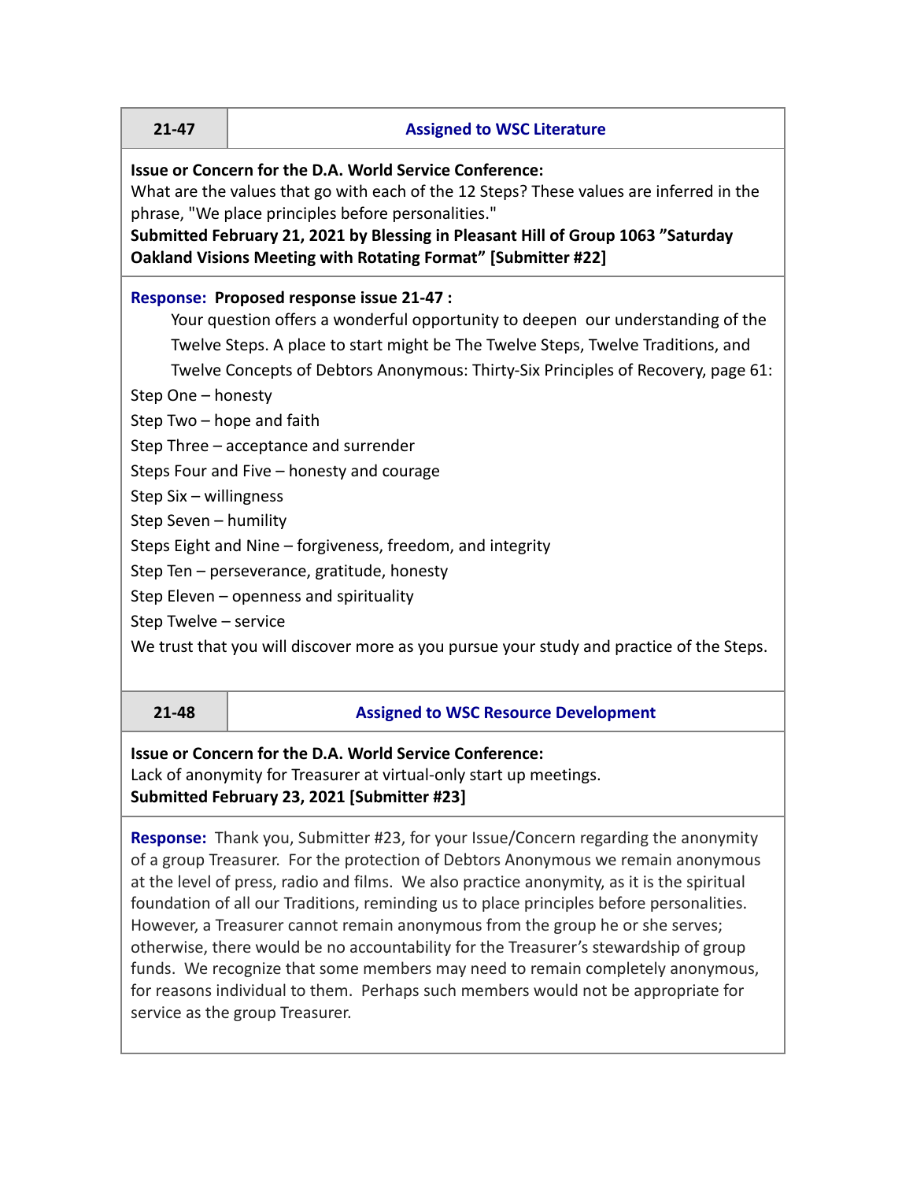| 21-47 | Assigned to WSC Literature |
|---|---|

**Issue or Concern for the D.A. World Service Conference:**
What are the values that go with each of the 12 Steps? These values are inferred in the phrase, "We place principles before personalities."
**Submitted February 21, 2021 by Blessing in Pleasant Hill of Group 1063 "Saturday Oakland Visions Meeting with Rotating Format" [Submitter #22]**

**Response:** **Proposed response issue 21-47 :**

Your question offers a wonderful opportunity to deepen our understanding of the Twelve Steps. A place to start might be The Twelve Steps, Twelve Traditions, and Twelve Concepts of Debtors Anonymous: Thirty-Six Principles of Recovery, page 61:

Step One – honesty
Step Two – hope and faith
Step Three – acceptance and surrender
Steps Four and Five – honesty and courage
Step Six – willingness
Step Seven – humility
Steps Eight and Nine – forgiveness, freedom, and integrity
Step Ten – perseverance, gratitude, honesty
Step Eleven – openness and spirituality
Step Twelve – service

We trust that you will discover more as you pursue your study and practice of the Steps.

| 21-48 | Assigned to WSC Resource Development |
|---|---|

**Issue or Concern for the D.A. World Service Conference:**
Lack of anonymity for Treasurer at virtual-only start up meetings.
**Submitted February 23, 2021 [Submitter #23]**

**Response:** Thank you, Submitter #23, for your Issue/Concern regarding the anonymity of a group Treasurer. For the protection of Debtors Anonymous we remain anonymous at the level of press, radio and films. We also practice anonymity, as it is the spiritual foundation of all our Traditions, reminding us to place principles before personalities. However, a Treasurer cannot remain anonymous from the group he or she serves; otherwise, there would be no accountability for the Treasurer's stewardship of group funds. We recognize that some members may need to remain completely anonymous, for reasons individual to them. Perhaps such members would not be appropriate for service as the group Treasurer.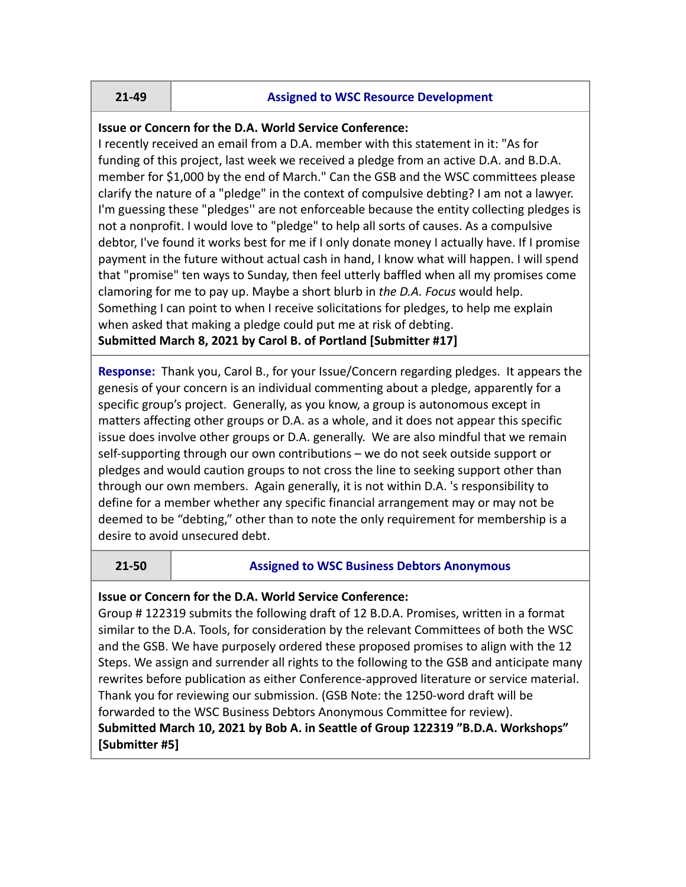| 21-49 | Assigned to WSC Resource Development |
|---|---|

**Issue or Concern for the D.A. World Service Conference:**
I recently received an email from a D.A. member with this statement in it: "As for funding of this project, last week we received a pledge from an active D.A. and B.D.A. member for $1,000 by the end of March." Can the GSB and the WSC committees please clarify the nature of a "pledge" in the context of compulsive debting? I am not a lawyer. I'm guessing these "pledges'' are not enforceable because the entity collecting pledges is not a nonprofit. I would love to "pledge" to help all sorts of causes. As a compulsive debtor, I've found it works best for me if I only donate money I actually have. If I promise payment in the future without actual cash in hand, I know what will happen. I will spend that "promise" ten ways to Sunday, then feel utterly baffled when all my promises come clamoring for me to pay up. Maybe a short blurb in *the D.A. Focus* would help. Something I can point to when I receive solicitations for pledges, to help me explain when asked that making a pledge could put me at risk of debting.
**Submitted March 8, 2021 by Carol B. of Portland [Submitter #17]**

**Response:** Thank you, Carol B., for your Issue/Concern regarding pledges. It appears the genesis of your concern is an individual commenting about a pledge, apparently for a specific group's project. Generally, as you know, a group is autonomous except in matters affecting other groups or D.A. as a whole, and it does not appear this specific issue does involve other groups or D.A. generally. We are also mindful that we remain self-supporting through our own contributions – we do not seek outside support or pledges and would caution groups to not cross the line to seeking support other than through our own members. Again generally, it is not within D.A. 's responsibility to define for a member whether any specific financial arrangement may or may not be deemed to be "debting," other than to note the only requirement for membership is a desire to avoid unsecured debt.

| 21-50 | Assigned to WSC Business Debtors Anonymous |
|---|---|

**Issue or Concern for the D.A. World Service Conference:**
Group # 122319 submits the following draft of 12 B.D.A. Promises, written in a format similar to the D.A. Tools, for consideration by the relevant Committees of both the WSC and the GSB. We have purposely ordered these proposed promises to align with the 12 Steps. We assign and surrender all rights to the following to the GSB and anticipate many rewrites before publication as either Conference-approved literature or service material. Thank you for reviewing our submission. (GSB Note: the 1250-word draft will be forwarded to the WSC Business Debtors Anonymous Committee for review).
**Submitted March 10, 2021 by Bob A. in Seattle of Group 122319 "B.D.A. Workshops" [Submitter #5]**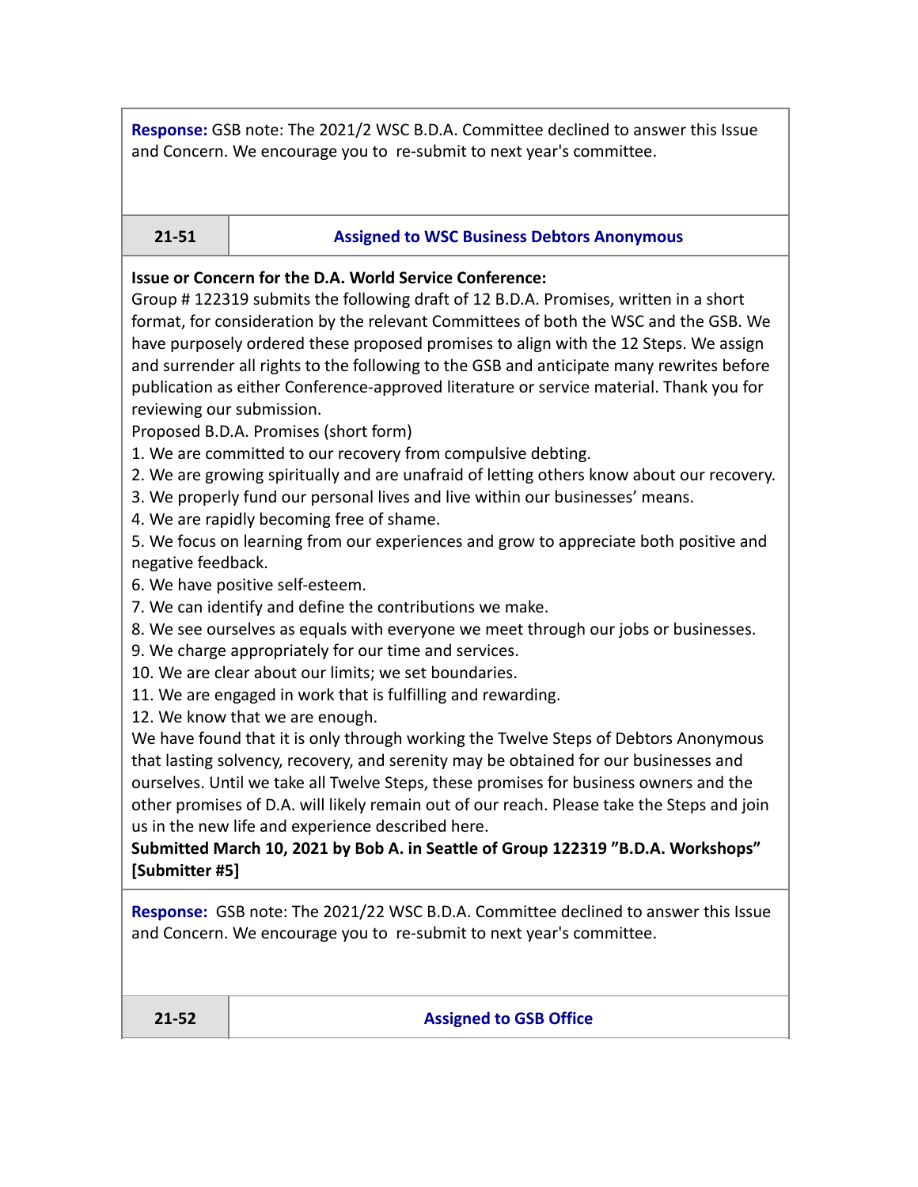**Response:** GSB note: The 2021/2 WSC B.D.A. Committee declined to answer this Issue and Concern. We encourage you to re-submit to next year's committee.

| 21-51 | Assigned to WSC Business Debtors Anonymous |
|---|---|

**Issue or Concern for the D.A. World Service Conference:**
Group # 122319 submits the following draft of 12 B.D.A. Promises, written in a short format, for consideration by the relevant Committees of both the WSC and the GSB. We have purposely ordered these proposed promises to align with the 12 Steps. We assign and surrender all rights to the following to the GSB and anticipate many rewrites before publication as either Conference-approved literature or service material. Thank you for reviewing our submission.

Proposed B.D.A. Promises (short form)

1. We are committed to our recovery from compulsive debting.
2. We are growing spiritually and are unafraid of letting others know about our recovery.
3. We properly fund our personal lives and live within our businesses' means.
4. We are rapidly becoming free of shame.
5. We focus on learning from our experiences and grow to appreciate both positive and negative feedback.
6. We have positive self-esteem.
7. We can identify and define the contributions we make.
8. We see ourselves as equals with everyone we meet through our jobs or businesses.
9. We charge appropriately for our time and services.
10. We are clear about our limits; we set boundaries.
11. We are engaged in work that is fulfilling and rewarding.
12. We know that we are enough.

We have found that it is only through working the Twelve Steps of Debtors Anonymous that lasting solvency, recovery, and serenity may be obtained for our businesses and ourselves. Until we take all Twelve Steps, these promises for business owners and the other promises of D.A. will likely remain out of our reach. Please take the Steps and join us in the new life and experience described here.

**Submitted March 10, 2021 by Bob A. in Seattle of Group 122319 "B.D.A. Workshops" [Submitter #5]**

**Response:** GSB note: The 2021/22 WSC B.D.A. Committee declined to answer this Issue and Concern. We encourage you to re-submit to next year's committee.

| 21-52 | Assigned to GSB Office |
|---|---|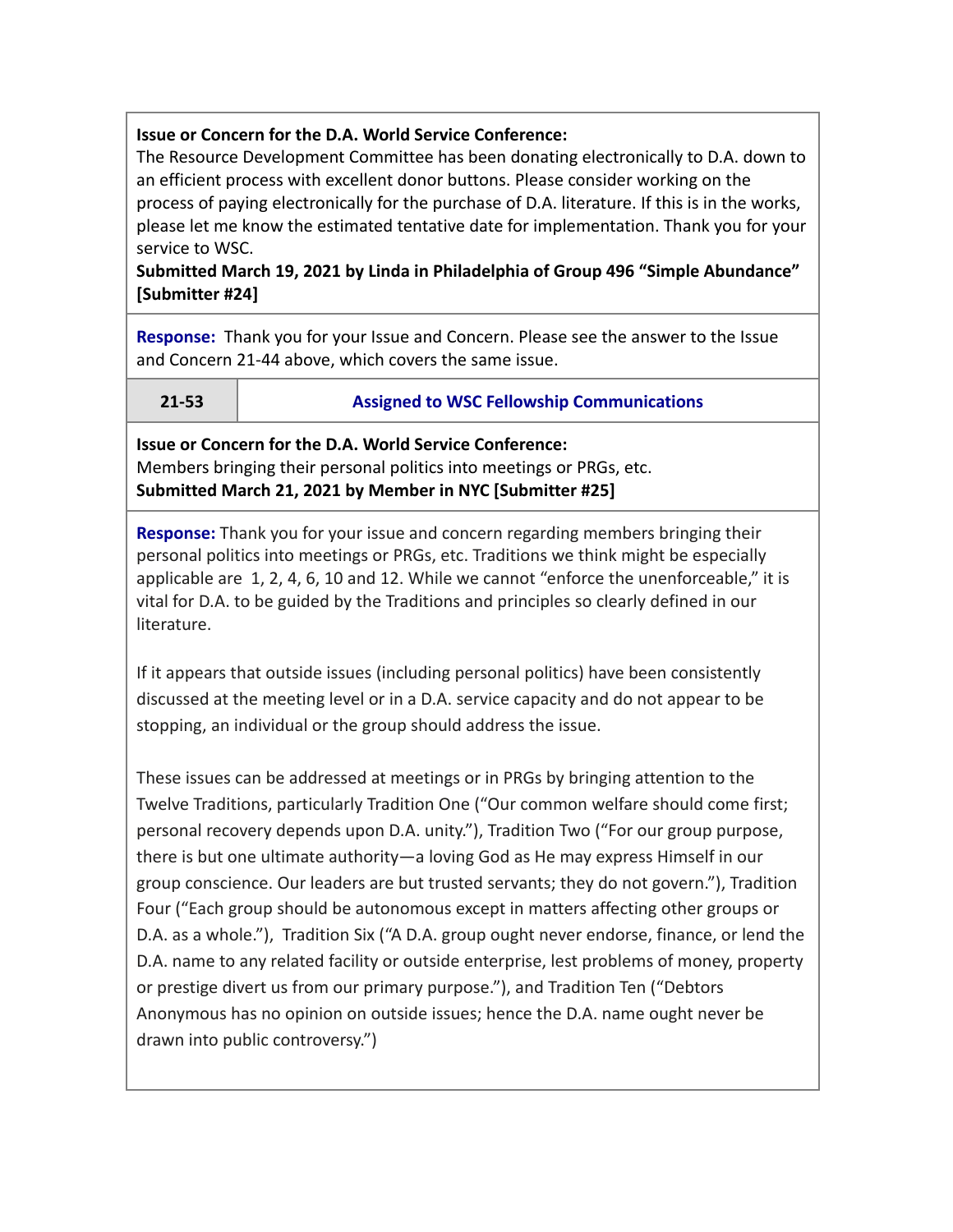**Issue or Concern for the D.A. World Service Conference:**
The Resource Development Committee has been donating electronically to D.A. down to an efficient process with excellent donor buttons. Please consider working on the process of paying electronically for the purchase of D.A. literature. If this is in the works, please let me know the estimated tentative date for implementation. Thank you for your service to WSC.
**Submitted March 19, 2021 by Linda in Philadelphia of Group 496 "Simple Abundance" [Submitter #24]**

**Response:** Thank you for your Issue and Concern. Please see the answer to the Issue and Concern 21-44 above, which covers the same issue.

| **21-53** | **Assigned to WSC Fellowship Communications** |
| --- | --- |

**Issue or Concern for the D.A. World Service Conference:**
Members bringing their personal politics into meetings or PRGs, etc.
**Submitted March 21, 2021 by Member in NYC [Submitter #25]**

**Response:** Thank you for your issue and concern regarding members bringing their personal politics into meetings or PRGs, etc. Traditions we think might be especially applicable are 1, 2, 4, 6, 10 and 12. While we cannot "enforce the unenforceable," it is vital for D.A. to be guided by the Traditions and principles so clearly defined in our literature.

If it appears that outside issues (including personal politics) have been consistently discussed at the meeting level or in a D.A. service capacity and do not appear to be stopping, an individual or the group should address the issue.

These issues can be addressed at meetings or in PRGs by bringing attention to the Twelve Traditions, particularly Tradition One ("Our common welfare should come first; personal recovery depends upon D.A. unity."), Tradition Two ("For our group purpose, there is but one ultimate authority—a loving God as He may express Himself in our group conscience. Our leaders are but trusted servants; they do not govern."), Tradition Four ("Each group should be autonomous except in matters affecting other groups or D.A. as a whole."), Tradition Six ("A D.A. group ought never endorse, finance, or lend the D.A. name to any related facility or outside enterprise, lest problems of money, property or prestige divert us from our primary purpose."), and Tradition Ten ("Debtors Anonymous has no opinion on outside issues; hence the D.A. name ought never be drawn into public controversy.")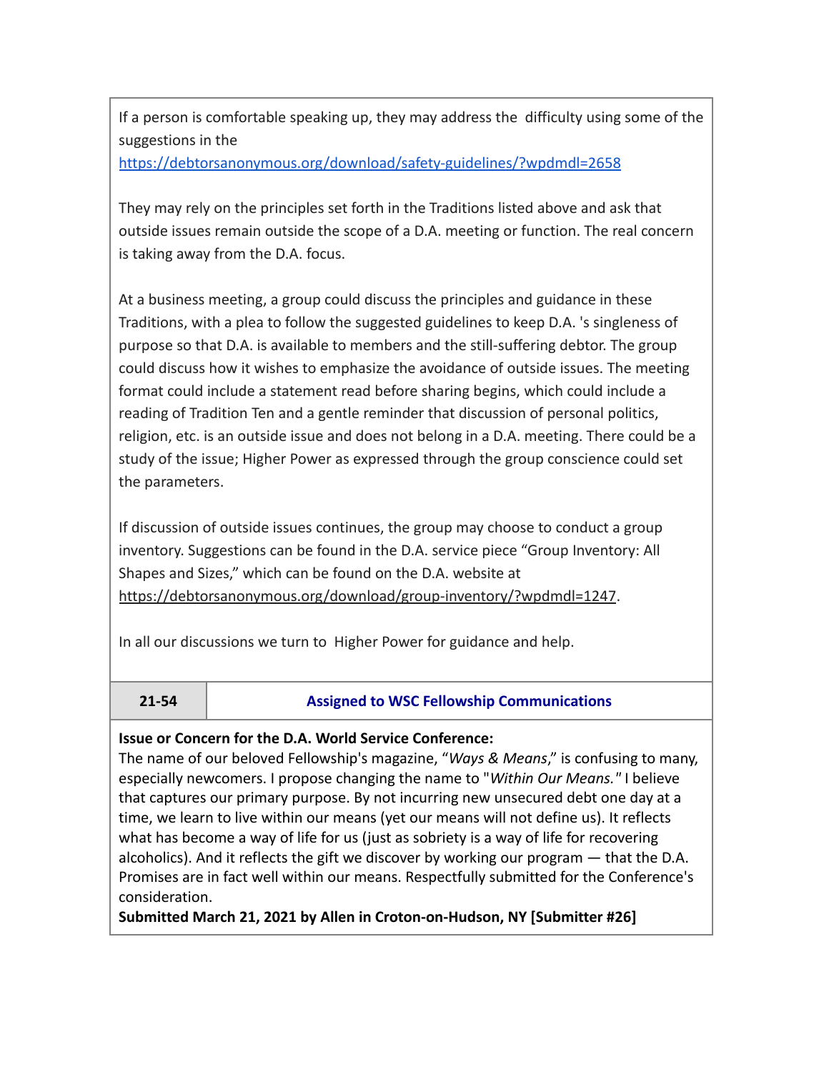If a person is comfortable speaking up, they may address the difficulty using some of the suggestions in the https://debtorsanonymous.org/download/safety-guidelines/?wpdmdl=2658

They may rely on the principles set forth in the Traditions listed above and ask that outside issues remain outside the scope of a D.A. meeting or function. The real concern is taking away from the D.A. focus.

At a business meeting, a group could discuss the principles and guidance in these Traditions, with a plea to follow the suggested guidelines to keep D.A. 's singleness of purpose so that D.A. is available to members and the still-suffering debtor. The group could discuss how it wishes to emphasize the avoidance of outside issues. The meeting format could include a statement read before sharing begins, which could include a reading of Tradition Ten and a gentle reminder that discussion of personal politics, religion, etc. is an outside issue and does not belong in a D.A. meeting. There could be a study of the issue; Higher Power as expressed through the group conscience could set the parameters.

If discussion of outside issues continues, the group may choose to conduct a group inventory. Suggestions can be found in the D.A. service piece "Group Inventory: All Shapes and Sizes," which can be found on the D.A. website at https://debtorsanonymous.org/download/group-inventory/?wpdmdl=1247.

In all our discussions we turn to Higher Power for guidance and help.

| **21-54** | **Assigned to WSC Fellowship Communications** |
|---|---|

**Issue or Concern for the D.A. World Service Conference:**
The name of our beloved Fellowship's magazine, "*Ways & Means*," is confusing to many, especially newcomers. I propose changing the name to "*Within Our Means.*" I believe that captures our primary purpose. By not incurring new unsecured debt one day at a time, we learn to live within our means (yet our means will not define us). It reflects what has become a way of life for us (just as sobriety is a way of life for recovering alcoholics). And it reflects the gift we discover by working our program — that the D.A. Promises are in fact well within our means. Respectfully submitted for the Conference's consideration.
**Submitted March 21, 2021 by Allen in Croton-on-Hudson, NY [Submitter #26]**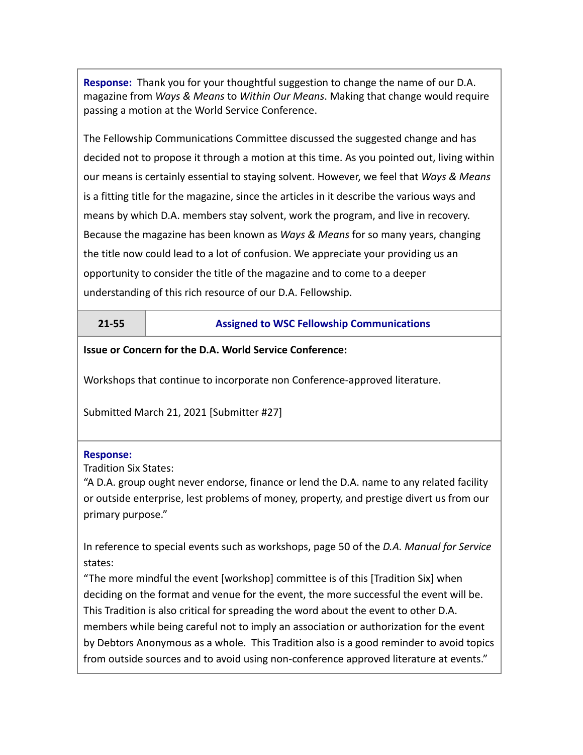**Response:** Thank you for your thoughtful suggestion to change the name of our D.A. magazine from *Ways & Means* to *Within Our Means*. Making that change would require passing a motion at the World Service Conference.

The Fellowship Communications Committee discussed the suggested change and has decided not to propose it through a motion at this time. As you pointed out, living within our means is certainly essential to staying solvent. However, we feel that *Ways & Means* is a fitting title for the magazine, since the articles in it describe the various ways and means by which D.A. members stay solvent, work the program, and live in recovery. Because the magazine has been known as *Ways & Means* for so many years, changing the title now could lead to a lot of confusion. We appreciate your providing us an opportunity to consider the title of the magazine and to come to a deeper understanding of this rich resource of our D.A. Fellowship.

| **21-55** | **Assigned to WSC Fellowship Communications** |
|---|---|

**Issue or Concern for the D.A. World Service Conference:**

Workshops that continue to incorporate non Conference-approved literature.

Submitted March 21, 2021 [Submitter #27]

**Response:**
Tradition Six States:
"A D.A. group ought never endorse, finance or lend the D.A. name to any related facility or outside enterprise, lest problems of money, property, and prestige divert us from our primary purpose."

In reference to special events such as workshops, page 50 of the *D.A. Manual for Service* states:
"The more mindful the event [workshop] committee is of this [Tradition Six] when deciding on the format and venue for the event, the more successful the event will be. This Tradition is also critical for spreading the word about the event to other D.A. members while being careful not to imply an association or authorization for the event by Debtors Anonymous as a whole. This Tradition also is a good reminder to avoid topics from outside sources and to avoid using non-conference approved literature at events."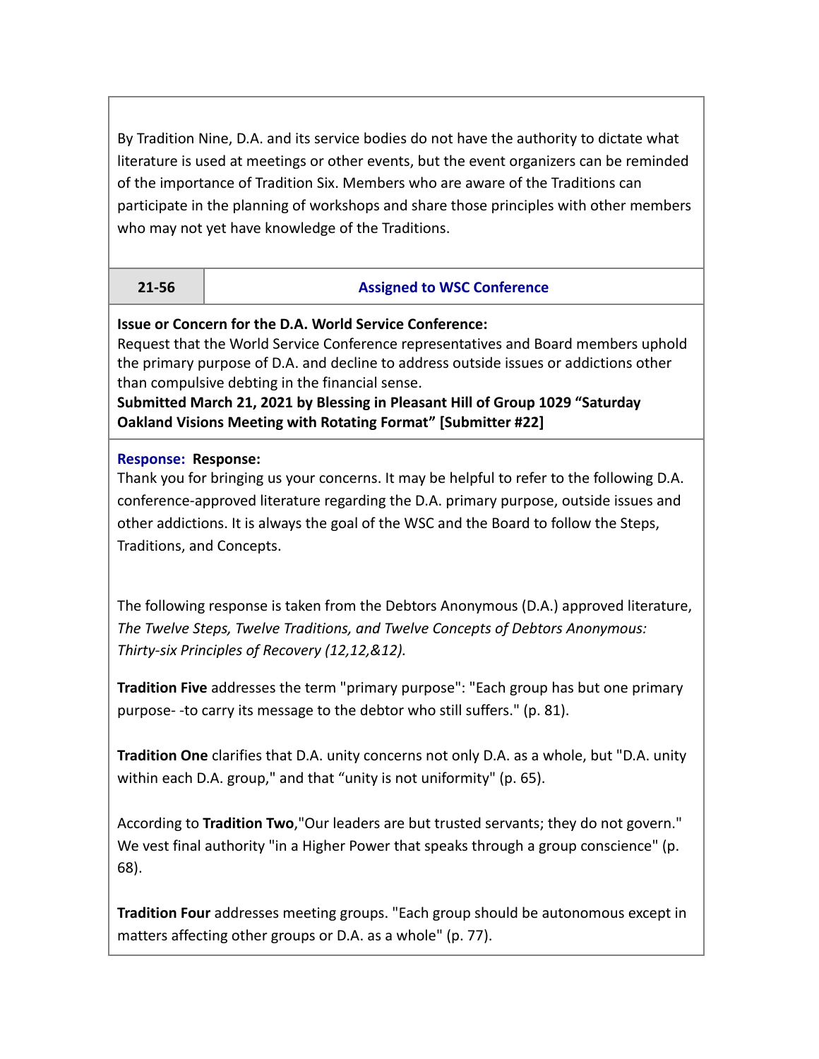By Tradition Nine, D.A. and its service bodies do not have the authority to dictate what literature is used at meetings or other events, but the event organizers can be reminded of the importance of Tradition Six. Members who are aware of the Traditions can participate in the planning of workshops and share those principles with other members who may not yet have knowledge of the Traditions.

| 21-56 | Assigned to WSC Conference |
|---|---|

**Issue or Concern for the D.A. World Service Conference:**
Request that the World Service Conference representatives and Board members uphold the primary purpose of D.A. and decline to address outside issues or addictions other than compulsive debting in the financial sense.
**Submitted March 21, 2021 by Blessing in Pleasant Hill of Group 1029 "Saturday Oakland Visions Meeting with Rotating Format" [Submitter #22]**

**Response: Response:**
Thank you for bringing us your concerns. It may be helpful to refer to the following D.A. conference-approved literature regarding the D.A. primary purpose, outside issues and other addictions. It is always the goal of the WSC and the Board to follow the Steps, Traditions, and Concepts.

The following response is taken from the Debtors Anonymous (D.A.) approved literature, *The Twelve Steps, Twelve Traditions, and Twelve Concepts of Debtors Anonymous: Thirty-six Principles of Recovery (12,12,&12).*

**Tradition Five** addresses the term "primary purpose": "Each group has but one primary purpose- -to carry its message to the debtor who still suffers." (p. 81).

**Tradition One** clarifies that D.A. unity concerns not only D.A. as a whole, but "D.A. unity within each D.A. group," and that "unity is not uniformity" (p. 65).

According to **Tradition Two**,"Our leaders are but trusted servants; they do not govern." We vest final authority "in a Higher Power that speaks through a group conscience" (p. 68).

**Tradition Four** addresses meeting groups. "Each group should be autonomous except in matters affecting other groups or D.A. as a whole" (p. 77).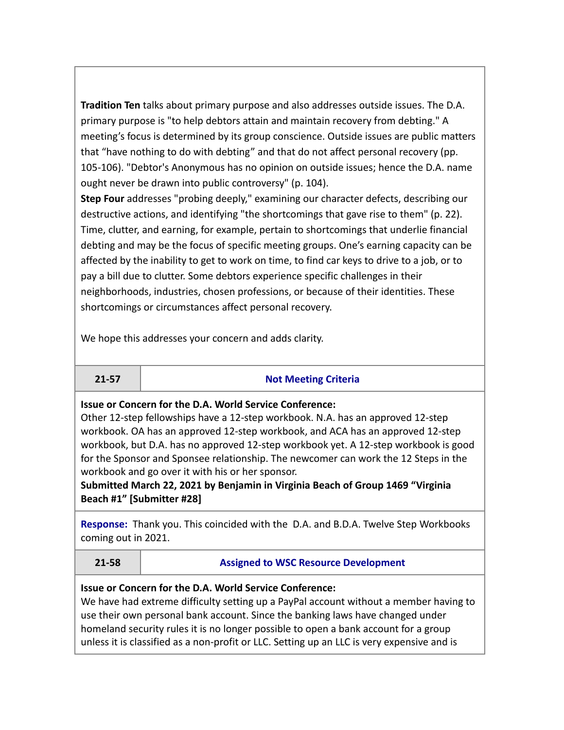**Tradition Ten** talks about primary purpose and also addresses outside issues. The D.A. primary purpose is "to help debtors attain and maintain recovery from debting." A meeting's focus is determined by its group conscience. Outside issues are public matters that "have nothing to do with debting" and that do not affect personal recovery (pp. 105-106). "Debtor's Anonymous has no opinion on outside issues; hence the D.A. name ought never be drawn into public controversy" (p. 104).
**Step Four** addresses "probing deeply," examining our character defects, describing our destructive actions, and identifying "the shortcomings that gave rise to them" (p. 22). Time, clutter, and earning, for example, pertain to shortcomings that underlie financial debting and may be the focus of specific meeting groups. One's earning capacity can be affected by the inability to get to work on time, to find car keys to drive to a job, or to pay a bill due to clutter. Some debtors experience specific challenges in their neighborhoods, industries, chosen professions, or because of their identities. These shortcomings or circumstances affect personal recovery.

We hope this addresses your concern and adds clarity.

| 21-57 | Not Meeting Criteria |
|---|---|

**Issue or Concern for the D.A. World Service Conference:**
Other 12-step fellowships have a 12-step workbook. N.A. has an approved 12-step workbook. OA has an approved 12-step workbook, and ACA has an approved 12-step workbook, but D.A. has no approved 12-step workbook yet. A 12-step workbook is good for the Sponsor and Sponsee relationship. The newcomer can work the 12 Steps in the workbook and go over it with his or her sponsor.
**Submitted March 22, 2021 by Benjamin in Virginia Beach of Group 1469 "Virginia Beach #1" [Submitter #28]**

**Response:** Thank you. This coincided with the D.A. and B.D.A. Twelve Step Workbooks coming out in 2021.

| 21-58 | Assigned to WSC Resource Development |
|---|---|

**Issue or Concern for the D.A. World Service Conference:**
We have had extreme difficulty setting up a PayPal account without a member having to use their own personal bank account. Since the banking laws have changed under homeland security rules it is no longer possible to open a bank account for a group unless it is classified as a non-profit or LLC. Setting up an LLC is very expensive and is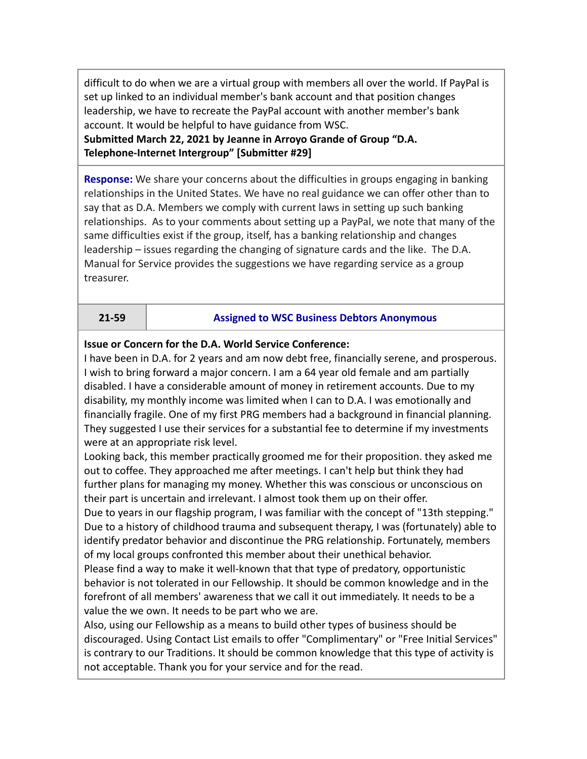difficult to do when we are a virtual group with members all over the world. If PayPal is set up linked to an individual member's bank account and that position changes leadership, we have to recreate the PayPal account with another member's bank account. It would be helpful to have guidance from WSC.

**Submitted March 22, 2021 by Jeanne in Arroyo Grande of Group "D.A. Telephone-Internet Intergroup" [Submitter #29]**

**Response:** We share your concerns about the difficulties in groups engaging in banking relationships in the United States. We have no real guidance we can offer other than to say that as D.A. Members we comply with current laws in setting up such banking relationships. As to your comments about setting up a PayPal, we note that many of the same difficulties exist if the group, itself, has a banking relationship and changes leadership – issues regarding the changing of signature cards and the like. The D.A. Manual for Service provides the suggestions we have regarding service as a group treasurer.

| **21-59** | **Assigned to WSC Business Debtors Anonymous** |
|---|---|

**Issue or Concern for the D.A. World Service Conference:**

I have been in D.A. for 2 years and am now debt free, financially serene, and prosperous. I wish to bring forward a major concern. I am a 64 year old female and am partially disabled. I have a considerable amount of money in retirement accounts. Due to my disability, my monthly income was limited when I can to D.A. I was emotionally and financially fragile. One of my first PRG members had a background in financial planning. They suggested I use their services for a substantial fee to determine if my investments were at an appropriate risk level.

Looking back, this member practically groomed me for their proposition. they asked me out to coffee. They approached me after meetings. I can't help but think they had further plans for managing my money. Whether this was conscious or unconscious on their part is uncertain and irrelevant. I almost took them up on their offer.

Due to years in our flagship program, I was familiar with the concept of "13th stepping." Due to a history of childhood trauma and subsequent therapy, I was (fortunately) able to identify predator behavior and discontinue the PRG relationship. Fortunately, members of my local groups confronted this member about their unethical behavior.

Please find a way to make it well-known that that type of predatory, opportunistic behavior is not tolerated in our Fellowship. It should be common knowledge and in the forefront of all members' awareness that we call it out immediately. It needs to be a value the we own. It needs to be part who we are.

Also, using our Fellowship as a means to build other types of business should be discouraged. Using Contact List emails to offer "Complimentary" or "Free Initial Services" is contrary to our Traditions. It should be common knowledge that this type of activity is not acceptable. Thank you for your service and for the read.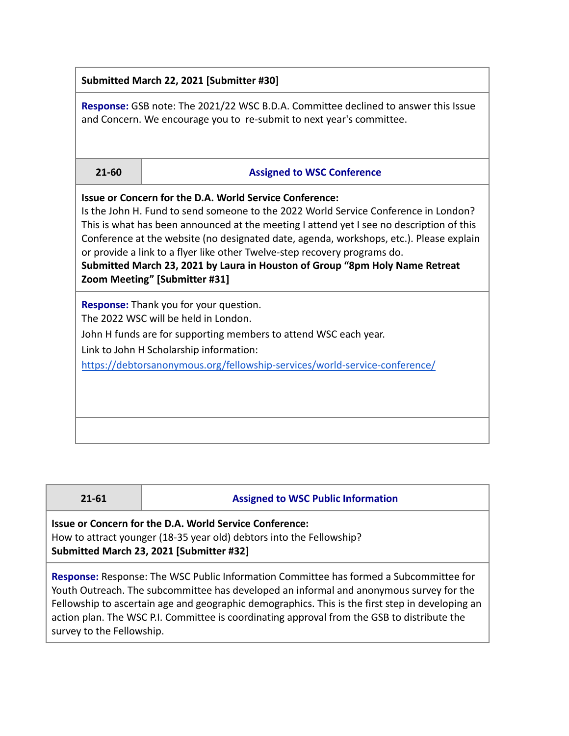**Submitted March 22, 2021 [Submitter #30]**

**Response:** GSB note: The 2021/22 WSC B.D.A. Committee declined to answer this Issue and Concern. We encourage you to re-submit to next year's committee.

| 21-60 | Assigned to WSC Conference |
|---|---|

**Issue or Concern for the D.A. World Service Conference:**
Is the John H. Fund to send someone to the 2022 World Service Conference in London? This is what has been announced at the meeting I attend yet I see no description of this Conference at the website (no designated date, agenda, workshops, etc.). Please explain or provide a link to a flyer like other Twelve-step recovery programs do.
**Submitted March 23, 2021 by Laura in Houston of Group "8pm Holy Name Retreat Zoom Meeting" [Submitter #31]**

**Response:** Thank you for your question.
The 2022 WSC will be held in London.
John H funds are for supporting members to attend WSC each year.
Link to John H Scholarship information:
https://debtorsanonymous.org/fellowship-services/world-service-conference/

| 21-61 | Assigned to WSC Public Information |
|---|---|

**Issue or Concern for the D.A. World Service Conference:**
How to attract younger (18-35 year old) debtors into the Fellowship?
**Submitted March 23, 2021 [Submitter #32]**

**Response:** Response: The WSC Public Information Committee has formed a Subcommittee for Youth Outreach. The subcommittee has developed an informal and anonymous survey for the Fellowship to ascertain age and geographic demographics. This is the first step in developing an action plan. The WSC P.I. Committee is coordinating approval from the GSB to distribute the survey to the Fellowship.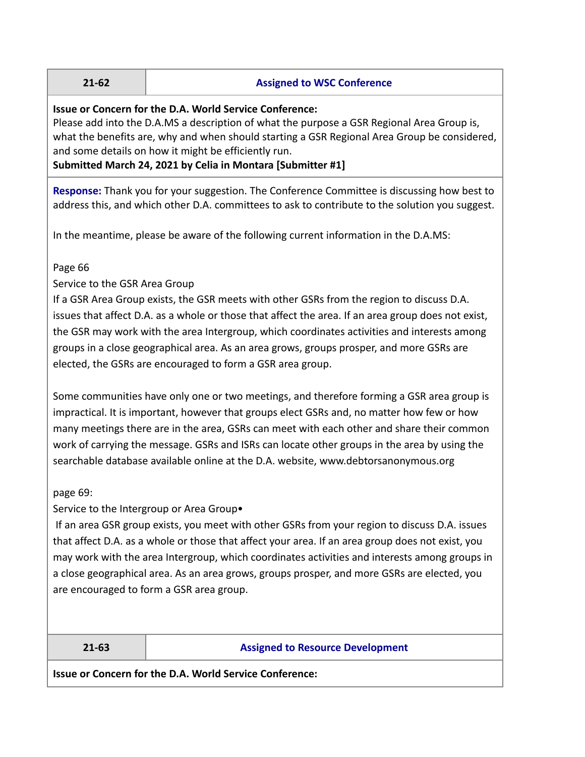| 21-62 | Assigned to WSC Conference |
|---|---|

**Issue or Concern for the D.A. World Service Conference:**
Please add into the D.A.MS a description of what the purpose a GSR Regional Area Group is, what the benefits are, why and when should starting a GSR Regional Area Group be considered, and some details on how it might be efficiently run.
**Submitted March 24, 2021 by Celia in Montara [Submitter #1]**

**Response:** Thank you for your suggestion. The Conference Committee is discussing how best to address this, and which other D.A. committees to ask to contribute to the solution you suggest.

In the meantime, please be aware of the following current information in the D.A.MS:

Page 66
Service to the GSR Area Group
If a GSR Area Group exists, the GSR meets with other GSRs from the region to discuss D.A. issues that affect D.A. as a whole or those that affect the area. If an area group does not exist, the GSR may work with the area Intergroup, which coordinates activities and interests among groups in a close geographical area. As an area grows, groups prosper, and more GSRs are elected, the GSRs are encouraged to form a GSR area group.

Some communities have only one or two meetings, and therefore forming a GSR area group is impractical. It is important, however that groups elect GSRs and, no matter how few or how many meetings there are in the area, GSRs can meet with each other and share their common work of carrying the message. GSRs and ISRs can locate other groups in the area by using the searchable database available online at the D.A. website, www.debtorsanonymous.org

page 69:
Service to the Intergroup or Area Group•
If an area GSR group exists, you meet with other GSRs from your region to discuss D.A. issues that affect D.A. as a whole or those that affect your area. If an area group does not exist, you may work with the area Intergroup, which coordinates activities and interests among groups in a close geographical area. As an area grows, groups prosper, and more GSRs are elected, you are encouraged to form a GSR area group.

| 21-63 | Assigned to Resource Development |
|---|---|

**Issue or Concern for the D.A. World Service Conference:**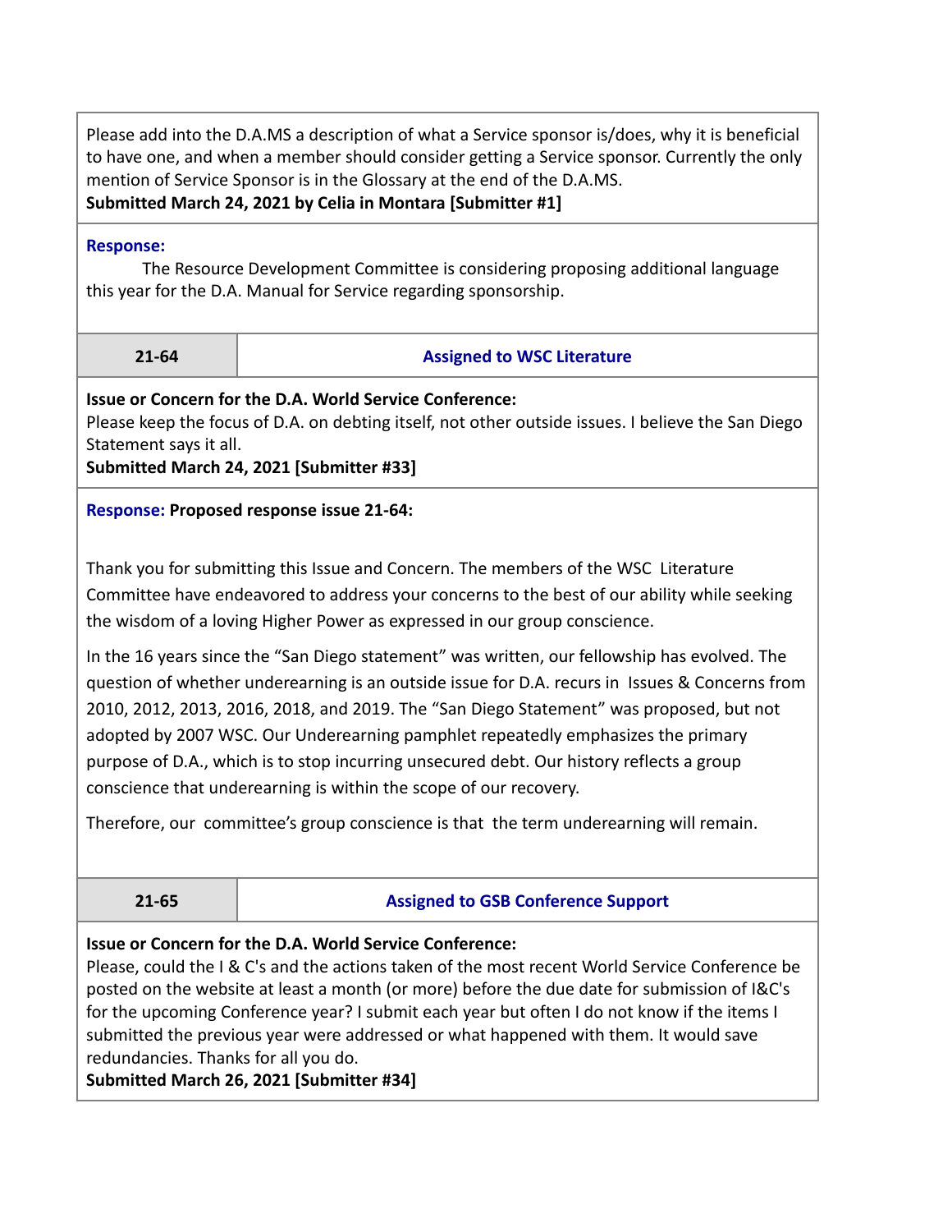Please add into the D.A.MS a description of what a Service sponsor is/does, why it is beneficial to have one, and when a member should consider getting a Service sponsor. Currently the only mention of Service Sponsor is in the Glossary at the end of the D.A.MS.
**Submitted March 24, 2021 by Celia in Montara [Submitter #1]**

**Response:**
The Resource Development Committee is considering proposing additional language this year for the D.A. Manual for Service regarding sponsorship.

| 21-64 | Assigned to WSC Literature |
|---|---|

**Issue or Concern for the D.A. World Service Conference:**
Please keep the focus of D.A. on debting itself, not other outside issues. I believe the San Diego Statement says it all.
**Submitted March 24, 2021 [Submitter #33]**

**Response:** **Proposed response issue 21-64:**

Thank you for submitting this Issue and Concern. The members of the WSC Literature Committee have endeavored to address your concerns to the best of our ability while seeking the wisdom of a loving Higher Power as expressed in our group conscience.

In the 16 years since the "San Diego statement" was written, our fellowship has evolved. The question of whether underearning is an outside issue for D.A. recurs in Issues & Concerns from 2010, 2012, 2013, 2016, 2018, and 2019. The "San Diego Statement" was proposed, but not adopted by 2007 WSC. Our Underearning pamphlet repeatedly emphasizes the primary purpose of D.A., which is to stop incurring unsecured debt. Our history reflects a group conscience that underearning is within the scope of our recovery.

Therefore, our committee's group conscience is that the term underearning will remain.

| 21-65 | Assigned to GSB Conference Support |
|---|---|

**Issue or Concern for the D.A. World Service Conference:**
Please, could the I & C's and the actions taken of the most recent World Service Conference be posted on the website at least a month (or more) before the due date for submission of I&C's for the upcoming Conference year? I submit each year but often I do not know if the items I submitted the previous year were addressed or what happened with them. It would save redundancies. Thanks for all you do.
**Submitted March 26, 2021 [Submitter #34]**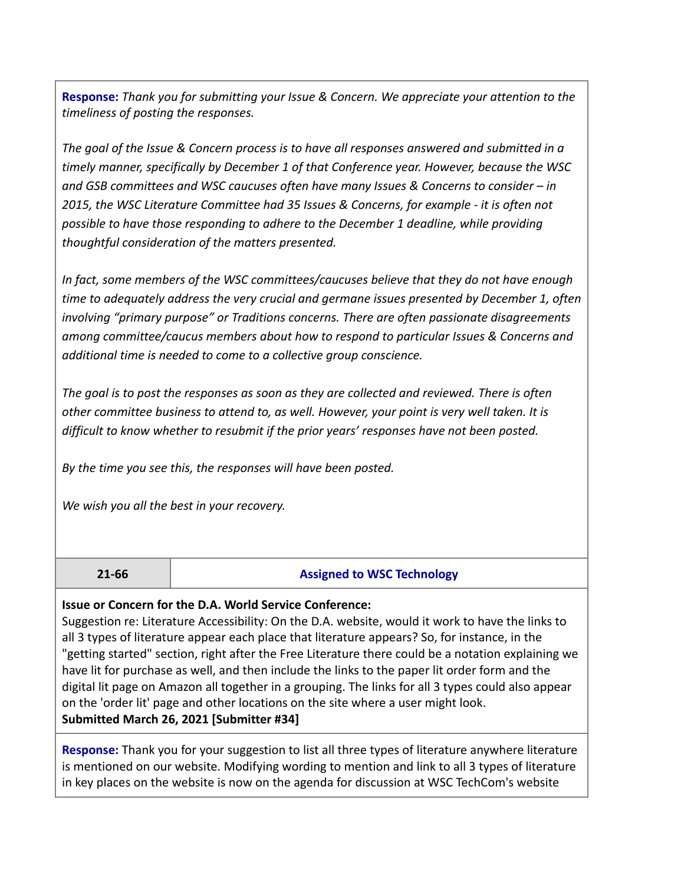**Response:** *Thank you for submitting your Issue & Concern. We appreciate your attention to the timeliness of posting the responses.*

*The goal of the Issue & Concern process is to have all responses answered and submitted in a timely manner, specifically by December 1 of that Conference year. However, because the WSC and GSB committees and WSC caucuses often have many Issues & Concerns to consider – in 2015, the WSC Literature Committee had 35 Issues & Concerns, for example - it is often not possible to have those responding to adhere to the December 1 deadline, while providing thoughtful consideration of the matters presented.*

*In fact, some members of the WSC committees/caucuses believe that they do not have enough time to adequately address the very crucial and germane issues presented by December 1, often involving "primary purpose" or Traditions concerns. There are often passionate disagreements among committee/caucus members about how to respond to particular Issues & Concerns and additional time is needed to come to a collective group conscience.*

*The goal is to post the responses as soon as they are collected and reviewed. There is often other committee business to attend to, as well. However, your point is very well taken. It is difficult to know whether to resubmit if the prior years' responses have not been posted.*

*By the time you see this, the responses will have been posted.*

*We wish you all the best in your recovery.*

| 21-66 | Assigned to WSC Technology |
|---|---|

**Issue or Concern for the D.A. World Service Conference:**
Suggestion re: Literature Accessibility: On the D.A. website, would it work to have the links to all 3 types of literature appear each place that literature appears? So, for instance, in the "getting started" section, right after the Free Literature there could be a notation explaining we have lit for purchase as well, and then include the links to the paper lit order form and the digital lit page on Amazon all together in a grouping. The links for all 3 types could also appear on the 'order lit' page and other locations on the site where a user might look.
**Submitted March 26, 2021 [Submitter #34]**

**Response:** Thank you for your suggestion to list all three types of literature anywhere literature is mentioned on our website. Modifying wording to mention and link to all 3 types of literature in key places on the website is now on the agenda for discussion at WSC TechCom's website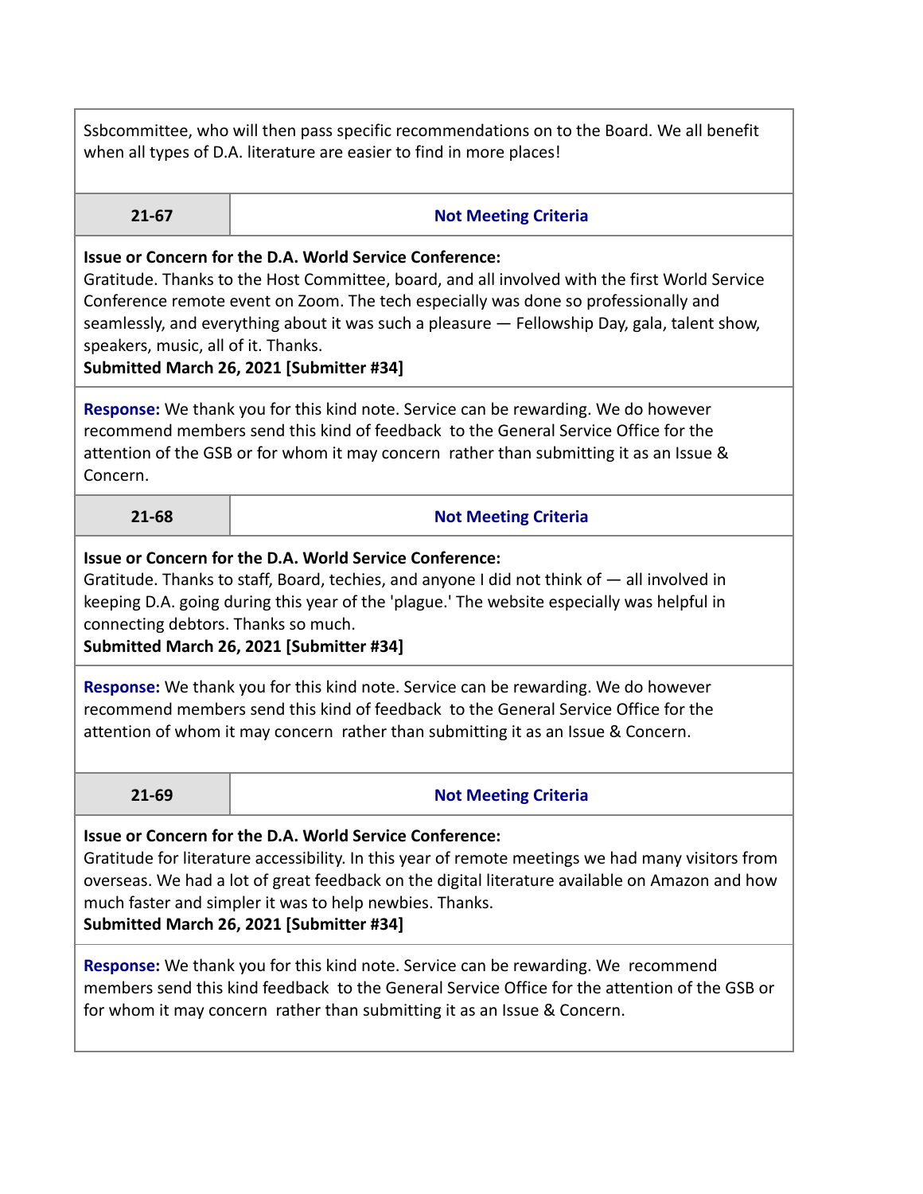Ssbcommittee, who will then pass specific recommendations on to the Board. We all benefit when all types of D.A. literature are easier to find in more places!

| **21-67** | **Not Meeting Criteria** |
|---|---|

**Issue or Concern for the D.A. World Service Conference:**
Gratitude. Thanks to the Host Committee, board, and all involved with the first World Service Conference remote event on Zoom. The tech especially was done so professionally and seamlessly, and everything about it was such a pleasure — Fellowship Day, gala, talent show, speakers, music, all of it. Thanks.
**Submitted March 26, 2021 [Submitter #34]**

**Response:** We thank you for this kind note. Service can be rewarding. We do however recommend members send this kind of feedback to the General Service Office for the attention of the GSB or for whom it may concern rather than submitting it as an Issue & Concern.

| **21-68** | **Not Meeting Criteria** |
|---|---|

**Issue or Concern for the D.A. World Service Conference:**
Gratitude. Thanks to staff, Board, techies, and anyone I did not think of — all involved in keeping D.A. going during this year of the 'plague.' The website especially was helpful in connecting debtors. Thanks so much.
**Submitted March 26, 2021 [Submitter #34]**

**Response:** We thank you for this kind note. Service can be rewarding. We do however recommend members send this kind of feedback to the General Service Office for the attention of whom it may concern rather than submitting it as an Issue & Concern.

| **21-69** | **Not Meeting Criteria** |
|---|---|

**Issue or Concern for the D.A. World Service Conference:**
Gratitude for literature accessibility. In this year of remote meetings we had many visitors from overseas. We had a lot of great feedback on the digital literature available on Amazon and how much faster and simpler it was to help newbies. Thanks.
**Submitted March 26, 2021 [Submitter #34]**

**Response:** We thank you for this kind note. Service can be rewarding. We recommend members send this kind feedback to the General Service Office for the attention of the GSB or for whom it may concern rather than submitting it as an Issue & Concern.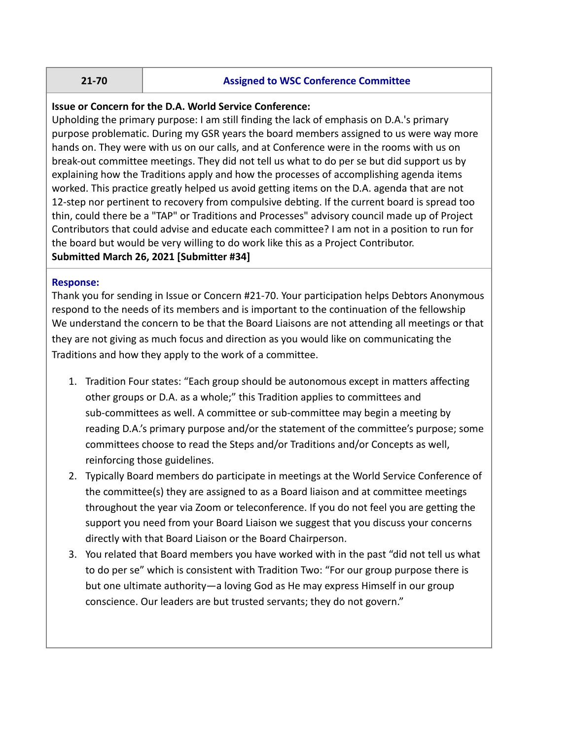| 21-70 | Assigned to WSC Conference Committee |
| --- | --- |

**Issue or Concern for the D.A. World Service Conference:**
Upholding the primary purpose: I am still finding the lack of emphasis on D.A.'s primary purpose problematic. During my GSR years the board members assigned to us were way more hands on. They were with us on our calls, and at Conference were in the rooms with us on break-out committee meetings. They did not tell us what to do per se but did support us by explaining how the Traditions apply and how the processes of accomplishing agenda items worked. This practice greatly helped us avoid getting items on the D.A. agenda that are not 12-step nor pertinent to recovery from compulsive debting. If the current board is spread too thin, could there be a "TAP" or Traditions and Processes" advisory council made up of Project Contributors that could advise and educate each committee? I am not in a position to run for the board but would be very willing to do work like this as a Project Contributor.
**Submitted March 26, 2021 [Submitter #34]**

**Response:**
Thank you for sending in Issue or Concern #21-70. Your participation helps Debtors Anonymous respond to the needs of its members and is important to the continuation of the fellowship We understand the concern to be that the Board Liaisons are not attending all meetings or that they are not giving as much focus and direction as you would like on communicating the Traditions and how they apply to the work of a committee.

1. Tradition Four states: "Each group should be autonomous except in matters affecting other groups or D.A. as a whole;" this Tradition applies to committees and sub-committees as well. A committee or sub-committee may begin a meeting by reading D.A.'s primary purpose and/or the statement of the committee's purpose; some committees choose to read the Steps and/or Traditions and/or Concepts as well, reinforcing those guidelines.
2. Typically Board members do participate in meetings at the World Service Conference of the committee(s) they are assigned to as a Board liaison and at committee meetings throughout the year via Zoom or teleconference. If you do not feel you are getting the support you need from your Board Liaison we suggest that you discuss your concerns directly with that Board Liaison or the Board Chairperson.
3. You related that Board members you have worked with in the past "did not tell us what to do per se" which is consistent with Tradition Two: "For our group purpose there is but one ultimate authority—a loving God as He may express Himself in our group conscience. Our leaders are but trusted servants; they do not govern."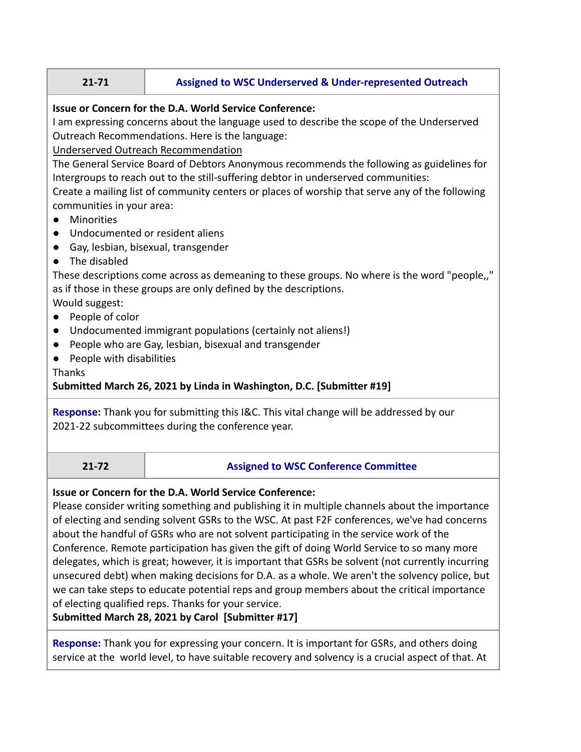| 21-71 | Assigned to WSC Underserved & Under-represented Outreach |
|---|---|

**Issue or Concern for the D.A. World Service Conference:**
I am expressing concerns about the language used to describe the scope of the Underserved Outreach Recommendations. Here is the language:
Underserved Outreach Recommendation
The General Service Board of Debtors Anonymous recommends the following as guidelines for Intergroups to reach out to the still-suffering debtor in underserved communities:
Create a mailing list of community centers or places of worship that serve any of the following communities in your area:

- Minorities
- Undocumented or resident aliens
- Gay, lesbian, bisexual, transgender
- The disabled

These descriptions come across as demeaning to these groups. No where is the word "people,," as if those in these groups are only defined by the descriptions.
Would suggest:

- People of color
- Undocumented immigrant populations (certainly not aliens!)
- People who are Gay, lesbian, bisexual and transgender
- People with disabilities

Thanks
**Submitted March 26, 2021 by Linda in Washington, D.C. [Submitter #19]**

**Response:** Thank you for submitting this I&C. This vital change will be addressed by our 2021-22 subcommittees during the conference year.

| 21-72 | Assigned to WSC Conference Committee |
|---|---|

**Issue or Concern for the D.A. World Service Conference:**
Please consider writing something and publishing it in multiple channels about the importance of electing and sending solvent GSRs to the WSC. At past F2F conferences, we've had concerns about the handful of GSRs who are not solvent participating in the service work of the Conference. Remote participation has given the gift of doing World Service to so many more delegates, which is great; however, it is important that GSRs be solvent (not currently incurring unsecured debt) when making decisions for D.A. as a whole. We aren't the solvency police, but we can take steps to educate potential reps and group members about the critical importance of electing qualified reps. Thanks for your service.
**Submitted March 28, 2021 by Carol [Submitter #17]**

**Response:** Thank you for expressing your concern. It is important for GSRs, and others doing service at the world level, to have suitable recovery and solvency is a crucial aspect of that. At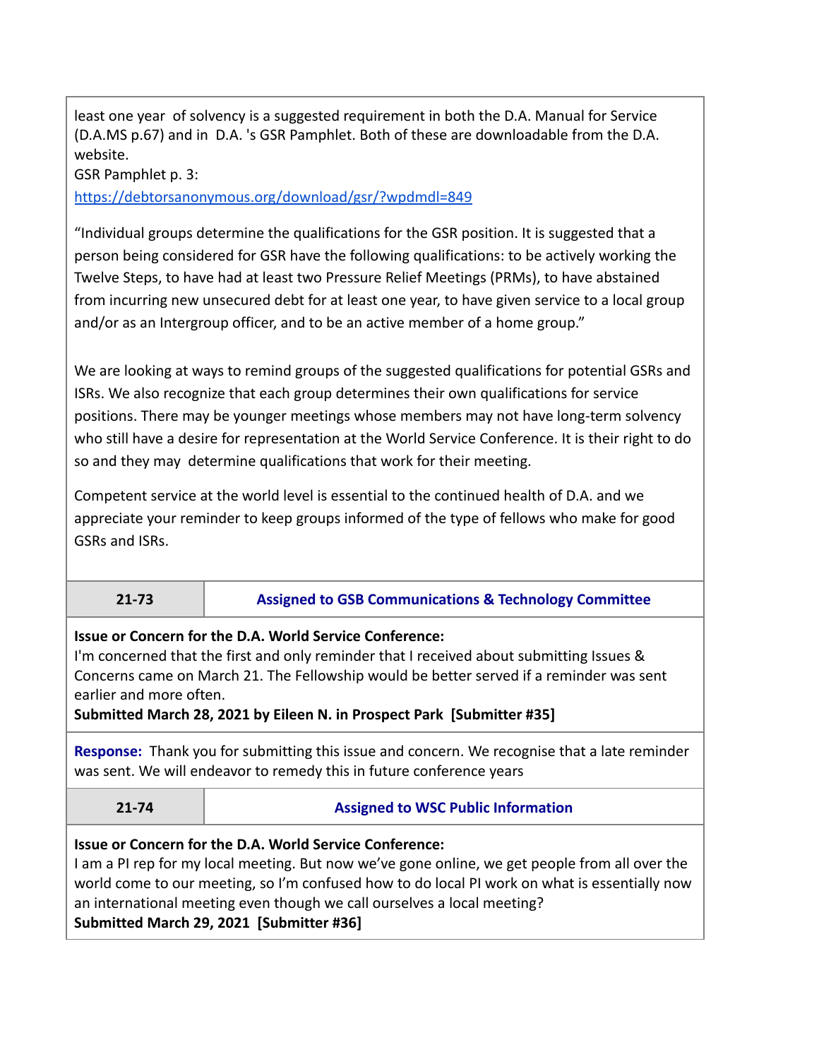least one year  of solvency is a suggested requirement in both the D.A. Manual for Service (D.A.MS p.67) and in  D.A. 's GSR Pamphlet. Both of these are downloadable from the D.A. website.
GSR Pamphlet p. 3:
https://debtorsanonymous.org/download/gsr/?wpdmdl=849

"Individual groups determine the qualifications for the GSR position. It is suggested that a person being considered for GSR have the following qualifications: to be actively working the Twelve Steps, to have had at least two Pressure Relief Meetings (PRMs), to have abstained from incurring new unsecured debt for at least one year, to have given service to a local group and/or as an Intergroup officer, and to be an active member of a home group."

We are looking at ways to remind groups of the suggested qualifications for potential GSRs and ISRs. We also recognize that each group determines their own qualifications for service positions. There may be younger meetings whose members may not have long-term solvency who still have a desire for representation at the World Service Conference. It is their right to do so and they may  determine qualifications that work for their meeting.

Competent service at the world level is essential to the continued health of D.A. and we appreciate your reminder to keep groups informed of the type of fellows who make for good GSRs and ISRs.

| 21-73 | Assigned to GSB Communications & Technology Committee |
|---|---|

**Issue or Concern for the D.A. World Service Conference:**
I'm concerned that the first and only reminder that I received about submitting Issues & Concerns came on March 21. The Fellowship would be better served if a reminder was sent earlier and more often.
**Submitted March 28, 2021 by Eileen N. in Prospect Park  [Submitter #35]**

**Response:** Thank you for submitting this issue and concern. We recognise that a late reminder was sent. We will endeavor to remedy this in future conference years

| 21-74 | Assigned to WSC Public Information |
|---|---|

**Issue or Concern for the D.A. World Service Conference:**
I am a PI rep for my local meeting. But now we've gone online, we get people from all over the world come to our meeting, so I'm confused how to do local PI work on what is essentially now an international meeting even though we call ourselves a local meeting?
**Submitted March 29, 2021  [Submitter #36]**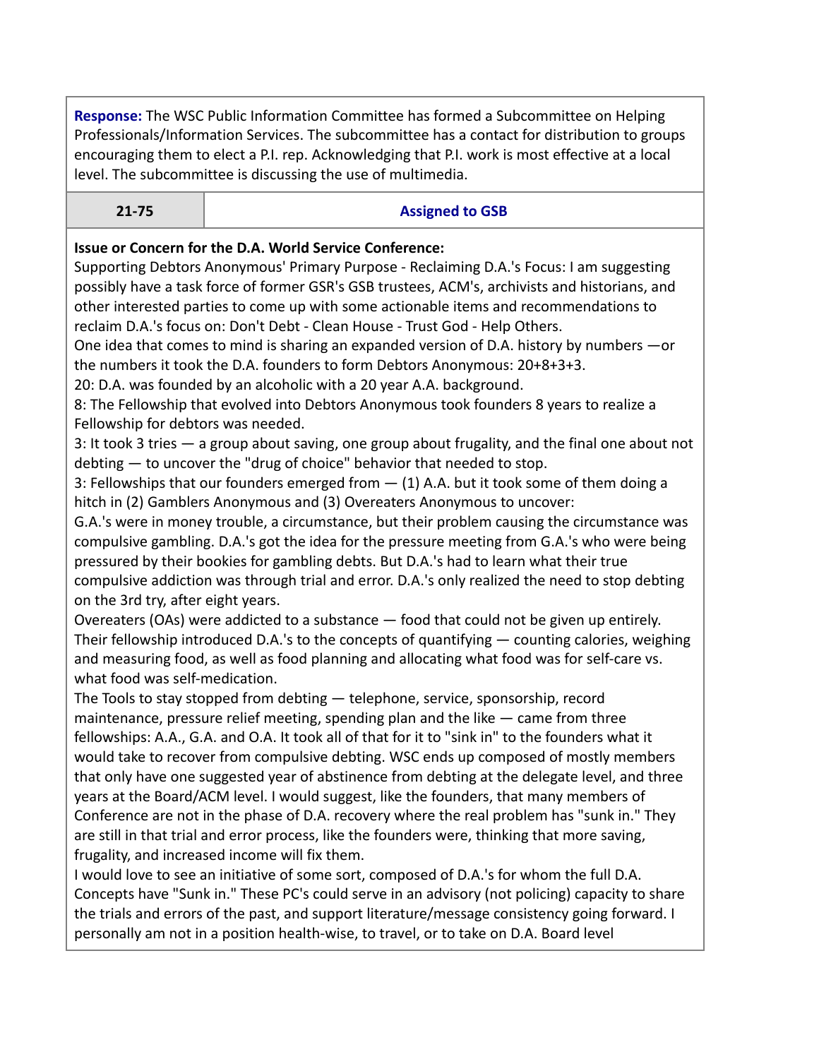**Response:** The WSC Public Information Committee has formed a Subcommittee on Helping Professionals/Information Services. The subcommittee has a contact for distribution to groups encouraging them to elect a P.I. rep. Acknowledging that P.I. work is most effective at a local level. The subcommittee is discussing the use of multimedia.

| 21-75 | Assigned to GSB |
| --- | --- |

**Issue or Concern for the D.A. World Service Conference:**

Supporting Debtors Anonymous' Primary Purpose - Reclaiming D.A.'s Focus: I am suggesting possibly have a task force of former GSR's GSB trustees, ACM's, archivists and historians, and other interested parties to come up with some actionable items and recommendations to reclaim D.A.'s focus on: Don't Debt - Clean House - Trust God - Help Others.

One idea that comes to mind is sharing an expanded version of D.A. history by numbers —or the numbers it took the D.A. founders to form Debtors Anonymous: 20+8+3+3.

20: D.A. was founded by an alcoholic with a 20 year A.A. background.

8: The Fellowship that evolved into Debtors Anonymous took founders 8 years to realize a Fellowship for debtors was needed.

3: It took 3 tries — a group about saving, one group about frugality, and the final one about not debting — to uncover the "drug of choice" behavior that needed to stop.

3: Fellowships that our founders emerged from — (1) A.A. but it took some of them doing a hitch in (2) Gamblers Anonymous and (3) Overeaters Anonymous to uncover:

G.A.'s were in money trouble, a circumstance, but their problem causing the circumstance was compulsive gambling. D.A.'s got the idea for the pressure meeting from G.A.'s who were being pressured by their bookies for gambling debts. But D.A.'s had to learn what their true compulsive addiction was through trial and error. D.A.'s only realized the need to stop debting on the 3rd try, after eight years.

Overeaters (OAs) were addicted to a substance — food that could not be given up entirely. Their fellowship introduced D.A.'s to the concepts of quantifying — counting calories, weighing and measuring food, as well as food planning and allocating what food was for self-care vs. what food was self-medication.

The Tools to stay stopped from debting — telephone, service, sponsorship, record maintenance, pressure relief meeting, spending plan and the like — came from three fellowships: A.A., G.A. and O.A. It took all of that for it to "sink in" to the founders what it would take to recover from compulsive debting. WSC ends up composed of mostly members that only have one suggested year of abstinence from debting at the delegate level, and three years at the Board/ACM level. I would suggest, like the founders, that many members of Conference are not in the phase of D.A. recovery where the real problem has "sunk in." They are still in that trial and error process, like the founders were, thinking that more saving, frugality, and increased income will fix them.

I would love to see an initiative of some sort, composed of D.A.'s for whom the full D.A. Concepts have "Sunk in." These PC's could serve in an advisory (not policing) capacity to share the trials and errors of the past, and support literature/message consistency going forward. I personally am not in a position health-wise, to travel, or to take on D.A. Board level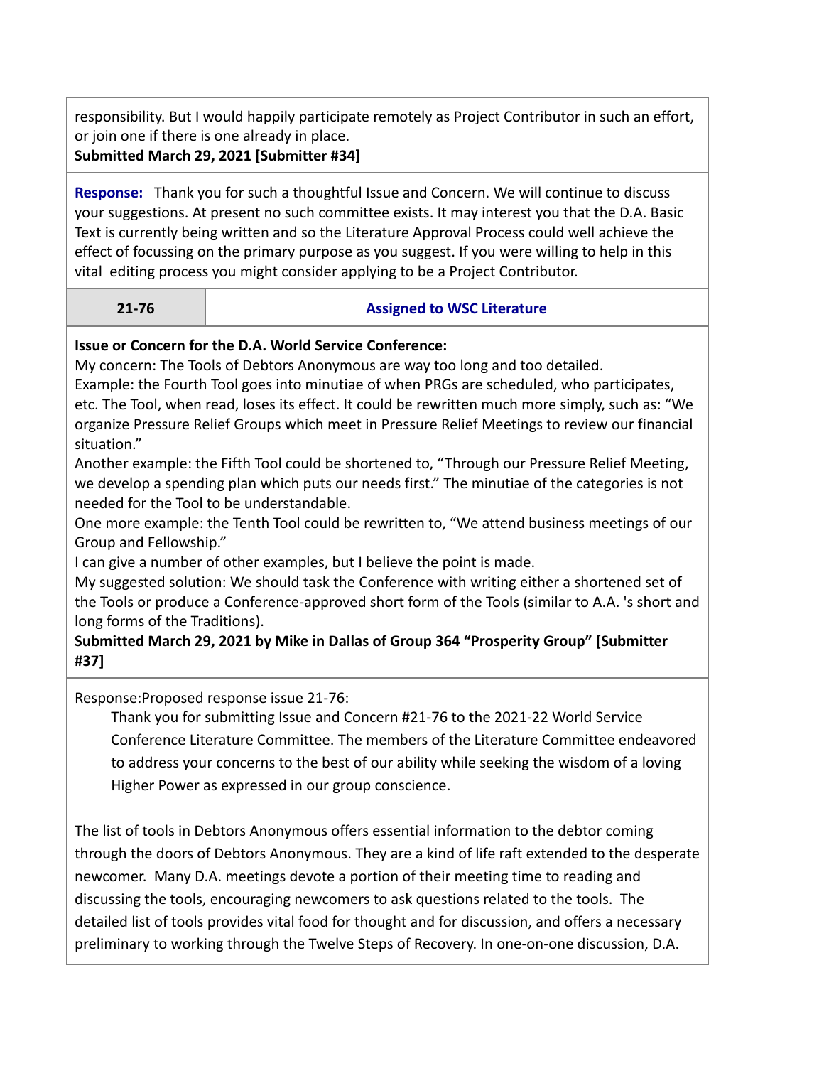responsibility. But I would happily participate remotely as Project Contributor in such an effort, or join one if there is one already in place.
**Submitted March 29, 2021 [Submitter #34]**

**Response:** Thank you for such a thoughtful Issue and Concern. We will continue to discuss your suggestions. At present no such committee exists. It may interest you that the D.A. Basic Text is currently being written and so the Literature Approval Process could well achieve the effect of focussing on the primary purpose as you suggest. If you were willing to help in this vital editing process you might consider applying to be a Project Contributor.

| 21-76 | Assigned to WSC Literature |
|---|---|

**Issue or Concern for the D.A. World Service Conference:**
My concern: The Tools of Debtors Anonymous are way too long and too detailed.
Example: the Fourth Tool goes into minutiae of when PRGs are scheduled, who participates, etc. The Tool, when read, loses its effect. It could be rewritten much more simply, such as: "We organize Pressure Relief Groups which meet in Pressure Relief Meetings to review our financial situation."
Another example: the Fifth Tool could be shortened to, "Through our Pressure Relief Meeting, we develop a spending plan which puts our needs first." The minutiae of the categories is not needed for the Tool to be understandable.
One more example: the Tenth Tool could be rewritten to, "We attend business meetings of our Group and Fellowship."
I can give a number of other examples, but I believe the point is made.
My suggested solution: We should task the Conference with writing either a shortened set of the Tools or produce a Conference-approved short form of the Tools (similar to A.A. 's short and long forms of the Traditions).
**Submitted March 29, 2021 by Mike in Dallas of Group 364 "Prosperity Group" [Submitter #37]**

Response:Proposed response issue 21-76:

> Thank you for submitting Issue and Concern #21-76 to the 2021-22 World Service Conference Literature Committee. The members of the Literature Committee endeavored to address your concerns to the best of our ability while seeking the wisdom of a loving Higher Power as expressed in our group conscience.

The list of tools in Debtors Anonymous offers essential information to the debtor coming through the doors of Debtors Anonymous. They are a kind of life raft extended to the desperate newcomer. Many D.A. meetings devote a portion of their meeting time to reading and discussing the tools, encouraging newcomers to ask questions related to the tools. The detailed list of tools provides vital food for thought and for discussion, and offers a necessary preliminary to working through the Twelve Steps of Recovery. In one-on-one discussion, D.A.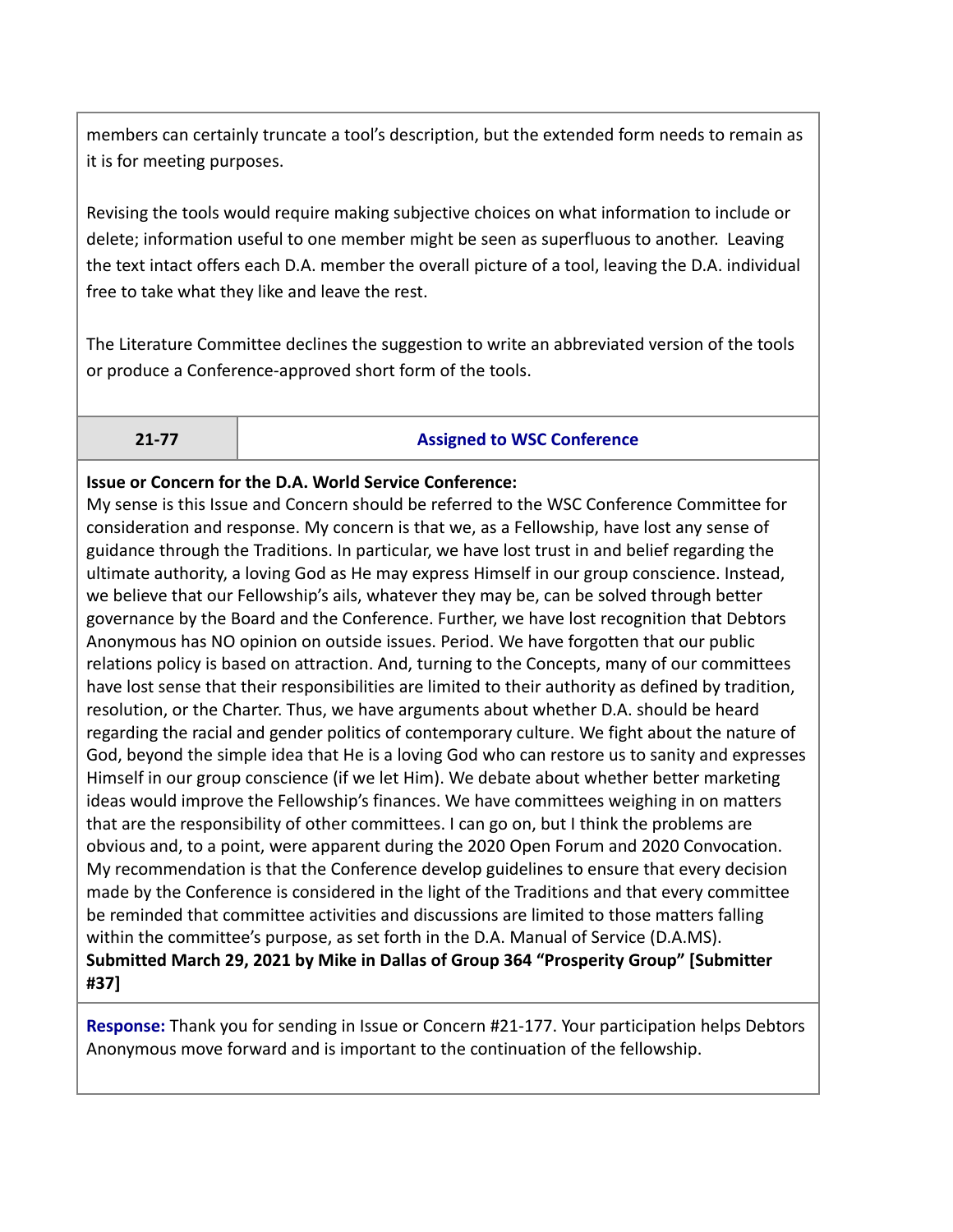members can certainly truncate a tool's description, but the extended form needs to remain as it is for meeting purposes.

Revising the tools would require making subjective choices on what information to include or delete; information useful to one member might be seen as superfluous to another. Leaving the text intact offers each D.A. member the overall picture of a tool, leaving the D.A. individual free to take what they like and leave the rest.

The Literature Committee declines the suggestion to write an abbreviated version of the tools or produce a Conference-approved short form of the tools.

| 21-77 | Assigned to WSC Conference |
|---|---|

**Issue or Concern for the D.A. World Service Conference:**
My sense is this Issue and Concern should be referred to the WSC Conference Committee for consideration and response. My concern is that we, as a Fellowship, have lost any sense of guidance through the Traditions. In particular, we have lost trust in and belief regarding the ultimate authority, a loving God as He may express Himself in our group conscience. Instead, we believe that our Fellowship's ails, whatever they may be, can be solved through better governance by the Board and the Conference. Further, we have lost recognition that Debtors Anonymous has NO opinion on outside issues. Period. We have forgotten that our public relations policy is based on attraction. And, turning to the Concepts, many of our committees have lost sense that their responsibilities are limited to their authority as defined by tradition, resolution, or the Charter. Thus, we have arguments about whether D.A. should be heard regarding the racial and gender politics of contemporary culture. We fight about the nature of God, beyond the simple idea that He is a loving God who can restore us to sanity and expresses Himself in our group conscience (if we let Him). We debate about whether better marketing ideas would improve the Fellowship's finances. We have committees weighing in on matters that are the responsibility of other committees. I can go on, but I think the problems are obvious and, to a point, were apparent during the 2020 Open Forum and 2020 Convocation. My recommendation is that the Conference develop guidelines to ensure that every decision made by the Conference is considered in the light of the Traditions and that every committee be reminded that committee activities and discussions are limited to those matters falling within the committee's purpose, as set forth in the D.A. Manual of Service (D.A.MS).
**Submitted March 29, 2021 by Mike in Dallas of Group 364 "Prosperity Group" [Submitter #37]**

**Response:** Thank you for sending in Issue or Concern #21-177. Your participation helps Debtors Anonymous move forward and is important to the continuation of the fellowship.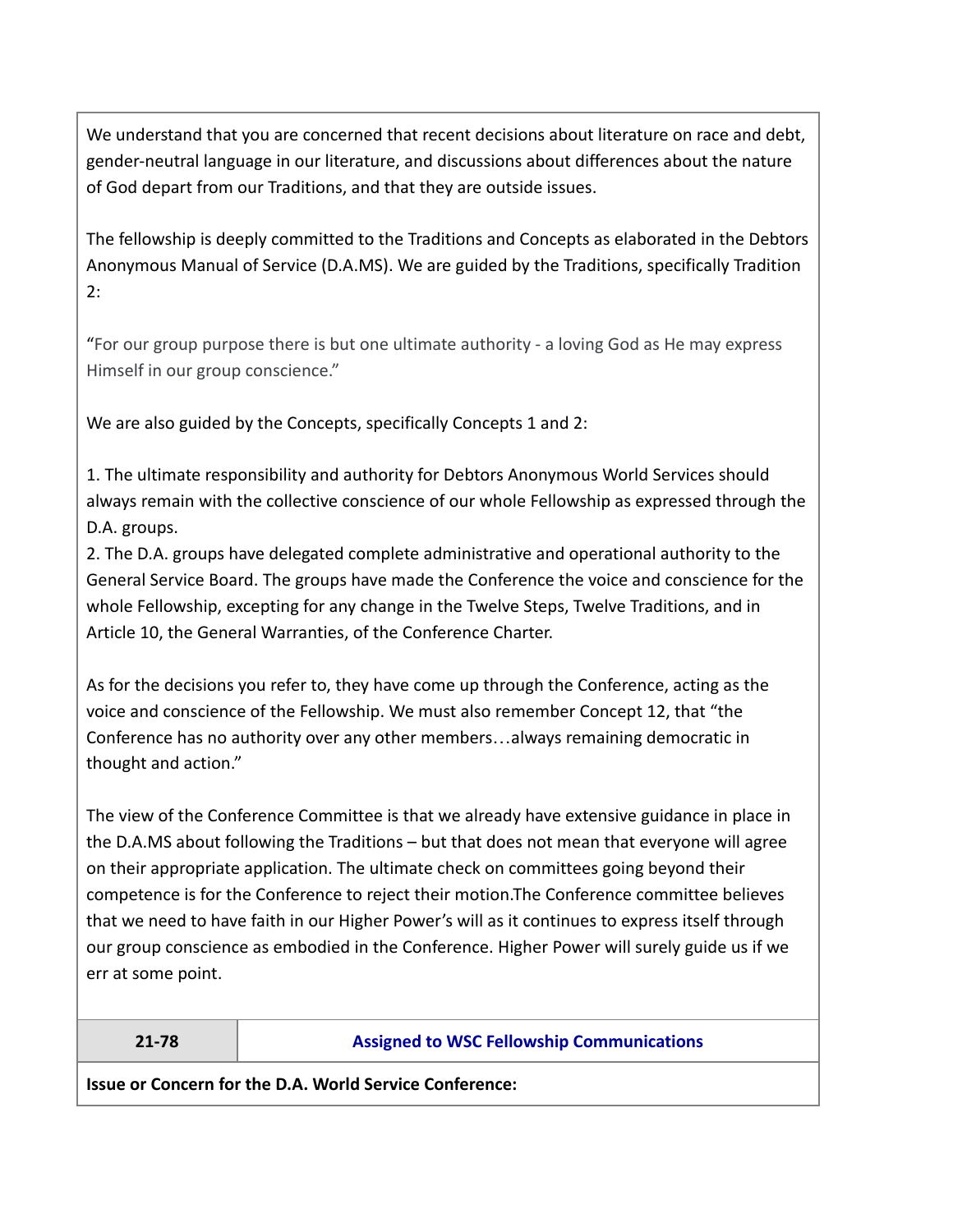We understand that you are concerned that recent decisions about literature on race and debt, gender-neutral language in our literature, and discussions about differences about the nature of God depart from our Traditions, and that they are outside issues.

The fellowship is deeply committed to the Traditions and Concepts as elaborated in the Debtors Anonymous Manual of Service (D.A.MS). We are guided by the Traditions, specifically Tradition 2:

"For our group purpose there is but one ultimate authority - a loving God as He may express Himself in our group conscience."

We are also guided by the Concepts, specifically Concepts 1 and 2:

1. The ultimate responsibility and authority for Debtors Anonymous World Services should always remain with the collective conscience of our whole Fellowship as expressed through the D.A. groups.
2. The D.A. groups have delegated complete administrative and operational authority to the General Service Board. The groups have made the Conference the voice and conscience for the whole Fellowship, excepting for any change in the Twelve Steps, Twelve Traditions, and in Article 10, the General Warranties, of the Conference Charter.

As for the decisions you refer to, they have come up through the Conference, acting as the voice and conscience of the Fellowship. We must also remember Concept 12, that "the Conference has no authority over any other members…always remaining democratic in thought and action."

The view of the Conference Committee is that we already have extensive guidance in place in the D.A.MS about following the Traditions – but that does not mean that everyone will agree on their appropriate application. The ultimate check on committees going beyond their competence is for the Conference to reject their motion.The Conference committee believes that we need to have faith in our Higher Power's will as it continues to express itself through our group conscience as embodied in the Conference. Higher Power will surely guide us if we err at some point.

| 21-78 | **Assigned to WSC Fellowship Communications** |
|---|---|

**Issue or Concern for the D.A. World Service Conference:**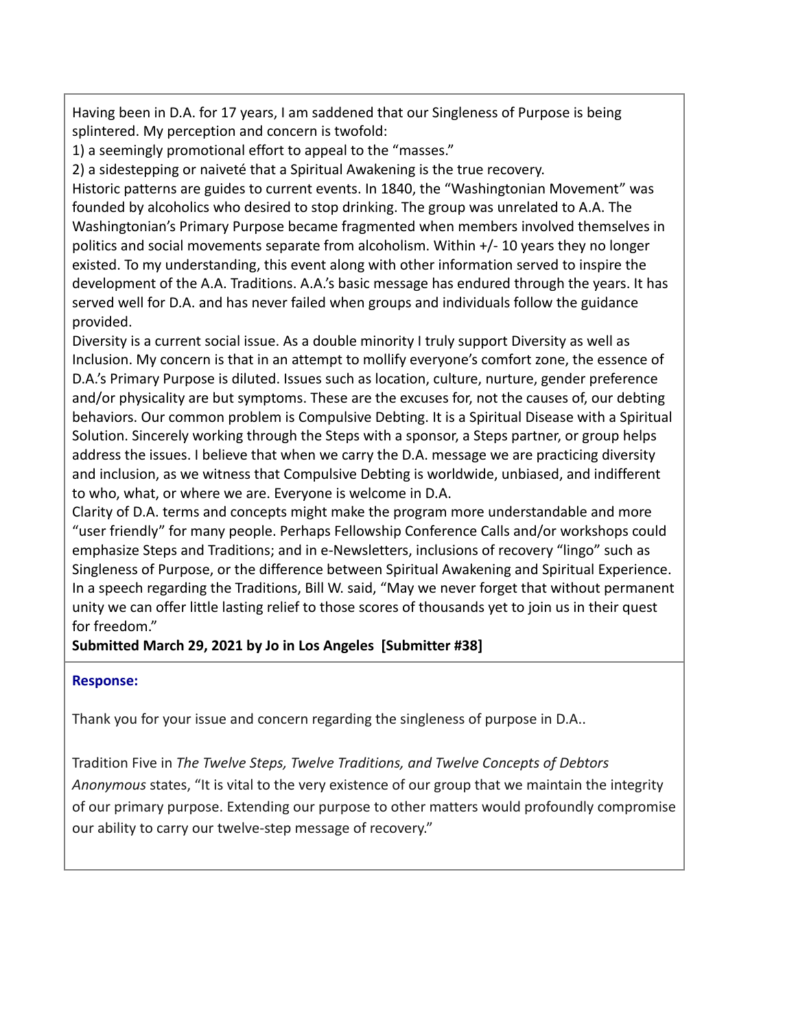Having been in D.A. for 17 years, I am saddened that our Singleness of Purpose is being splintered. My perception and concern is twofold:

1) a seemingly promotional effort to appeal to the "masses."

2) a sidestepping or naiveté that a Spiritual Awakening is the true recovery.

Historic patterns are guides to current events. In 1840, the "Washingtonian Movement" was founded by alcoholics who desired to stop drinking. The group was unrelated to A.A. The Washingtonian's Primary Purpose became fragmented when members involved themselves in politics and social movements separate from alcoholism. Within +/- 10 years they no longer existed. To my understanding, this event along with other information served to inspire the development of the A.A. Traditions. A.A.'s basic message has endured through the years. It has served well for D.A. and has never failed when groups and individuals follow the guidance provided.

Diversity is a current social issue. As a double minority I truly support Diversity as well as Inclusion. My concern is that in an attempt to mollify everyone's comfort zone, the essence of D.A.'s Primary Purpose is diluted. Issues such as location, culture, nurture, gender preference and/or physicality are but symptoms. These are the excuses for, not the causes of, our debting behaviors. Our common problem is Compulsive Debting. It is a Spiritual Disease with a Spiritual Solution. Sincerely working through the Steps with a sponsor, a Steps partner, or group helps address the issues. I believe that when we carry the D.A. message we are practicing diversity and inclusion, as we witness that Compulsive Debting is worldwide, unbiased, and indifferent to who, what, or where we are. Everyone is welcome in D.A.

Clarity of D.A. terms and concepts might make the program more understandable and more "user friendly" for many people. Perhaps Fellowship Conference Calls and/or workshops could emphasize Steps and Traditions; and in e-Newsletters, inclusions of recovery "lingo" such as Singleness of Purpose, or the difference between Spiritual Awakening and Spiritual Experience. In a speech regarding the Traditions, Bill W. said, "May we never forget that without permanent unity we can offer little lasting relief to those scores of thousands yet to join us in their quest for freedom."

**Submitted March 29, 2021 by Jo in Los Angeles [Submitter #38]**

**Response:**

Thank you for your issue and concern regarding the singleness of purpose in D.A..

Tradition Five in *The Twelve Steps, Twelve Traditions, and Twelve Concepts of Debtors Anonymous* states, "It is vital to the very existence of our group that we maintain the integrity of our primary purpose. Extending our purpose to other matters would profoundly compromise our ability to carry our twelve-step message of recovery."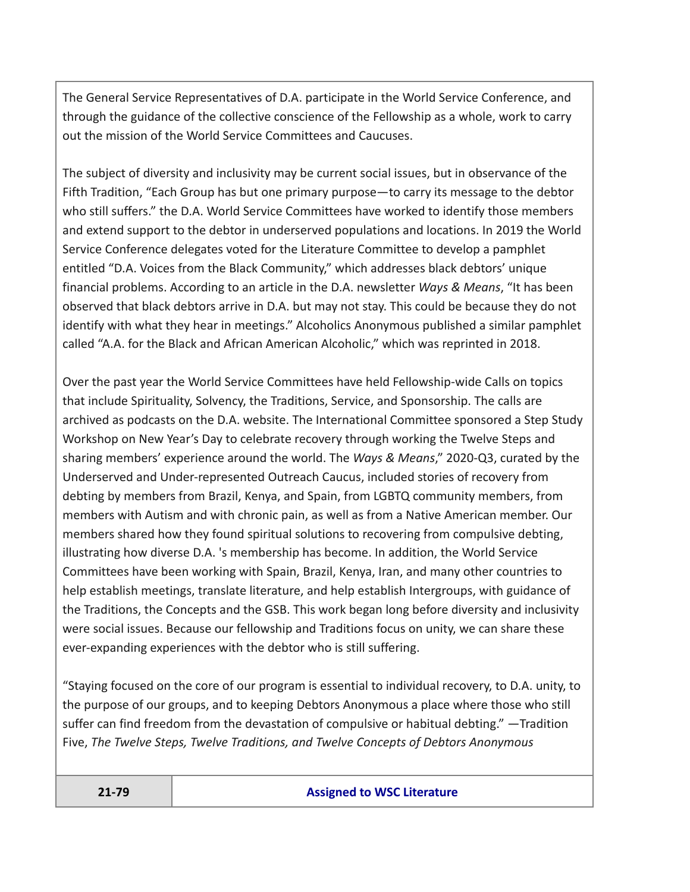The General Service Representatives of D.A. participate in the World Service Conference, and through the guidance of the collective conscience of the Fellowship as a whole, work to carry out the mission of the World Service Committees and Caucuses.

The subject of diversity and inclusivity may be current social issues, but in observance of the Fifth Tradition, "Each Group has but one primary purpose—to carry its message to the debtor who still suffers." the D.A. World Service Committees have worked to identify those members and extend support to the debtor in underserved populations and locations. In 2019 the World Service Conference delegates voted for the Literature Committee to develop a pamphlet entitled "D.A. Voices from the Black Community," which addresses black debtors' unique financial problems. According to an article in the D.A. newsletter *Ways & Means*, "It has been observed that black debtors arrive in D.A. but may not stay. This could be because they do not identify with what they hear in meetings." Alcoholics Anonymous published a similar pamphlet called "A.A. for the Black and African American Alcoholic," which was reprinted in 2018.

Over the past year the World Service Committees have held Fellowship-wide Calls on topics that include Spirituality, Solvency, the Traditions, Service, and Sponsorship. The calls are archived as podcasts on the D.A. website. The International Committee sponsored a Step Study Workshop on New Year's Day to celebrate recovery through working the Twelve Steps and sharing members' experience around the world. The *Ways & Means*," 2020-Q3, curated by the Underserved and Under-represented Outreach Caucus, included stories of recovery from debting by members from Brazil, Kenya, and Spain, from LGBTQ community members, from members with Autism and with chronic pain, as well as from a Native American member. Our members shared how they found spiritual solutions to recovering from compulsive debting, illustrating how diverse D.A. 's membership has become. In addition, the World Service Committees have been working with Spain, Brazil, Kenya, Iran, and many other countries to help establish meetings, translate literature, and help establish Intergroups, with guidance of the Traditions, the Concepts and the GSB. This work began long before diversity and inclusivity were social issues. Because our fellowship and Traditions focus on unity, we can share these ever-expanding experiences with the debtor who is still suffering.

"Staying focused on the core of our program is essential to individual recovery, to D.A. unity, to the purpose of our groups, and to keeping Debtors Anonymous a place where those who still suffer can find freedom from the devastation of compulsive or habitual debting." —Tradition Five, *The Twelve Steps, Twelve Traditions, and Twelve Concepts of Debtors Anonymous*

| **21-79** | **Assigned to WSC Literature** |
|---|---|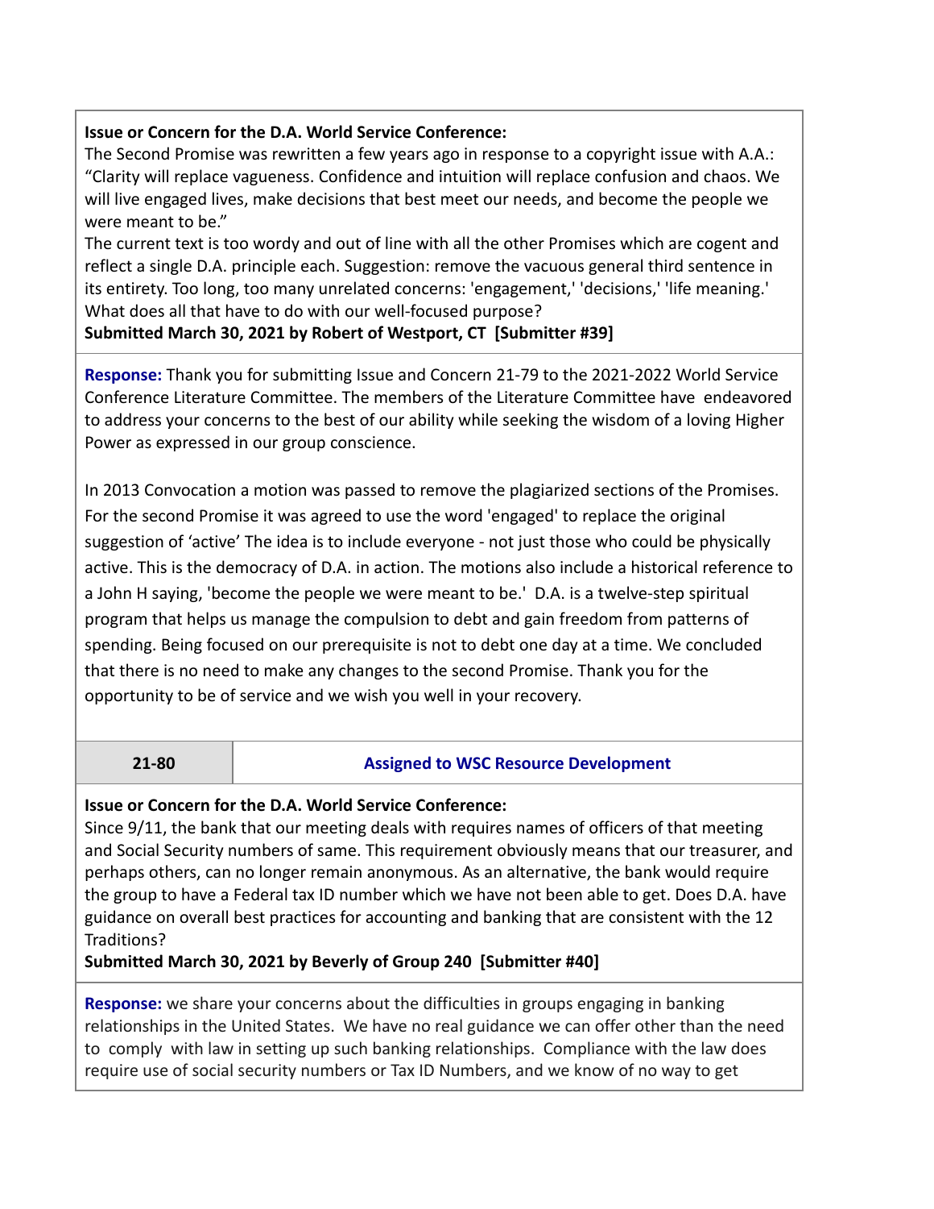**Issue or Concern for the D.A. World Service Conference:**
The Second Promise was rewritten a few years ago in response to a copyright issue with A.A.: "Clarity will replace vagueness. Confidence and intuition will replace confusion and chaos. We will live engaged lives, make decisions that best meet our needs, and become the people we were meant to be."
The current text is too wordy and out of line with all the other Promises which are cogent and reflect a single D.A. principle each. Suggestion: remove the vacuous general third sentence in its entirety. Too long, too many unrelated concerns: 'engagement,' 'decisions,' 'life meaning.' What does all that have to do with our well-focused purpose?
**Submitted March 30, 2021 by Robert of Westport, CT [Submitter #39]**

**Response:** Thank you for submitting Issue and Concern 21-79 to the 2021-2022 World Service Conference Literature Committee. The members of the Literature Committee have endeavored to address your concerns to the best of our ability while seeking the wisdom of a loving Higher Power as expressed in our group conscience.

In 2013 Convocation a motion was passed to remove the plagiarized sections of the Promises. For the second Promise it was agreed to use the word 'engaged' to replace the original suggestion of 'active' The idea is to include everyone - not just those who could be physically active. This is the democracy of D.A. in action. The motions also include a historical reference to a John H saying, 'become the people we were meant to be.' D.A. is a twelve-step spiritual program that helps us manage the compulsion to debt and gain freedom from patterns of spending. Being focused on our prerequisite is not to debt one day at a time. We concluded that there is no need to make any changes to the second Promise. Thank you for the opportunity to be of service and we wish you well in your recovery.

| **21-80** | **Assigned to WSC Resource Development** |
|---|---|

**Issue or Concern for the D.A. World Service Conference:**
Since 9/11, the bank that our meeting deals with requires names of officers of that meeting and Social Security numbers of same. This requirement obviously means that our treasurer, and perhaps others, can no longer remain anonymous. As an alternative, the bank would require the group to have a Federal tax ID number which we have not been able to get. Does D.A. have guidance on overall best practices for accounting and banking that are consistent with the 12 Traditions?
**Submitted March 30, 2021 by Beverly of Group 240 [Submitter #40]**

**Response:** we share your concerns about the difficulties in groups engaging in banking relationships in the United States. We have no real guidance we can offer other than the need to comply with law in setting up such banking relationships. Compliance with the law does require use of social security numbers or Tax ID Numbers, and we know of no way to get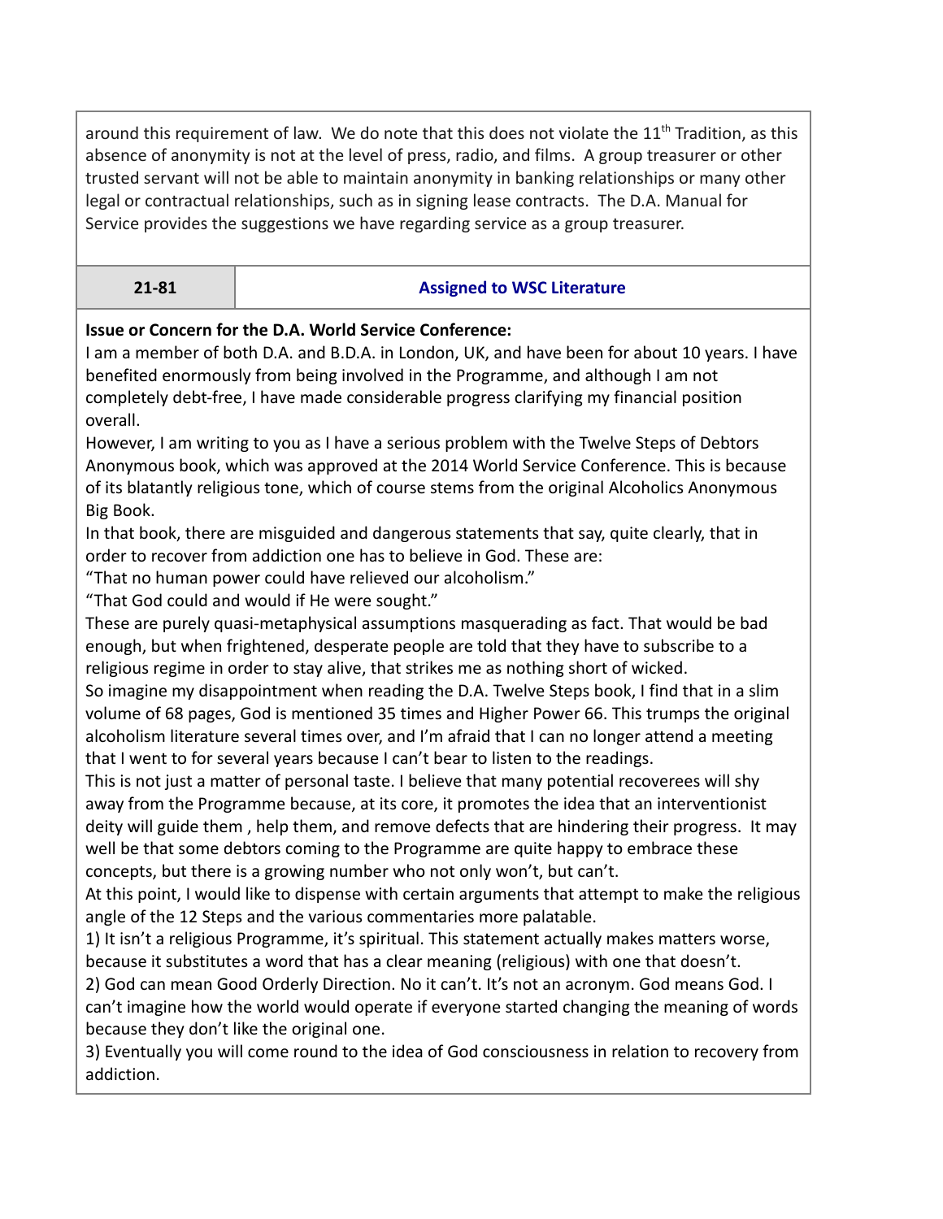around this requirement of law. We do note that this does not violate the 11th Tradition, as this absence of anonymity is not at the level of press, radio, and films. A group treasurer or other trusted servant will not be able to maintain anonymity in banking relationships or many other legal or contractual relationships, such as in signing lease contracts. The D.A. Manual for Service provides the suggestions we have regarding service as a group treasurer.

| 21-81 | Assigned to WSC Literature |
|---|---|

**Issue or Concern for the D.A. World Service Conference:**
I am a member of both D.A. and B.D.A. in London, UK, and have been for about 10 years. I have benefited enormously from being involved in the Programme, and although I am not completely debt-free, I have made considerable progress clarifying my financial position overall.
However, I am writing to you as I have a serious problem with the Twelve Steps of Debtors Anonymous book, which was approved at the 2014 World Service Conference. This is because of its blatantly religious tone, which of course stems from the original Alcoholics Anonymous Big Book.
In that book, there are misguided and dangerous statements that say, quite clearly, that in order to recover from addiction one has to believe in God. These are:
"That no human power could have relieved our alcoholism."
"That God could and would if He were sought."
These are purely quasi-metaphysical assumptions masquerading as fact. That would be bad enough, but when frightened, desperate people are told that they have to subscribe to a religious regime in order to stay alive, that strikes me as nothing short of wicked.
So imagine my disappointment when reading the D.A. Twelve Steps book, I find that in a slim volume of 68 pages, God is mentioned 35 times and Higher Power 66. This trumps the original alcoholism literature several times over, and I'm afraid that I can no longer attend a meeting that I went to for several years because I can't bear to listen to the readings.
This is not just a matter of personal taste. I believe that many potential recoverees will shy away from the Programme because, at its core, it promotes the idea that an interventionist deity will guide them , help them, and remove defects that are hindering their progress. It may well be that some debtors coming to the Programme are quite happy to embrace these concepts, but there is a growing number who not only won't, but can't.
At this point, I would like to dispense with certain arguments that attempt to make the religious angle of the 12 Steps and the various commentaries more palatable.
1) It isn't a religious Programme, it's spiritual. This statement actually makes matters worse, because it substitutes a word that has a clear meaning (religious) with one that doesn't.
2) God can mean Good Orderly Direction. No it can't. It's not an acronym. God means God. I can't imagine how the world would operate if everyone started changing the meaning of words because they don't like the original one.
3) Eventually you will come round to the idea of God consciousness in relation to recovery from addiction.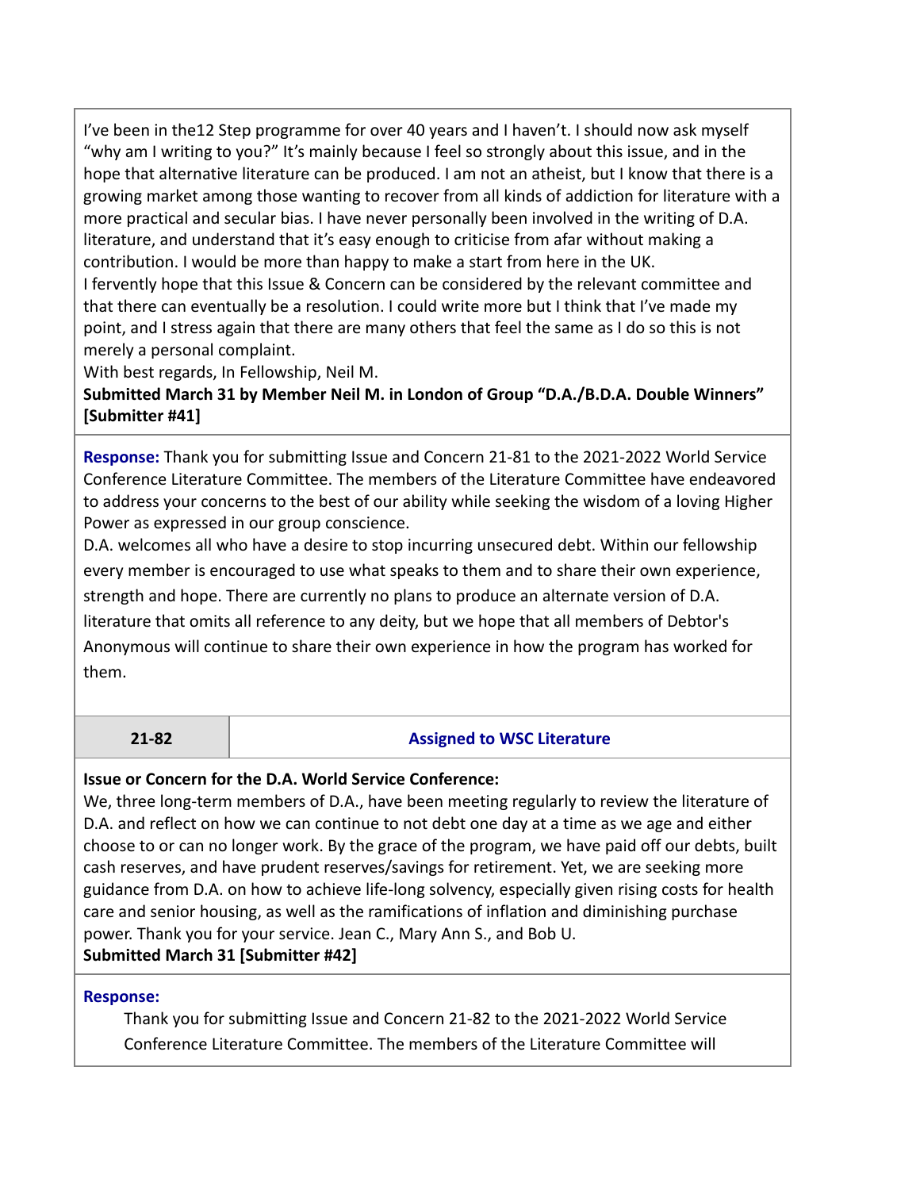I've been in the12 Step programme for over 40 years and I haven't. I should now ask myself "why am I writing to you?" It's mainly because I feel so strongly about this issue, and in the hope that alternative literature can be produced. I am not an atheist, but I know that there is a growing market among those wanting to recover from all kinds of addiction for literature with a more practical and secular bias. I have never personally been involved in the writing of D.A. literature, and understand that it's easy enough to criticise from afar without making a contribution. I would be more than happy to make a start from here in the UK.
I fervently hope that this Issue & Concern can be considered by the relevant committee and that there can eventually be a resolution. I could write more but I think that I've made my point, and I stress again that there are many others that feel the same as I do so this is not merely a personal complaint.
With best regards, In Fellowship, Neil M.
**Submitted March 31 by Member Neil M. in London of Group "D.A./B.D.A. Double Winners" [Submitter #41]**

**Response:** Thank you for submitting Issue and Concern 21-81 to the 2021-2022 World Service Conference Literature Committee. The members of the Literature Committee have endeavored to address your concerns to the best of our ability while seeking the wisdom of a loving Higher Power as expressed in our group conscience.
D.A. welcomes all who have a desire to stop incurring unsecured debt. Within our fellowship every member is encouraged to use what speaks to them and to share their own experience, strength and hope. There are currently no plans to produce an alternate version of D.A. literature that omits all reference to any deity, but we hope that all members of Debtor's Anonymous will continue to share their own experience in how the program has worked for them.

| 21-82 | Assigned to WSC Literature |
|---|---|

**Issue or Concern for the D.A. World Service Conference:**
We, three long-term members of D.A., have been meeting regularly to review the literature of D.A. and reflect on how we can continue to not debt one day at a time as we age and either choose to or can no longer work. By the grace of the program, we have paid off our debts, built cash reserves, and have prudent reserves/savings for retirement. Yet, we are seeking more guidance from D.A. on how to achieve life-long solvency, especially given rising costs for health care and senior housing, as well as the ramifications of inflation and diminishing purchase power. Thank you for your service. Jean C., Mary Ann S., and Bob U.
**Submitted March 31 [Submitter #42]**

**Response:**

Thank you for submitting Issue and Concern 21-82 to the 2021-2022 World Service Conference Literature Committee. The members of the Literature Committee will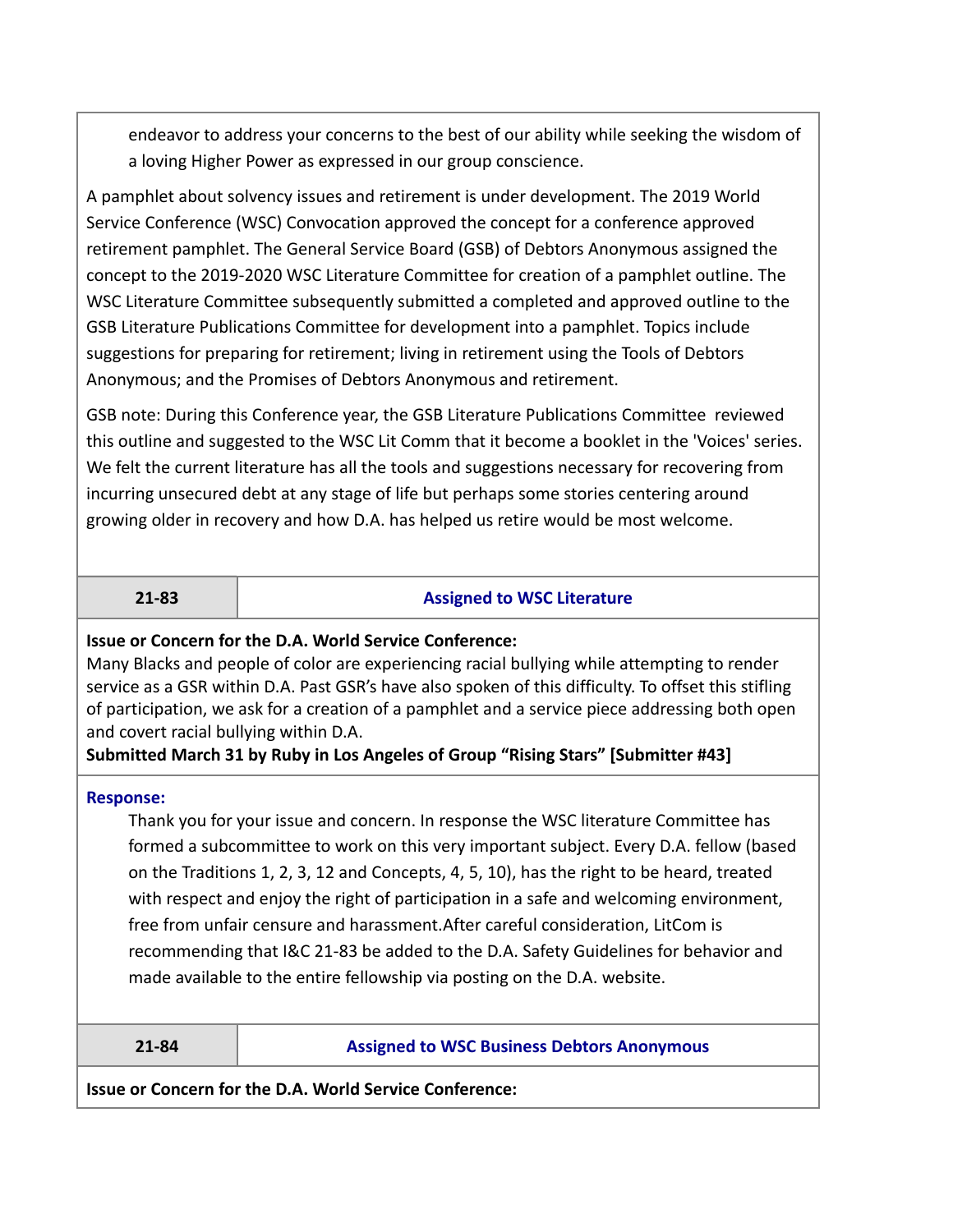endeavor to address your concerns to the best of our ability while seeking the wisdom of a loving Higher Power as expressed in our group conscience.

A pamphlet about solvency issues and retirement is under development. The 2019 World Service Conference (WSC) Convocation approved the concept for a conference approved retirement pamphlet. The General Service Board (GSB) of Debtors Anonymous assigned the concept to the 2019-2020 WSC Literature Committee for creation of a pamphlet outline. The WSC Literature Committee subsequently submitted a completed and approved outline to the GSB Literature Publications Committee for development into a pamphlet. Topics include suggestions for preparing for retirement; living in retirement using the Tools of Debtors Anonymous; and the Promises of Debtors Anonymous and retirement.

GSB note: During this Conference year, the GSB Literature Publications Committee reviewed this outline and suggested to the WSC Lit Comm that it become a booklet in the 'Voices' series. We felt the current literature has all the tools and suggestions necessary for recovering from incurring unsecured debt at any stage of life but perhaps some stories centering around growing older in recovery and how D.A. has helped us retire would be most welcome.

| 21-83 | Assigned to WSC Literature |
|---|---|

**Issue or Concern for the D.A. World Service Conference:**
Many Blacks and people of color are experiencing racial bullying while attempting to render service as a GSR within D.A. Past GSR's have also spoken of this difficulty. To offset this stifling of participation, we ask for a creation of a pamphlet and a service piece addressing both open and covert racial bullying within D.A.
**Submitted March 31 by Ruby in Los Angeles of Group "Rising Stars" [Submitter #43]**

**Response:**

Thank you for your issue and concern. In response the WSC literature Committee has formed a subcommittee to work on this very important subject. Every D.A. fellow (based on the Traditions 1, 2, 3, 12 and Concepts, 4, 5, 10), has the right to be heard, treated with respect and enjoy the right of participation in a safe and welcoming environment, free from unfair censure and harassment.After careful consideration, LitCom is recommending that I&C 21-83 be added to the D.A. Safety Guidelines for behavior and made available to the entire fellowship via posting on the D.A. website.

| 21-84 | Assigned to WSC Business Debtors Anonymous |
|---|---|

**Issue or Concern for the D.A. World Service Conference:**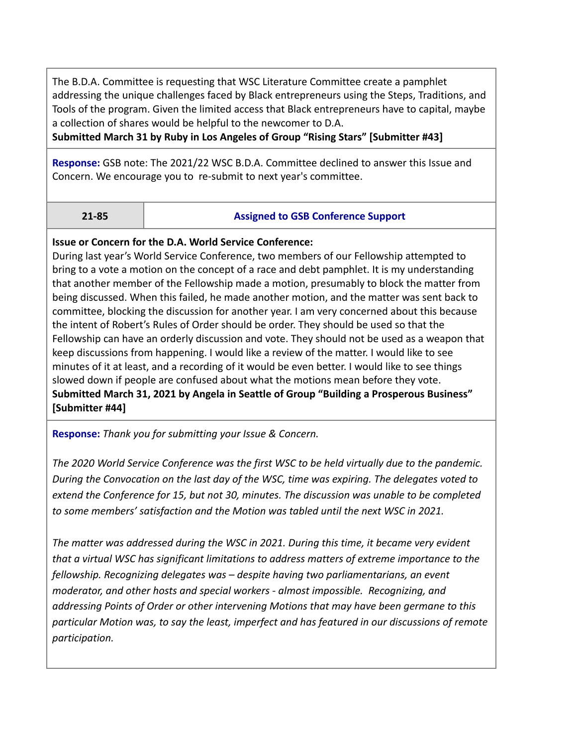The B.D.A. Committee is requesting that WSC Literature Committee create a pamphlet addressing the unique challenges faced by Black entrepreneurs using the Steps, Traditions, and Tools of the program. Given the limited access that Black entrepreneurs have to capital, maybe a collection of shares would be helpful to the newcomer to D.A.
**Submitted March 31 by Ruby in Los Angeles of Group "Rising Stars" [Submitter #43]**

**Response:** GSB note: The 2021/22 WSC B.D.A. Committee declined to answer this Issue and Concern. We encourage you to re-submit to next year's committee.

| 21-85 | Assigned to GSB Conference Support |
|---|---|

**Issue or Concern for the D.A. World Service Conference:**
During last year's World Service Conference, two members of our Fellowship attempted to bring to a vote a motion on the concept of a race and debt pamphlet. It is my understanding that another member of the Fellowship made a motion, presumably to block the matter from being discussed. When this failed, he made another motion, and the matter was sent back to committee, blocking the discussion for another year. I am very concerned about this because the intent of Robert's Rules of Order should be order. They should be used so that the Fellowship can have an orderly discussion and vote. They should not be used as a weapon that keep discussions from happening. I would like a review of the matter. I would like to see minutes of it at least, and a recording of it would be even better. I would like to see things slowed down if people are confused about what the motions mean before they vote.
**Submitted March 31, 2021 by Angela in Seattle of Group "Building a Prosperous Business" [Submitter #44]**

**Response:** *Thank you for submitting your Issue & Concern.*

*The 2020 World Service Conference was the first WSC to be held virtually due to the pandemic. During the Convocation on the last day of the WSC, time was expiring. The delegates voted to extend the Conference for 15, but not 30, minutes. The discussion was unable to be completed to some members' satisfaction and the Motion was tabled until the next WSC in 2021.*

*The matter was addressed during the WSC in 2021. During this time, it became very evident that a virtual WSC has significant limitations to address matters of extreme importance to the fellowship. Recognizing delegates was – despite having two parliamentarians, an event moderator, and other hosts and special workers - almost impossible. Recognizing, and addressing Points of Order or other intervening Motions that may have been germane to this particular Motion was, to say the least, imperfect and has featured in our discussions of remote participation.*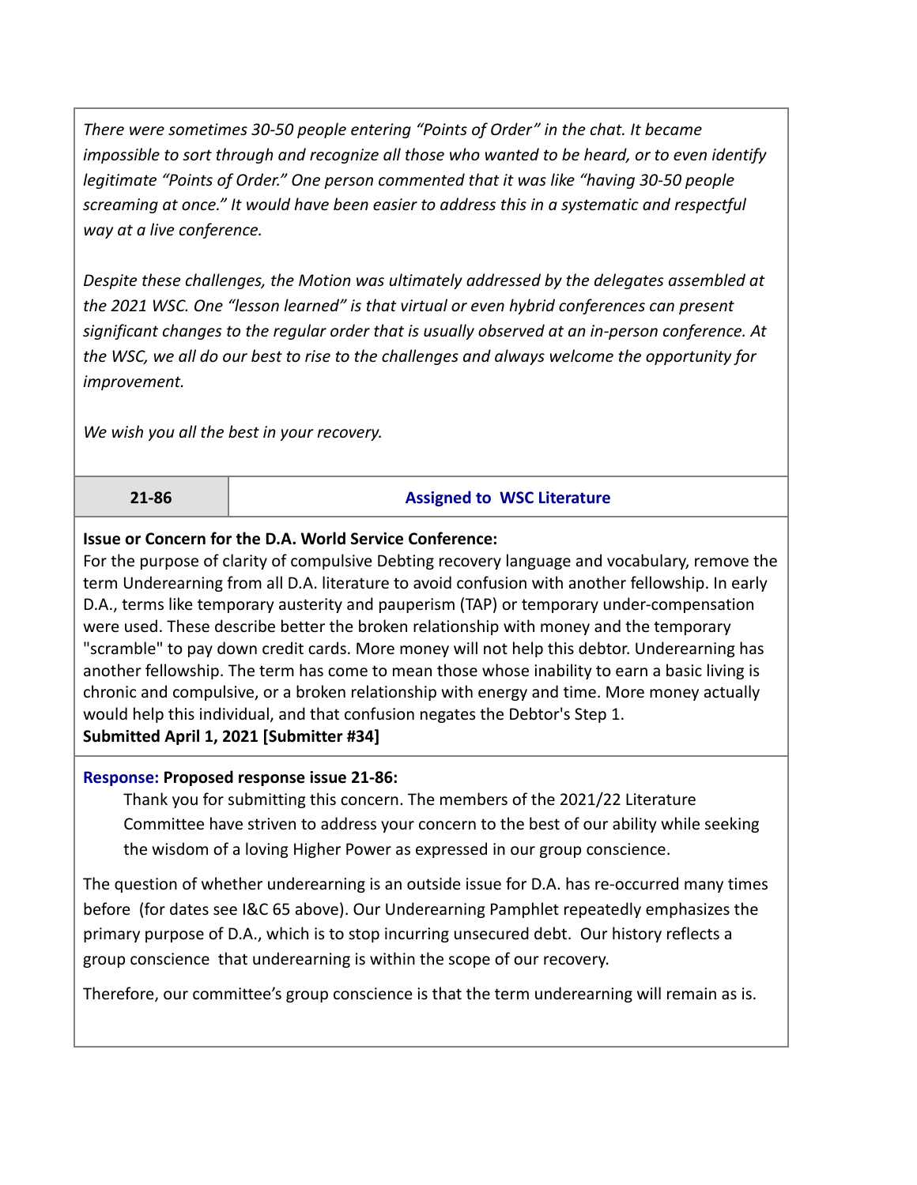*There were sometimes 30-50 people entering "Points of Order" in the chat. It became impossible to sort through and recognize all those who wanted to be heard, or to even identify legitimate "Points of Order." One person commented that it was like "having 30-50 people screaming at once." It would have been easier to address this in a systematic and respectful way at a live conference.*

*Despite these challenges, the Motion was ultimately addressed by the delegates assembled at the 2021 WSC. One "lesson learned" is that virtual or even hybrid conferences can present significant changes to the regular order that is usually observed at an in-person conference. At the WSC, we all do our best to rise to the challenges and always welcome the opportunity for improvement.*

*We wish you all the best in your recovery.*

| **21-86** | **Assigned to WSC Literature** |
|---|---|

**Issue or Concern for the D.A. World Service Conference:**
For the purpose of clarity of compulsive Debting recovery language and vocabulary, remove the term Underearning from all D.A. literature to avoid confusion with another fellowship. In early D.A., terms like temporary austerity and pauperism (TAP) or temporary under-compensation were used. These describe better the broken relationship with money and the temporary "scramble" to pay down credit cards. More money will not help this debtor. Underearning has another fellowship. The term has come to mean those whose inability to earn a basic living is chronic and compulsive, or a broken relationship with energy and time. More money actually would help this individual, and that confusion negates the Debtor's Step 1.
**Submitted April 1, 2021 [Submitter #34]**

**Response: Proposed response issue 21-86:**

Thank you for submitting this concern. The members of the 2021/22 Literature Committee have striven to address your concern to the best of our ability while seeking the wisdom of a loving Higher Power as expressed in our group conscience.

The question of whether underearning is an outside issue for D.A. has re-occurred many times before (for dates see I&C 65 above). Our Underearning Pamphlet repeatedly emphasizes the primary purpose of D.A., which is to stop incurring unsecured debt. Our history reflects a group conscience that underearning is within the scope of our recovery.

Therefore, our committee's group conscience is that the term underearning will remain as is.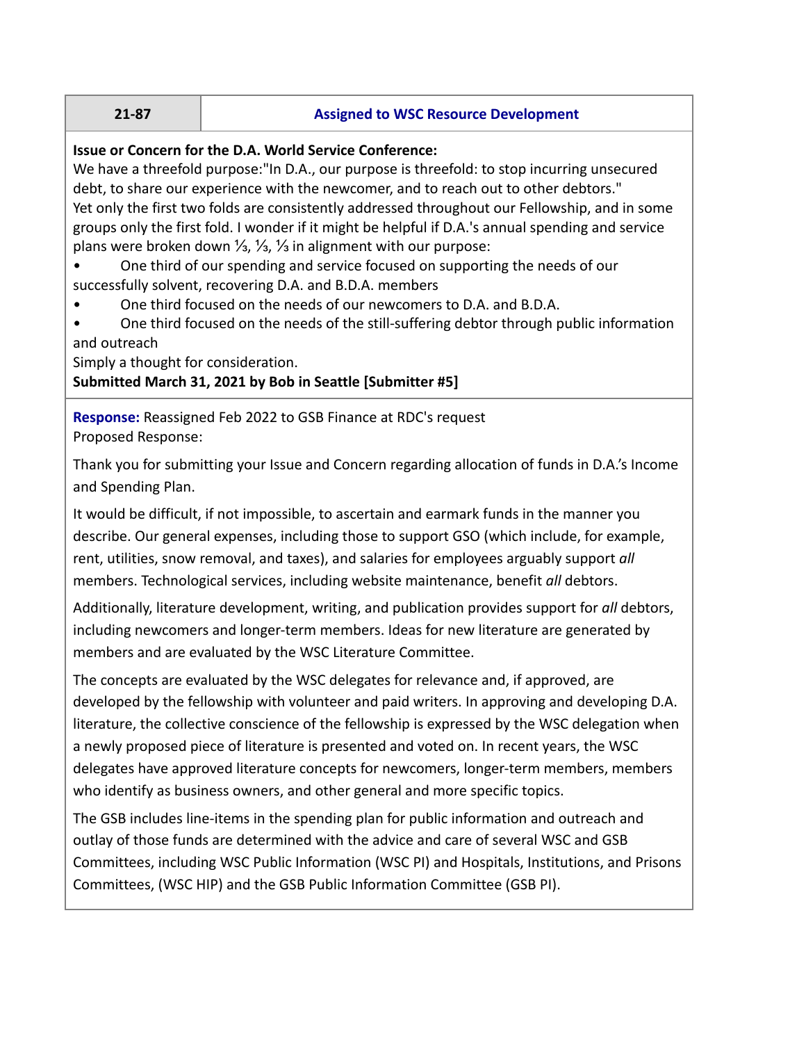| 21-87 | Assigned to WSC Resource Development |
| --- | --- |

**Issue or Concern for the D.A. World Service Conference:**
We have a threefold purpose:"In D.A., our purpose is threefold: to stop incurring unsecured debt, to share our experience with the newcomer, and to reach out to other debtors."
Yet only the first two folds are consistently addressed throughout our Fellowship, and in some groups only the first fold. I wonder if it might be helpful if D.A.'s annual spending and service plans were broken down ⅓, ⅓, ⅓ in alignment with our purpose:

- One third of our spending and service focused on supporting the needs of our successfully solvent, recovering D.A. and B.D.A. members
- One third focused on the needs of our newcomers to D.A. and B.D.A.
- One third focused on the needs of the still-suffering debtor through public information and outreach

Simply a thought for consideration.
**Submitted March 31, 2021 by Bob in Seattle [Submitter #5]**

**Response:** Reassigned Feb 2022 to GSB Finance at RDC's request
Proposed Response:

Thank you for submitting your Issue and Concern regarding allocation of funds in D.A.'s Income and Spending Plan.

It would be difficult, if not impossible, to ascertain and earmark funds in the manner you describe. Our general expenses, including those to support GSO (which include, for example, rent, utilities, snow removal, and taxes), and salaries for employees arguably support *all* members. Technological services, including website maintenance, benefit *all* debtors.

Additionally, literature development, writing, and publication provides support for *all* debtors, including newcomers and longer-term members. Ideas for new literature are generated by members and are evaluated by the WSC Literature Committee.

The concepts are evaluated by the WSC delegates for relevance and, if approved, are developed by the fellowship with volunteer and paid writers. In approving and developing D.A. literature, the collective conscience of the fellowship is expressed by the WSC delegation when a newly proposed piece of literature is presented and voted on. In recent years, the WSC delegates have approved literature concepts for newcomers, longer-term members, members who identify as business owners, and other general and more specific topics.

The GSB includes line-items in the spending plan for public information and outreach and outlay of those funds are determined with the advice and care of several WSC and GSB Committees, including WSC Public Information (WSC PI) and Hospitals, Institutions, and Prisons Committees, (WSC HIP) and the GSB Public Information Committee (GSB PI).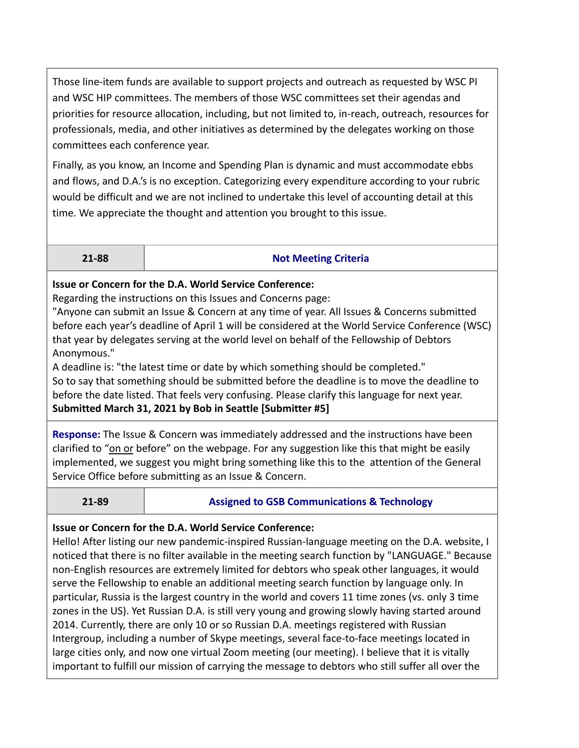Those line-item funds are available to support projects and outreach as requested by WSC PI and WSC HIP committees. The members of those WSC committees set their agendas and priorities for resource allocation, including, but not limited to, in-reach, outreach, resources for professionals, media, and other initiatives as determined by the delegates working on those committees each conference year.

Finally, as you know, an Income and Spending Plan is dynamic and must accommodate ebbs and flows, and D.A.'s is no exception. Categorizing every expenditure according to your rubric would be difficult and we are not inclined to undertake this level of accounting detail at this time. We appreciate the thought and attention you brought to this issue.

| 21-88 | Not Meeting Criteria |
|---|---|

**Issue or Concern for the D.A. World Service Conference:**
Regarding the instructions on this Issues and Concerns page:
"Anyone can submit an Issue & Concern at any time of year. All Issues & Concerns submitted before each year's deadline of April 1 will be considered at the World Service Conference (WSC) that year by delegates serving at the world level on behalf of the Fellowship of Debtors Anonymous."
A deadline is: "the latest time or date by which something should be completed."
So to say that something should be submitted before the deadline is to move the deadline to before the date listed. That feels very confusing. Please clarify this language for next year.
**Submitted March 31, 2021 by Bob in Seattle [Submitter #5]**

**Response:** The Issue & Concern was immediately addressed and the instructions have been clarified to "on or before" on the webpage. For any suggestion like this that might be easily implemented, we suggest you might bring something like this to the attention of the General Service Office before submitting as an Issue & Concern.

| 21-89 | Assigned to GSB Communications & Technology |
|---|---|

**Issue or Concern for the D.A. World Service Conference:**
Hello! After listing our new pandemic-inspired Russian-language meeting on the D.A. website, I noticed that there is no filter available in the meeting search function by "LANGUAGE." Because non-English resources are extremely limited for debtors who speak other languages, it would serve the Fellowship to enable an additional meeting search function by language only. In particular, Russia is the largest country in the world and covers 11 time zones (vs. only 3 time zones in the US). Yet Russian D.A. is still very young and growing slowly having started around 2014. Currently, there are only 10 or so Russian D.A. meetings registered with Russian Intergroup, including a number of Skype meetings, several face-to-face meetings located in large cities only, and now one virtual Zoom meeting (our meeting). I believe that it is vitally important to fulfill our mission of carrying the message to debtors who still suffer all over the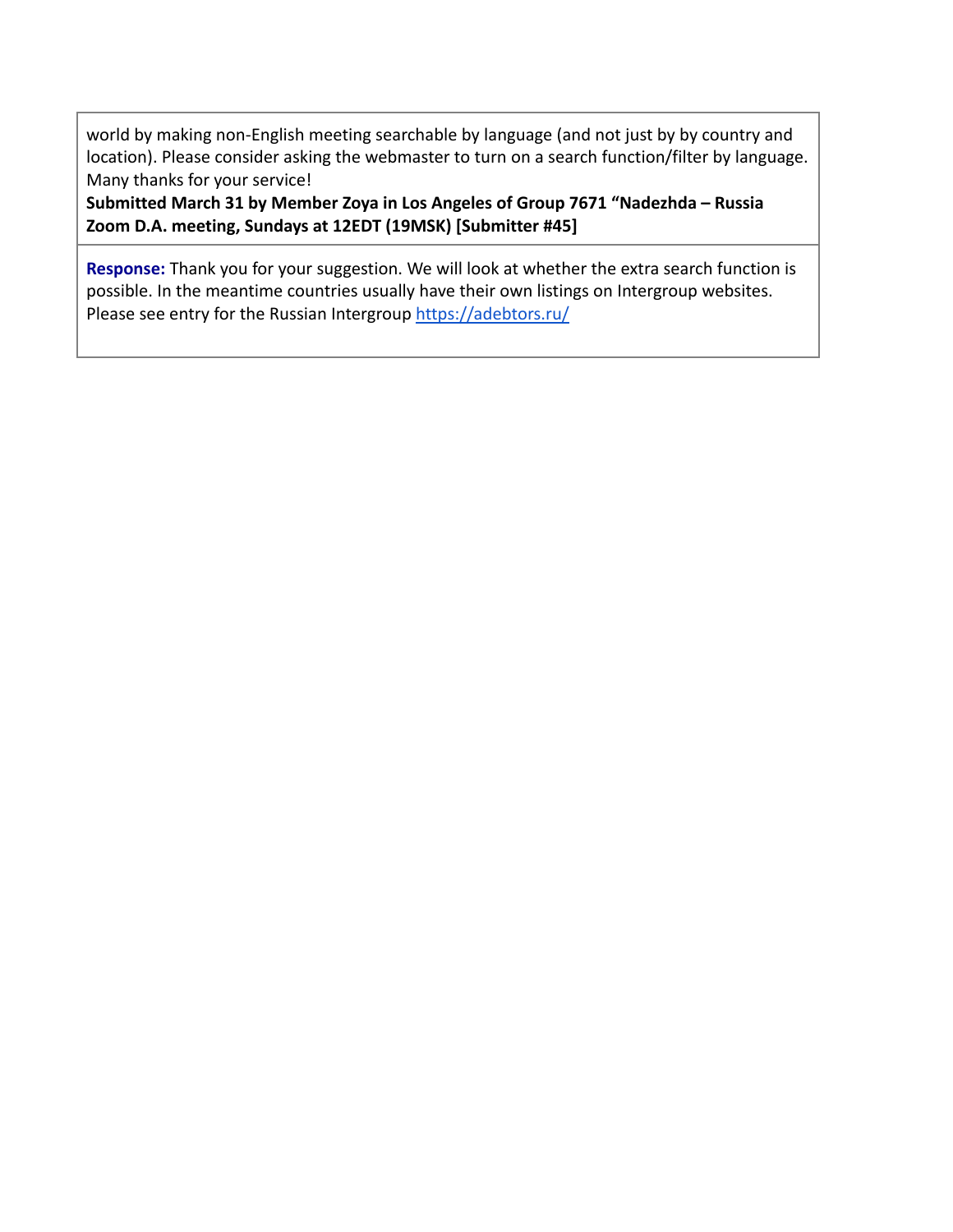world by making non-English meeting searchable by language (and not just by by country and location). Please consider asking the webmaster to turn on a search function/filter by language. Many thanks for your service!

**Submitted March 31 by Member Zoya in Los Angeles of Group 7671 "Nadezhda – Russia Zoom D.A. meeting, Sundays at 12EDT (19MSK) [Submitter #45]**

**Response:** Thank you for your suggestion. We will look at whether the extra search function is possible. In the meantime countries usually have their own listings on Intergroup websites. Please see entry for the Russian Intergroup https://adebtors.ru/